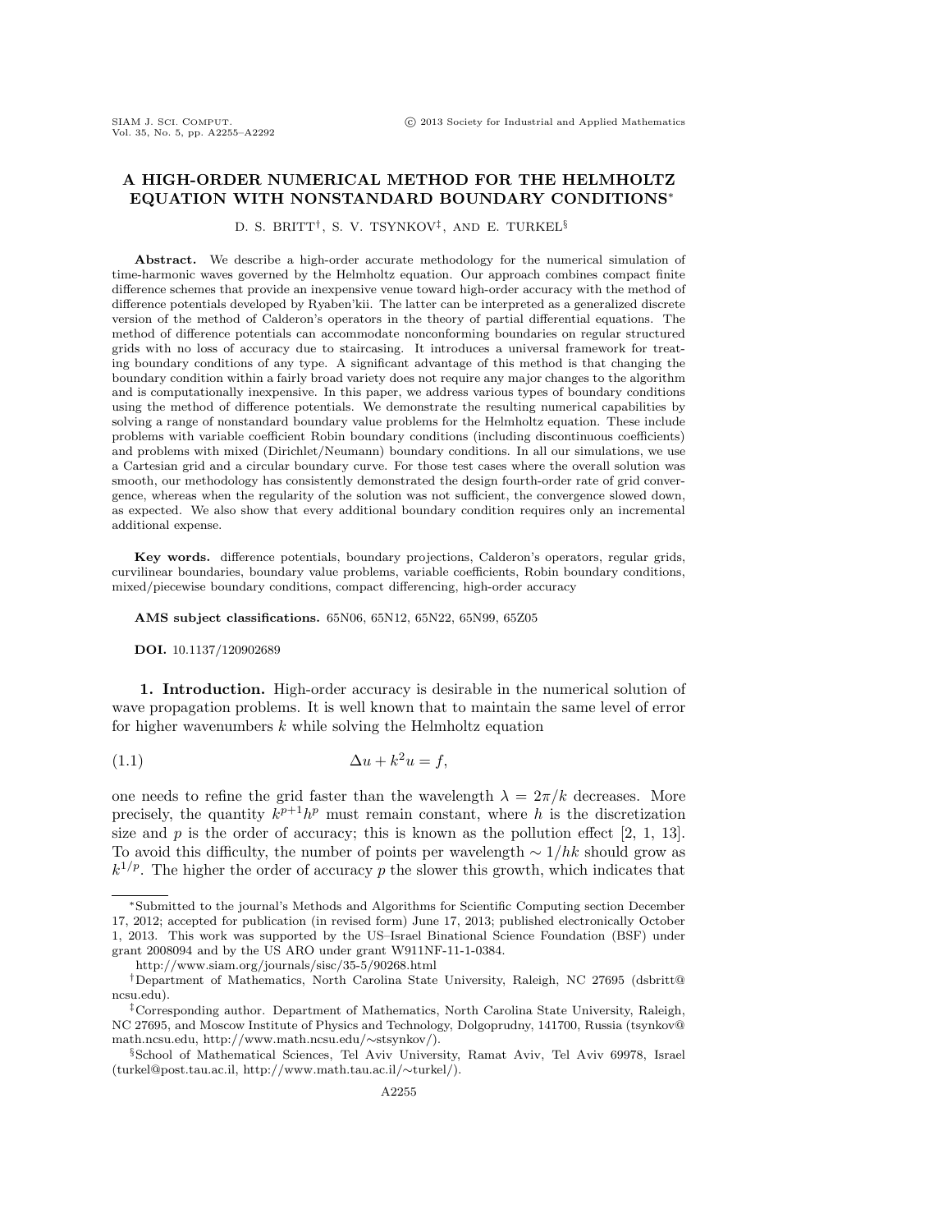# A HIGH-ORDER NUMERICAL METHOD FOR THE HELMHOLTZ EQUATION WITH NONSTANDARD BOUNDARY CONDITIONS*

D. S. BRITT[†], S. V. TSYNKOV[‡], AND E. TURKEL[§]

**Abstract.** We describe a high-order accurate methodology for the numerical simulation of time-harmonic waves governed by the Helmholtz equation. Our approach combines compact finite difference schemes that provide an inexpensive venue toward high-order accuracy with the method of difference potentials developed by Ryaben'kii. The latter can be interpreted as a generalized discrete version of the method of Calderon's operators in the theory of partial differential equations. The method of difference potentials can accommodate nonconforming boundaries on regular structured grids with no loss of accuracy due to staircasing. It introduces a universal framework for treating boundary conditions of any type. A significant advantage of this method is that changing the boundary condition within a fairly broad variety does not require any major changes to the algorithm and is computationally inexpensive. In this paper, we address various types of boundary conditions using the method of difference potentials. We demonstrate the resulting numerical capabilities by solving a range of nonstandard boundary value problems for the Helmholtz equation. These include problems with variable coefficient Robin boundary conditions (including discontinuous coefficients) and problems with mixed (Dirichlet/Neumann) boundary conditions. In all our simulations, we use a Cartesian grid and a circular boundary curve. For those test cases where the overall solution was smooth, our methodology has consistently demonstrated the design fourth-order rate of grid convergence, whereas when the regularity of the solution was not sufficient, the convergence slowed down, as expected. We also show that every additional boundary condition requires only an incremental additional expense.

**Key words.** difference potentials, boundary projections, Calderon's operators, regular grids, curvilinear boundaries, boundary value problems, variable coefficients, Robin boundary conditions, mixed/piecewise boundary conditions, compact differencing, high-order accuracy

**AMS subject classifications.** 65N06, 65N12, 65N22, 65N99, 65Z05

**DOI.** 10.1137/120902689

## 1. Introduction.

High-order accuracy is desirable in the numerical solution of wave propagation problems. It is well known that to maintain the same level of error for higher wavenumbers $k$ while solving the Helmholtz equation

$$\Delta u + k^2 u = f, \tag{1.1}$$

one needs to refine the grid faster than the wavelength $\lambda = 2\pi/k$ decreases. More precisely, the quantity $k^{p+1}h^p$ must remain constant, where $h$ is the discretization size and $p$ is the order of accuracy; this is known as the pollution effect [2, 1, 13]. To avoid this difficulty, the number of points per wavelength $\sim 1/hk$ should grow as $k^{1/p}$. The higher the order of accuracy $p$ the slower this growth, which indicates that

---

*Submitted to the journal's Methods and Algorithms for Scientific Computing section December 17, 2012; accepted for publication (in revised form) June 17, 2013; published electronically October 1, 2013. This work was supported by the US–Israel Binational Science Foundation (BSF) under grant 2008094 and by the US ARO under grant W911NF-11-1-0384.
http://www.siam.org/journals/sisc/35-5/90268.html

[†]Department of Mathematics, North Carolina State University, Raleigh, NC 27695 (dsbritt@ncsu.edu).

[‡]Corresponding author. Department of Mathematics, North Carolina State University, Raleigh, NC 27695, and Moscow Institute of Physics and Technology, Dolgoprudny, 141700, Russia (tsynkov@math.ncsu.edu, http://www.math.ncsu.edu/∼stsynkov/).

[§]School of Mathematical Sciences, Tel Aviv University, Ramat Aviv, Tel Aviv 69978, Israel (turkel@post.tau.ac.il, http://www.math.tau.ac.il/∼turkel/).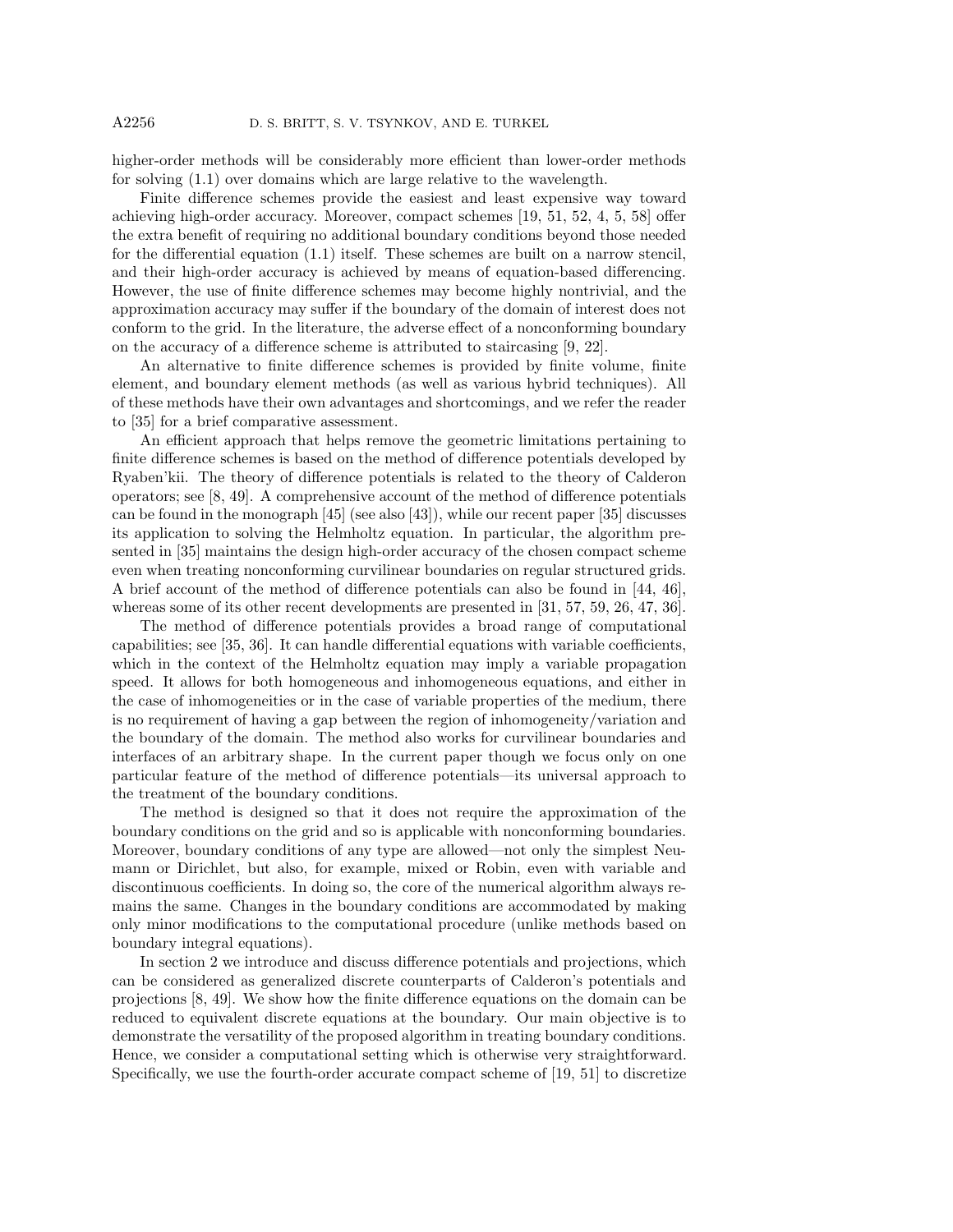higher-order methods will be considerably more efficient than lower-order methods for solving (1.1) over domains which are large relative to the wavelength.

Finite difference schemes provide the easiest and least expensive way toward achieving high-order accuracy. Moreover, compact schemes [19, 51, 52, 4, 5, 58] offer the extra benefit of requiring no additional boundary conditions beyond those needed for the differential equation (1.1) itself. These schemes are built on a narrow stencil, and their high-order accuracy is achieved by means of equation-based differencing. However, the use of finite difference schemes may become highly nontrivial, and the approximation accuracy may suffer if the boundary of the domain of interest does not conform to the grid. In the literature, the adverse effect of a nonconforming boundary on the accuracy of a difference scheme is attributed to staircasing [9, 22].

An alternative to finite difference schemes is provided by finite volume, finite element, and boundary element methods (as well as various hybrid techniques). All of these methods have their own advantages and shortcomings, and we refer the reader to [35] for a brief comparative assessment.

An efficient approach that helps remove the geometric limitations pertaining to finite difference schemes is based on the method of difference potentials developed by Ryaben'kii. The theory of difference potentials is related to the theory of Calderon operators; see [8, 49]. A comprehensive account of the method of difference potentials can be found in the monograph [45] (see also [43]), while our recent paper [35] discusses its application to solving the Helmholtz equation. In particular, the algorithm presented in [35] maintains the design high-order accuracy of the chosen compact scheme even when treating nonconforming curvilinear boundaries on regular structured grids. A brief account of the method of difference potentials can also be found in [44, 46], whereas some of its other recent developments are presented in [31, 57, 59, 26, 47, 36].

The method of difference potentials provides a broad range of computational capabilities; see [35, 36]. It can handle differential equations with variable coefficients, which in the context of the Helmholtz equation may imply a variable propagation speed. It allows for both homogeneous and inhomogeneous equations, and either in the case of inhomogeneities or in the case of variable properties of the medium, there is no requirement of having a gap between the region of inhomogeneity/variation and the boundary of the domain. The method also works for curvilinear boundaries and interfaces of an arbitrary shape. In the current paper though we focus only on one particular feature of the method of difference potentials—its universal approach to the treatment of the boundary conditions.

The method is designed so that it does not require the approximation of the boundary conditions on the grid and so is applicable with nonconforming boundaries. Moreover, boundary conditions of any type are allowed—not only the simplest Neumann or Dirichlet, but also, for example, mixed or Robin, even with variable and discontinuous coefficients. In doing so, the core of the numerical algorithm always remains the same. Changes in the boundary conditions are accommodated by making only minor modifications to the computational procedure (unlike methods based on boundary integral equations).

In section 2 we introduce and discuss difference potentials and projections, which can be considered as generalized discrete counterparts of Calderon's potentials and projections [8, 49]. We show how the finite difference equations on the domain can be reduced to equivalent discrete equations at the boundary. Our main objective is to demonstrate the versatility of the proposed algorithm in treating boundary conditions. Hence, we consider a computational setting which is otherwise very straightforward. Specifically, we use the fourth-order accurate compact scheme of [19, 51] to discretize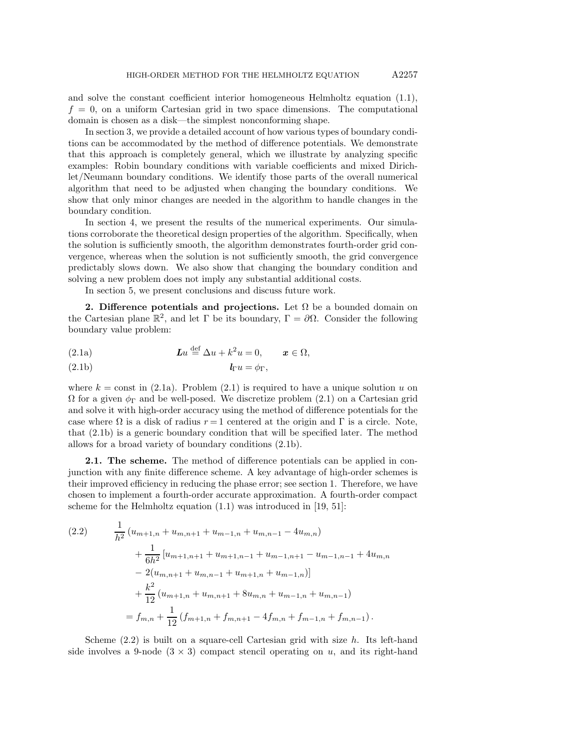and solve the constant coefficient interior homogeneous Helmholtz equation (1.1), $f = 0$, on a uniform Cartesian grid in two space dimensions. The computational domain is chosen as a disk—the simplest nonconforming shape.

In section 3, we provide a detailed account of how various types of boundary conditions can be accommodated by the method of difference potentials. We demonstrate that this approach is completely general, which we illustrate by analyzing specific examples: Robin boundary conditions with variable coefficients and mixed Dirichlet/Neumann boundary conditions. We identify those parts of the overall numerical algorithm that need to be adjusted when changing the boundary conditions. We show that only minor changes are needed in the algorithm to handle changes in the boundary condition.

In section 4, we present the results of the numerical experiments. Our simulations corroborate the theoretical design properties of the algorithm. Specifically, when the solution is sufficiently smooth, the algorithm demonstrates fourth-order grid convergence, whereas when the solution is not sufficiently smooth, the grid convergence predictably slows down. We also show that changing the boundary condition and solving a new problem does not imply any substantial additional costs.

In section 5, we present conclusions and discuss future work.

## 2. Difference potentials and projections.

Let $\Omega$ be a bounded domain on the Cartesian plane $\mathbb{R}^2$, and let $\Gamma$ be its boundary, $\Gamma = \partial\Omega$. Consider the following boundary value problem:

$$\boldsymbol{L}u \stackrel{\text{def}}{=} \Delta u + k^2 u = 0, \qquad \boldsymbol{x} \in \Omega, \tag{2.1a}$$

$$\boldsymbol{l}_\Gamma u = \phi_\Gamma, \tag{2.1b}$$

where $k = \text{const}$ in (2.1a). Problem (2.1) is required to have a unique solution $u$ on $\Omega$ for a given $\phi_\Gamma$ and be well-posed. We discretize problem (2.1) on a Cartesian grid and solve it with high-order accuracy using the method of difference potentials for the case where $\Omega$ is a disk of radius $r = 1$ centered at the origin and $\Gamma$ is a circle. Note, that (2.1b) is a generic boundary condition that will be specified later. The method allows for a broad variety of boundary conditions (2.1b).

### 2.1. The scheme.

The method of difference potentials can be applied in conjunction with any finite difference scheme. A key advantage of high-order schemes is their improved efficiency in reducing the phase error; see section 1. Therefore, we have chosen to implement a fourth-order accurate approximation. A fourth-order compact scheme for the Helmholtz equation (1.1) was introduced in [19, 51]:

$$\begin{aligned}
&\frac{1}{h^2}\left(u_{m+1,n} + u_{m,n+1} + u_{m-1,n} + u_{m,n-1} - 4u_{m,n}\right) \\
&\quad + \frac{1}{6h^2}\left[u_{m+1,n+1} + u_{m+1,n-1} + u_{m-1,n+1} - u_{m-1,n-1} + 4u_{m,n}\right. \\
&\quad \left. - 2(u_{m,n+1} + u_{m,n-1} + u_{m+1,n} + u_{m-1,n})\right] \\
&\quad + \frac{k^2}{12}\left(u_{m+1,n} + u_{m,n+1} + 8u_{m,n} + u_{m-1,n} + u_{m,n-1}\right) \\
&= f_{m,n} + \frac{1}{12}\left(f_{m+1,n} + f_{m,n+1} - 4f_{m,n} + f_{m-1,n} + f_{m,n-1}\right).
\end{aligned} \tag{2.2}$$

Scheme (2.2) is built on a square-cell Cartesian grid with size $h$. Its left-hand side involves a 9-node ($3 \times 3$) compact stencil operating on $u$, and its right-hand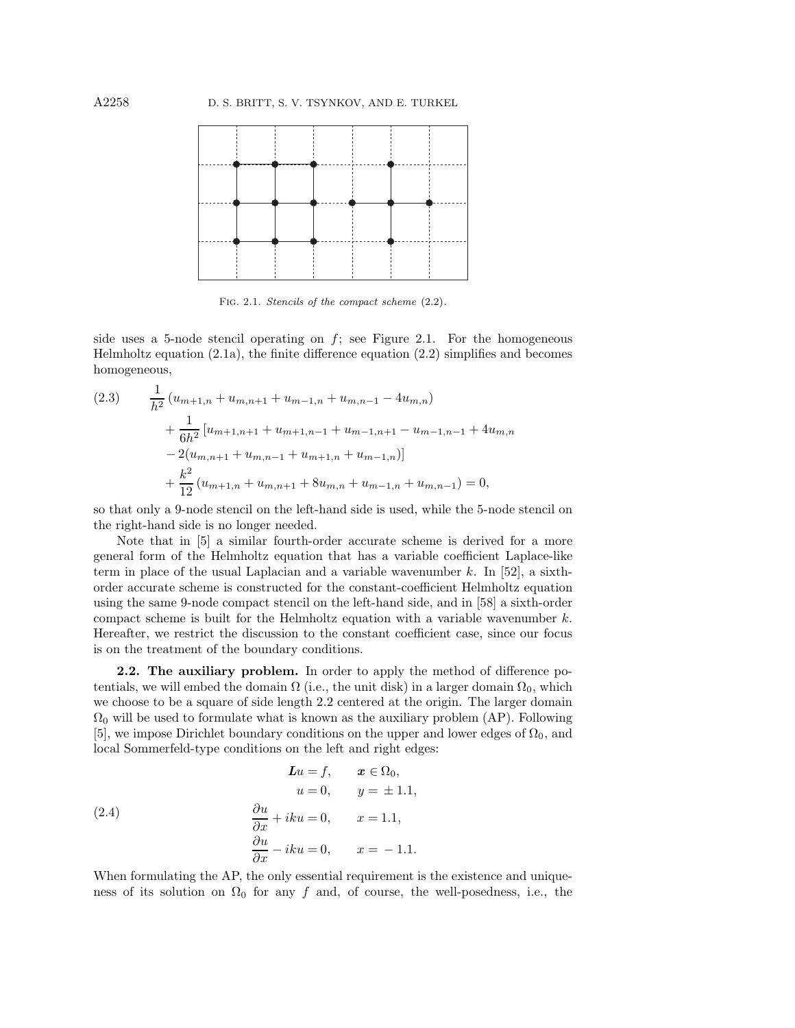Fig. 2.1. *Stencils of the compact scheme* (2.2).

side uses a 5-node stencil operating on $f$; see Figure 2.1. For the homogeneous Helmholtz equation (2.1a), the finite difference equation (2.2) simplifies and becomes homogeneous,

$$
\begin{aligned}
(2.3)\qquad & \frac{1}{h^2}\left(u_{m+1,n}+u_{m,n+1}+u_{m-1,n}+u_{m,n-1}-4u_{m,n}\right) \\
&+\frac{1}{6h^2}\left[u_{m+1,n+1}+u_{m+1,n-1}+u_{m-1,n+1}-u_{m-1,n-1}+4u_{m,n}\right. \\
&\left.-2(u_{m,n+1}+u_{m,n-1}+u_{m+1,n}+u_{m-1,n})\right] \\
&+\frac{k^2}{12}\left(u_{m+1,n}+u_{m,n+1}+8u_{m,n}+u_{m-1,n}+u_{m,n-1}\right)=0,
\end{aligned}
$$

so that only a 9-node stencil on the left-hand side is used, while the 5-node stencil on the right-hand side is no longer needed.

Note that in [5] a similar fourth-order accurate scheme is derived for a more general form of the Helmholtz equation that has a variable coefficient Laplace-like term in place of the usual Laplacian and a variable wavenumber $k$. In [52], a sixth-order accurate scheme is constructed for the constant-coefficient Helmholtz equation using the same 9-node compact stencil on the left-hand side, and in [58] a sixth-order compact scheme is built for the Helmholtz equation with a variable wavenumber $k$. Hereafter, we restrict the discussion to the constant coefficient case, since our focus is on the treatment of the boundary conditions.

**2.2. The auxiliary problem.** In order to apply the method of difference potentials, we will embed the domain $\Omega$ (i.e., the unit disk) in a larger domain $\Omega_0$, which we choose to be a square of side length 2.2 centered at the origin. The larger domain $\Omega_0$ will be used to formulate what is known as the auxiliary problem (AP). Following [5], we impose Dirichlet boundary conditions on the upper and lower edges of $\Omega_0$, and local Sommerfeld-type conditions on the left and right edges:

$$
(2.4)\qquad
\begin{aligned}
\boldsymbol{L}u &= f, && \boldsymbol{x}\in\Omega_0,\\
u &= 0, && y=\pm 1.1,\\
\frac{\partial u}{\partial x}+iku &= 0, && x=1.1,\\
\frac{\partial u}{\partial x}-iku &= 0, && x=-1.1.
\end{aligned}
$$

When formulating the AP, the only essential requirement is the existence and uniqueness of its solution on $\Omega_0$ for any $f$ and, of course, the well-posedness, i.e., the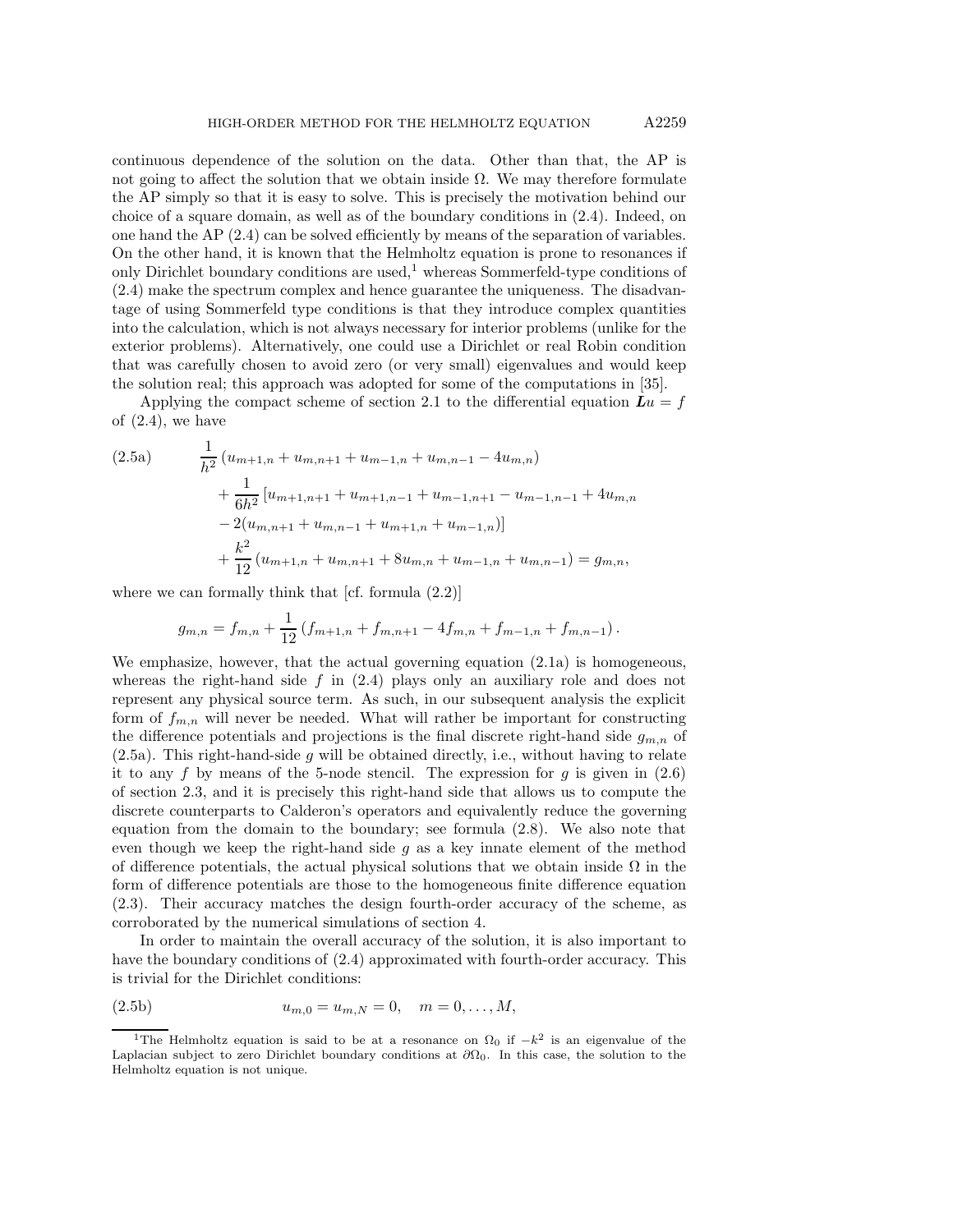continuous dependence of the solution on the data. Other than that, the AP is not going to affect the solution that we obtain inside $\Omega$. We may therefore formulate the AP simply so that it is easy to solve. This is precisely the motivation behind our choice of a square domain, as well as of the boundary conditions in (2.4). Indeed, on one hand the AP (2.4) can be solved efficiently by means of the separation of variables. On the other hand, it is known that the Helmholtz equation is prone to resonances if only Dirichlet boundary conditions are used,[1] whereas Sommerfeld-type conditions of (2.4) make the spectrum complex and hence guarantee the uniqueness. The disadvantage of using Sommerfeld type conditions is that they introduce complex quantities into the calculation, which is not always necessary for interior problems (unlike for the exterior problems). Alternatively, one could use a Dirichlet or real Robin condition that was carefully chosen to avoid zero (or very small) eigenvalues and would keep the solution real; this approach was adopted for some of the computations in [35].

Applying the compact scheme of section 2.1 to the differential equation $\boldsymbol{L}u = f$ of (2.4), we have

$$
\begin{aligned}
\text{(2.5a)} \qquad & \frac{1}{h^2}\left(u_{m+1,n} + u_{m,n+1} + u_{m-1,n} + u_{m,n-1} - 4u_{m,n}\right) \\
& + \frac{1}{6h^2}\left[u_{m+1,n+1} + u_{m+1,n-1} + u_{m-1,n+1} - u_{m-1,n-1} + 4u_{m,n}\right. \\
& \left. - 2(u_{m,n+1} + u_{m,n-1} + u_{m+1,n} + u_{m-1,n})\right] \\
& + \frac{k^2}{12}\left(u_{m+1,n} + u_{m,n+1} + 8u_{m,n} + u_{m-1,n} + u_{m,n-1}\right) = g_{m,n},
\end{aligned}
$$

where we can formally think that [cf. formula (2.2)]

$$
g_{m,n} = f_{m,n} + \frac{1}{12}\left(f_{m+1,n} + f_{m,n+1} - 4f_{m,n} + f_{m-1,n} + f_{m,n-1}\right).
$$

We emphasize, however, that the actual governing equation (2.1a) is homogeneous, whereas the right-hand side $f$ in (2.4) plays only an auxiliary role and does not represent any physical source term. As such, in our subsequent analysis the explicit form of $f_{m,n}$ will never be needed. What will rather be important for constructing the difference potentials and projections is the final discrete right-hand side $g_{m,n}$ of (2.5a). This right-hand-side $g$ will be obtained directly, i.e., without having to relate it to any $f$ by means of the 5-node stencil. The expression for $g$ is given in (2.6) of section 2.3, and it is precisely this right-hand side that allows us to compute the discrete counterparts to Calderon's operators and equivalently reduce the governing equation from the domain to the boundary; see formula (2.8). We also note that even though we keep the right-hand side $g$ as a key innate element of the method of difference potentials, the actual physical solutions that we obtain inside $\Omega$ in the form of difference potentials are those to the homogeneous finite difference equation (2.3). Their accuracy matches the design fourth-order accuracy of the scheme, as corroborated by the numerical simulations of section 4.

In order to maintain the overall accuracy of the solution, it is also important to have the boundary conditions of (2.4) approximated with fourth-order accuracy. This is trivial for the Dirichlet conditions:

$$
\text{(2.5b)} \qquad u_{m,0} = u_{m,N} = 0, \quad m = 0, \ldots, M,
$$

[1] The Helmholtz equation is said to be at a resonance on $\Omega_0$ if $-k^2$ is an eigenvalue of the Laplacian subject to zero Dirichlet boundary conditions at $\partial\Omega_0$. In this case, the solution to the Helmholtz equation is not unique.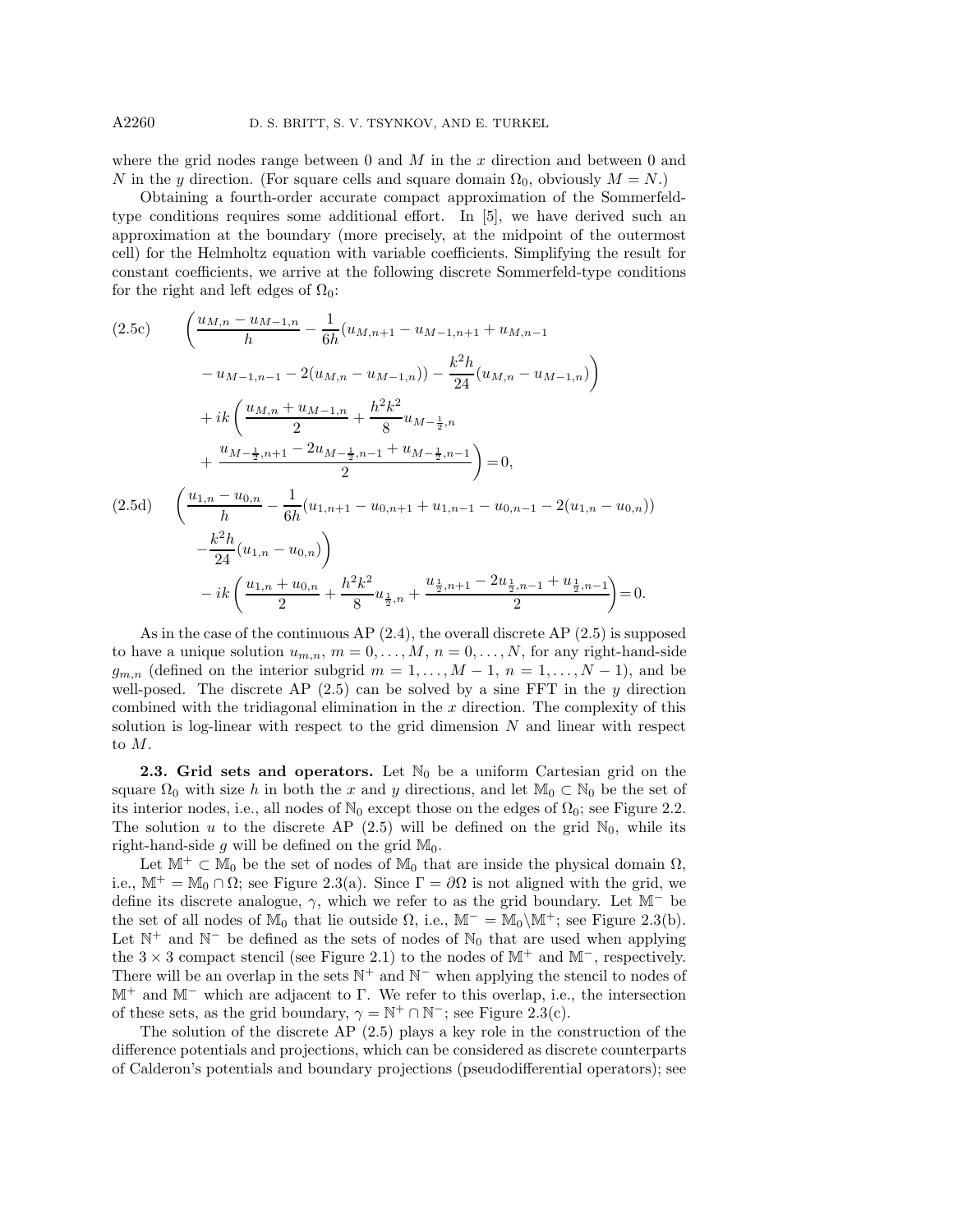where the grid nodes range between 0 and $M$ in the $x$ direction and between 0 and $N$ in the $y$ direction. (For square cells and square domain $\Omega_0$, obviously $M = N$.)

Obtaining a fourth-order accurate compact approximation of the Sommerfeld-type conditions requires some additional effort. In [5], we have derived such an approximation at the boundary (more precisely, at the midpoint of the outermost cell) for the Helmholtz equation with variable coefficients. Simplifying the result for constant coefficients, we arrive at the following discrete Sommerfeld-type conditions for the right and left edges of $\Omega_0$:

$$
\begin{aligned}
&\left(\frac{u_{M,n} - u_{M-1,n}}{h} - \frac{1}{6h}(u_{M,n+1} - u_{M-1,n+1} + u_{M,n-1}\right.\\
&\qquad \left. - u_{M-1,n-1} - 2(u_{M,n} - u_{M-1,n})) - \frac{k^2 h}{24}(u_{M,n} - u_{M-1,n})\right)\\
&\qquad + ik\left(\frac{u_{M,n} + u_{M-1,n}}{2} + \frac{h^2k^2}{8}u_{M-\frac{1}{2},n}\right.\\
&\qquad \left. + \frac{u_{M-\frac{1}{2},n+1} - 2u_{M-\frac{1}{2},n-1} + u_{M-\frac{1}{2},n-1}}{2}\right) = 0,
\end{aligned}
\tag{2.5c}
$$

$$
\begin{aligned}
&\left(\frac{u_{1,n} - u_{0,n}}{h} - \frac{1}{6h}(u_{1,n+1} - u_{0,n+1} + u_{1,n-1} - u_{0,n-1} - 2(u_{1,n} - u_{0,n}))\right.\\
&\qquad \left. - \frac{k^2 h}{24}(u_{1,n} - u_{0,n})\right)\\
&\qquad - ik\left(\frac{u_{1,n} + u_{0,n}}{2} + \frac{h^2k^2}{8}u_{\frac{1}{2},n} + \frac{u_{\frac{1}{2},n+1} - 2u_{\frac{1}{2},n-1} + u_{\frac{1}{2},n-1}}{2}\right) = 0.
\end{aligned}
\tag{2.5d}
$$

As in the case of the continuous AP (2.4), the overall discrete AP (2.5) is supposed to have a unique solution $u_{m,n}$, $m = 0, \ldots, M$, $n = 0, \ldots, N$, for any right-hand-side $g_{m,n}$ (defined on the interior subgrid $m = 1, \ldots, M-1$, $n = 1, \ldots, N-1$), and be well-posed. The discrete AP (2.5) can be solved by a sine FFT in the $y$ direction combined with the tridiagonal elimination in the $x$ direction. The complexity of this solution is log-linear with respect to the grid dimension $N$ and linear with respect to $M$.

**2.3. Grid sets and operators.** Let $\mathbb{N}_0$ be a uniform Cartesian grid on the square $\Omega_0$ with size $h$ in both the $x$ and $y$ directions, and let $\mathbb{M}_0 \subset \mathbb{N}_0$ be the set of its interior nodes, i.e., all nodes of $\mathbb{N}_0$ except those on the edges of $\Omega_0$; see Figure 2.2. The solution $u$ to the discrete AP (2.5) will be defined on the grid $\mathbb{N}_0$, while its right-hand-side $g$ will be defined on the grid $\mathbb{M}_0$.

Let $\mathbb{M}^+ \subset \mathbb{M}_0$ be the set of nodes of $\mathbb{M}_0$ that are inside the physical domain $\Omega$, i.e., $\mathbb{M}^+ = \mathbb{M}_0 \cap \Omega$; see Figure 2.3(a). Since $\Gamma = \partial\Omega$ is not aligned with the grid, we define its discrete analogue, $\gamma$, which we refer to as the grid boundary. Let $\mathbb{M}^-$ be the set of all nodes of $\mathbb{M}_0$ that lie outside $\Omega$, i.e., $\mathbb{M}^- = \mathbb{M}_0 \backslash \mathbb{M}^+$; see Figure 2.3(b). Let $\mathbb{N}^+$ and $\mathbb{N}^-$ be defined as the sets of nodes of $\mathbb{N}_0$ that are used when applying the $3 \times 3$ compact stencil (see Figure 2.1) to the nodes of $\mathbb{M}^+$ and $\mathbb{M}^-$, respectively. There will be an overlap in the sets $\mathbb{N}^+$ and $\mathbb{N}^-$ when applying the stencil to nodes of $\mathbb{M}^+$ and $\mathbb{M}^-$ which are adjacent to $\Gamma$. We refer to this overlap, i.e., the intersection of these sets, as the grid boundary, $\gamma = \mathbb{N}^+ \cap \mathbb{N}^-$; see Figure 2.3(c).

The solution of the discrete AP (2.5) plays a key role in the construction of the difference potentials and projections, which can be considered as discrete counterparts of Calderon's potentials and boundary projections (pseudodifferential operators); see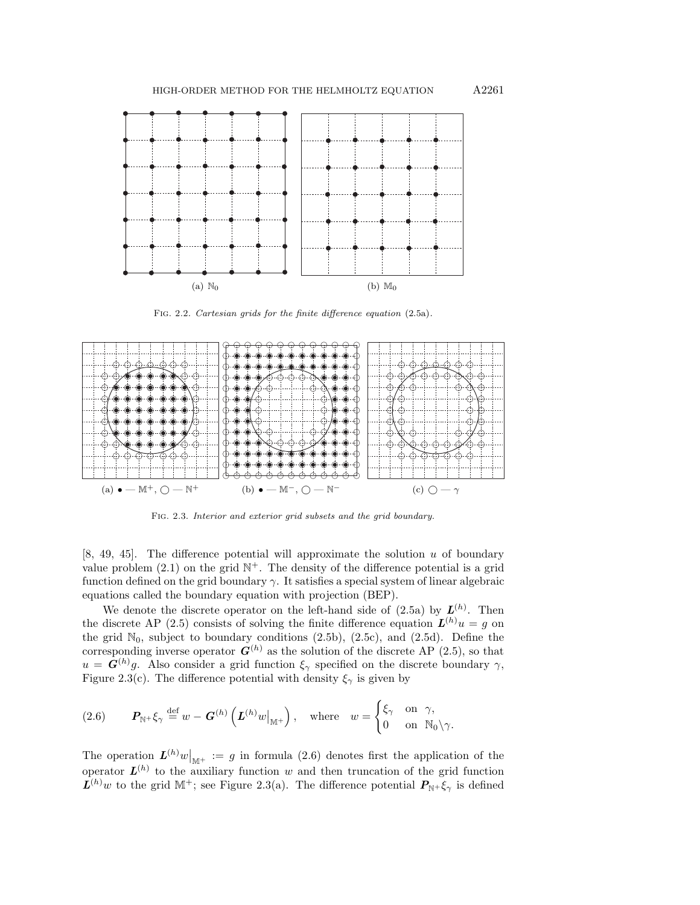(a) $\mathbb{N}_0$

(b) $\mathbb{M}_0$

Fig. 2.2. *Cartesian grids for the finite difference equation* (2.5a).

(a) $\bullet$ — $\mathbb{M}^+$, $\bigcirc$ — $\mathbb{N}^+$

(b) $\bullet$ — $\mathbb{M}^-$, $\bigcirc$ — $\mathbb{N}^-$

(c) $\bigcirc$ — $\gamma$

Fig. 2.3. *Interior and exterior grid subsets and the grid boundary.*

[8, 49, 45]. The difference potential will approximate the solution $u$ of boundary value problem (2.1) on the grid $\mathbb{N}^+$. The density of the difference potential is a grid function defined on the grid boundary $\gamma$. It satisfies a special system of linear algebraic equations called the boundary equation with projection (BEP).

We denote the discrete operator on the left-hand side of (2.5a) by $\boldsymbol{L}^{(h)}$. Then the discrete AP (2.5) consists of solving the finite difference equation $\boldsymbol{L}^{(h)}u = g$ on the grid $\mathbb{N}_0$, subject to boundary conditions (2.5b), (2.5c), and (2.5d). Define the corresponding inverse operator $\boldsymbol{G}^{(h)}$ as the solution of the discrete AP (2.5), so that $u = \boldsymbol{G}^{(h)}g$. Also consider a grid function $\xi_\gamma$ specified on the discrete boundary $\gamma$, Figure 2.3(c). The difference potential with density $\xi_\gamma$ is given by

$$\boldsymbol{P}_{\mathbb{N}^+}\xi_\gamma \overset{\text{def}}{=} w - \boldsymbol{G}^{(h)}\left(\boldsymbol{L}^{(h)}w\big|_{\mathbb{M}^+}\right), \quad \text{where} \quad w = \begin{cases} \xi_\gamma & \text{on } \gamma, \\ 0 & \text{on } \mathbb{N}_0 \backslash \gamma. \end{cases} \tag{2.6}$$

The operation $\boldsymbol{L}^{(h)}w\big|_{\mathbb{M}^+} := g$ in formula (2.6) denotes first the application of the operator $\boldsymbol{L}^{(h)}$ to the auxiliary function $w$ and then truncation of the grid function $\boldsymbol{L}^{(h)}w$ to the grid $\mathbb{M}^+$; see Figure 2.3(a). The difference potential $\boldsymbol{P}_{\mathbb{N}^+}\xi_\gamma$ is defined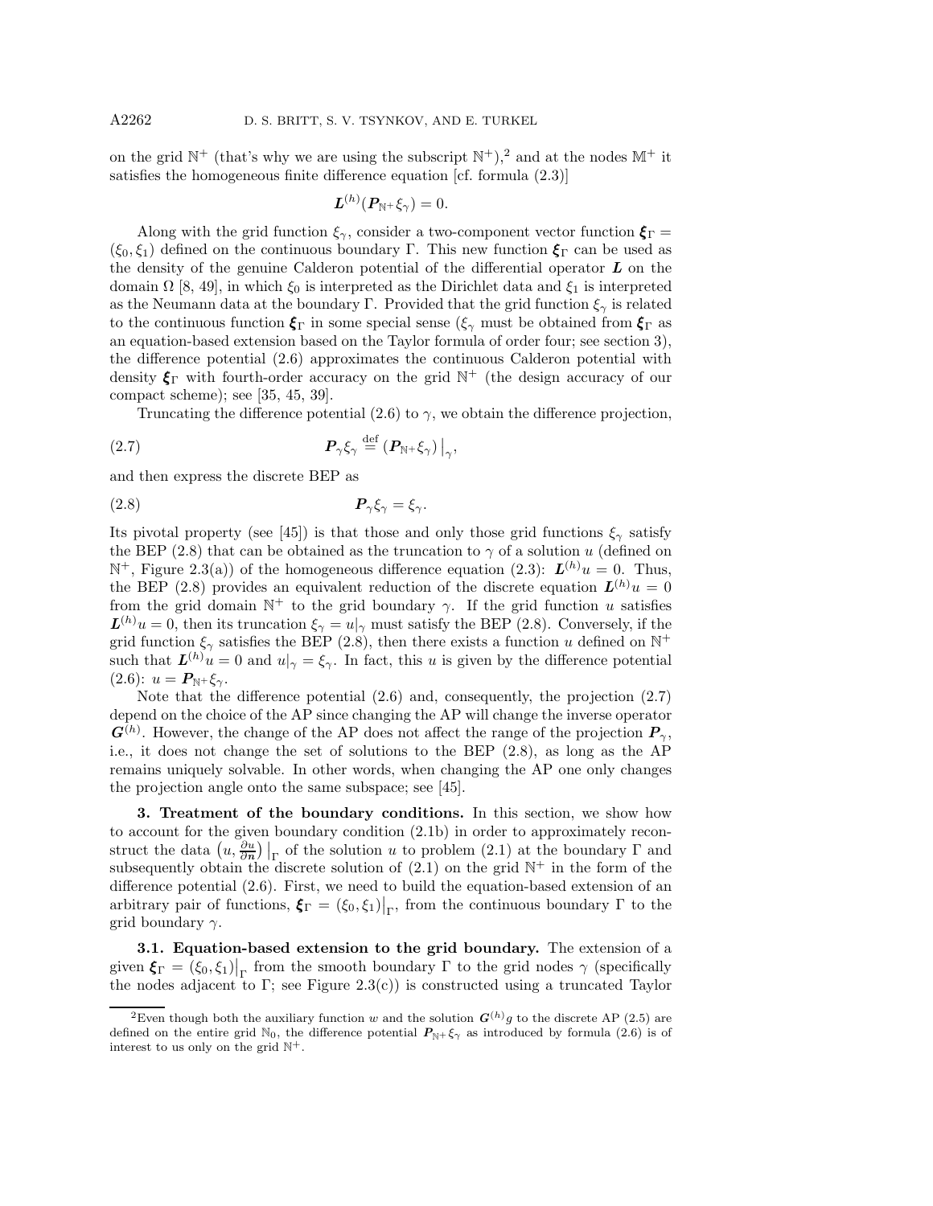on the grid $\mathbb{N}^+$ (that's why we are using the subscript $\mathbb{N}^+$),[2] and at the nodes $\mathbb{M}^+$ it satisfies the homogeneous finite difference equation [cf. formula (2.3)]

$$\boldsymbol{L}^{(h)}(\boldsymbol{P}_{\mathbb{N}^+}\xi_\gamma) = 0.$$

Along with the grid function $\xi_\gamma$, consider a two-component vector function $\boldsymbol{\xi}_\Gamma = (\xi_0, \xi_1)$ defined on the continuous boundary $\Gamma$. This new function $\boldsymbol{\xi}_\Gamma$ can be used as the density of the genuine Calderon potential of the differential operator $\boldsymbol{L}$ on the domain $\Omega$ [8, 49], in which $\xi_0$ is interpreted as the Dirichlet data and $\xi_1$ is interpreted as the Neumann data at the boundary $\Gamma$. Provided that the grid function $\xi_\gamma$ is related to the continuous function $\boldsymbol{\xi}_\Gamma$ in some special sense ($\xi_\gamma$ must be obtained from $\boldsymbol{\xi}_\Gamma$ as an equation-based extension based on the Taylor formula of order four; see section 3), the difference potential (2.6) approximates the continuous Calderon potential with density $\boldsymbol{\xi}_\Gamma$ with fourth-order accuracy on the grid $\mathbb{N}^+$ (the design accuracy of our compact scheme); see [35, 45, 39].

Truncating the difference potential (2.6) to $\gamma$, we obtain the difference projection,

$$\boldsymbol{P}_\gamma \xi_\gamma \stackrel{\text{def}}{=} (\boldsymbol{P}_{\mathbb{N}^+}\xi_\gamma)\big|_\gamma, \tag{2.7}$$

and then express the discrete BEP as

$$\boldsymbol{P}_\gamma \xi_\gamma = \xi_\gamma. \tag{2.8}$$

Its pivotal property (see [45]) is that those and only those grid functions $\xi_\gamma$ satisfy the BEP (2.8) that can be obtained as the truncation to $\gamma$ of a solution $u$ (defined on $\mathbb{N}^+$, Figure 2.3(a)) of the homogeneous difference equation (2.3): $\boldsymbol{L}^{(h)}u = 0$. Thus, the BEP (2.8) provides an equivalent reduction of the discrete equation $\boldsymbol{L}^{(h)}u = 0$ from the grid domain $\mathbb{N}^+$ to the grid boundary $\gamma$. If the grid function $u$ satisfies $\boldsymbol{L}^{(h)}u = 0$, then its truncation $\xi_\gamma = u|_\gamma$ must satisfy the BEP (2.8). Conversely, if the grid function $\xi_\gamma$ satisfies the BEP (2.8), then there exists a function $u$ defined on $\mathbb{N}^+$ such that $\boldsymbol{L}^{(h)}u = 0$ and $u|_\gamma = \xi_\gamma$. In fact, this $u$ is given by the difference potential (2.6): $u = \boldsymbol{P}_{\mathbb{N}^+}\xi_\gamma$.

Note that the difference potential (2.6) and, consequently, the projection (2.7) depend on the choice of the AP since changing the AP will change the inverse operator $\boldsymbol{G}^{(h)}$. However, the change of the AP does not affect the range of the projection $\boldsymbol{P}_\gamma$, i.e., it does not change the set of solutions to the BEP (2.8), as long as the AP remains uniquely solvable. In other words, when changing the AP one only changes the projection angle onto the same subspace; see [45].

## 3. Treatment of the boundary conditions.

In this section, we show how to account for the given boundary condition (2.1b) in order to approximately reconstruct the data $\left(u, \frac{\partial u}{\partial \boldsymbol{n}}\right)\big|_\Gamma$ of the solution $u$ to problem (2.1) at the boundary $\Gamma$ and subsequently obtain the discrete solution of (2.1) on the grid $\mathbb{N}^+$ in the form of the difference potential (2.6). First, we need to build the equation-based extension of an arbitrary pair of functions, $\boldsymbol{\xi}_\Gamma = (\xi_0, \xi_1)\big|_\Gamma$, from the continuous boundary $\Gamma$ to the grid boundary $\gamma$.

### 3.1. Equation-based extension to the grid boundary.

The extension of a given $\boldsymbol{\xi}_\Gamma = (\xi_0, \xi_1)\big|_\Gamma$ from the smooth boundary $\Gamma$ to the grid nodes $\gamma$ (specifically the nodes adjacent to $\Gamma$; see Figure 2.3(c)) is constructed using a truncated Taylor

[2] Even though both the auxiliary function $w$ and the solution $\boldsymbol{G}^{(h)}g$ to the discrete AP (2.5) are defined on the entire grid $\mathbb{N}_0$, the difference potential $\boldsymbol{P}_{\mathbb{N}^+}\xi_\gamma$ as introduced by formula (2.6) is of interest to us only on the grid $\mathbb{N}^+$.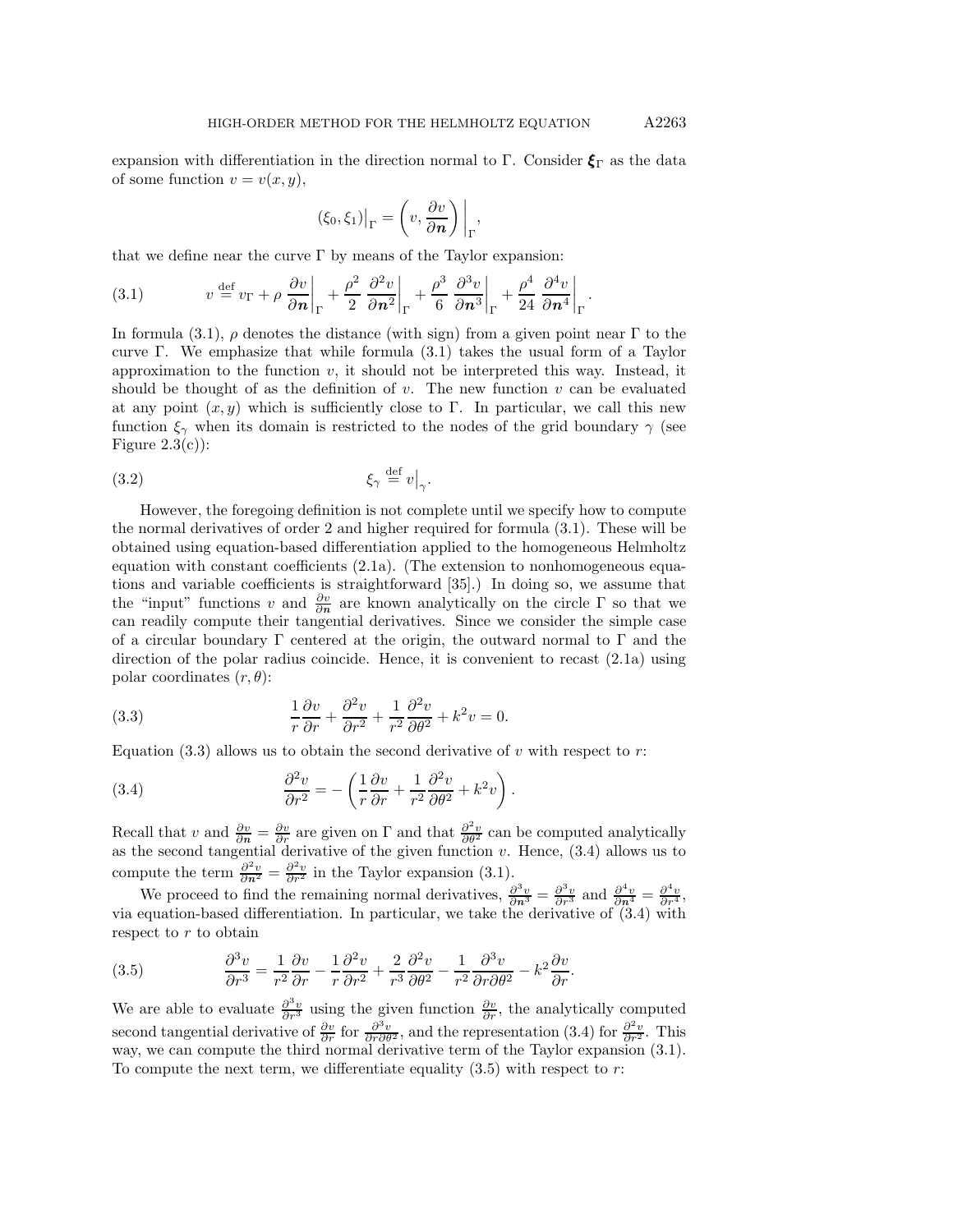expansion with differentiation in the direction normal to Γ. Consider $\boldsymbol{\xi}_\Gamma$ as the data of some function $v = v(x, y)$,

$$(\xi_0, \xi_1)\big|_\Gamma = \left( v, \frac{\partial v}{\partial \boldsymbol{n}} \right)\bigg|_\Gamma,$$

that we define near the curve Γ by means of the Taylor expansion:

$$v \stackrel{\text{def}}{=} v_\Gamma + \rho\, \frac{\partial v}{\partial \boldsymbol{n}}\bigg|_\Gamma + \frac{\rho^2}{2}\, \frac{\partial^2 v}{\partial \boldsymbol{n}^2}\bigg|_\Gamma + \frac{\rho^3}{6}\, \frac{\partial^3 v}{\partial \boldsymbol{n}^3}\bigg|_\Gamma + \frac{\rho^4}{24}\, \frac{\partial^4 v}{\partial \boldsymbol{n}^4}\bigg|_\Gamma. \tag{3.1}$$

In formula (3.1), $\rho$ denotes the distance (with sign) from a given point near Γ to the curve Γ. We emphasize that while formula (3.1) takes the usual form of a Taylor approximation to the function $v$, it should not be interpreted this way. Instead, it should be thought of as the definition of $v$. The new function $v$ can be evaluated at any point $(x, y)$ which is sufficiently close to Γ. In particular, we call this new function $\xi_\gamma$ when its domain is restricted to the nodes of the grid boundary $\gamma$ (see Figure 2.3(c)):

$$\xi_\gamma \stackrel{\text{def}}{=} v\big|_\gamma. \tag{3.2}$$

However, the foregoing definition is not complete until we specify how to compute the normal derivatives of order 2 and higher required for formula (3.1). These will be obtained using equation-based differentiation applied to the homogeneous Helmholtz equation with constant coefficients (2.1a). (The extension to nonhomogeneous equations and variable coefficients is straightforward [35].) In doing so, we assume that the "input" functions $v$ and $\frac{\partial v}{\partial \boldsymbol{n}}$ are known analytically on the circle Γ so that we can readily compute their tangential derivatives. Since we consider the simple case of a circular boundary Γ centered at the origin, the outward normal to Γ and the direction of the polar radius coincide. Hence, it is convenient to recast (2.1a) using polar coordinates $(r, \theta)$:

$$\frac{1}{r}\frac{\partial v}{\partial r} + \frac{\partial^2 v}{\partial r^2} + \frac{1}{r^2}\frac{\partial^2 v}{\partial \theta^2} + k^2 v = 0. \tag{3.3}$$

Equation (3.3) allows us to obtain the second derivative of $v$ with respect to $r$:

$$\frac{\partial^2 v}{\partial r^2} = -\left( \frac{1}{r}\frac{\partial v}{\partial r} + \frac{1}{r^2}\frac{\partial^2 v}{\partial \theta^2} + k^2 v \right). \tag{3.4}$$

Recall that $v$ and $\frac{\partial v}{\partial \boldsymbol{n}} = \frac{\partial v}{\partial r}$ are given on Γ and that $\frac{\partial^2 v}{\partial \theta^2}$ can be computed analytically as the second tangential derivative of the given function $v$. Hence, (3.4) allows us to compute the term $\frac{\partial^2 v}{\partial \boldsymbol{n}^2} = \frac{\partial^2 v}{\partial r^2}$ in the Taylor expansion (3.1).

We proceed to find the remaining normal derivatives, $\frac{\partial^3 v}{\partial \boldsymbol{n}^3} = \frac{\partial^3 v}{\partial r^3}$ and $\frac{\partial^4 v}{\partial \boldsymbol{n}^4} = \frac{\partial^4 v}{\partial r^4}$, via equation-based differentiation. In particular, we take the derivative of (3.4) with respect to $r$ to obtain

$$\frac{\partial^3 v}{\partial r^3} = \frac{1}{r^2}\frac{\partial v}{\partial r} - \frac{1}{r}\frac{\partial^2 v}{\partial r^2} + \frac{2}{r^3}\frac{\partial^2 v}{\partial \theta^2} - \frac{1}{r^2}\frac{\partial^3 v}{\partial r \partial \theta^2} - k^2\frac{\partial v}{\partial r}. \tag{3.5}$$

We are able to evaluate $\frac{\partial^3 v}{\partial r^3}$ using the given function $\frac{\partial v}{\partial r}$, the analytically computed second tangential derivative of $\frac{\partial v}{\partial r}$ for $\frac{\partial^3 v}{\partial r \partial \theta^2}$, and the representation (3.4) for $\frac{\partial^2 v}{\partial r^2}$. This way, we can compute the third normal derivative term of the Taylor expansion (3.1). To compute the next term, we differentiate equality (3.5) with respect to $r$: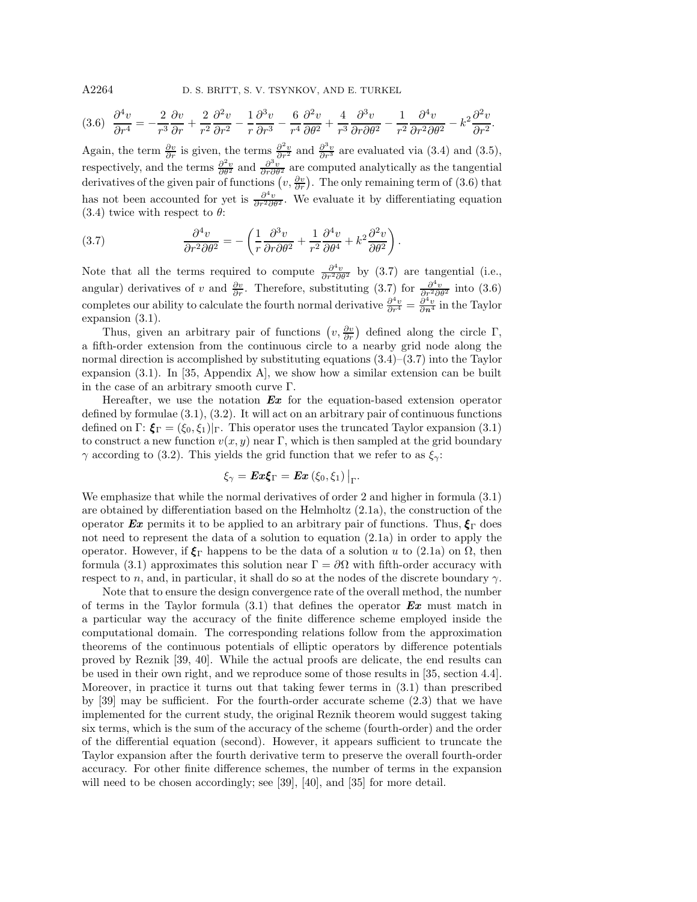$$
(3.6)\quad \frac{\partial^4 v}{\partial r^4} = -\frac{2}{r^3}\frac{\partial v}{\partial r} + \frac{2}{r^2}\frac{\partial^2 v}{\partial r^2} - \frac{1}{r}\frac{\partial^3 v}{\partial r^3} - \frac{6}{r^4}\frac{\partial^2 v}{\partial \theta^2} + \frac{4}{r^3}\frac{\partial^3 v}{\partial r \partial \theta^2} - \frac{1}{r^2}\frac{\partial^4 v}{\partial r^2 \partial \theta^2} - k^2 \frac{\partial^2 v}{\partial r^2}.
$$

Again, the term $\frac{\partial v}{\partial r}$ is given, the terms $\frac{\partial^2 v}{\partial r^2}$ and $\frac{\partial^3 v}{\partial r^3}$ are evaluated via (3.4) and (3.5), respectively, and the terms $\frac{\partial^2 v}{\partial \theta^2}$ and $\frac{\partial^3 v}{\partial r \partial \theta^2}$ are computed analytically as the tangential derivatives of the given pair of functions $\left(v, \frac{\partial v}{\partial r}\right)$. The only remaining term of (3.6) that has not been accounted for yet is $\frac{\partial^4 v}{\partial r^2 \partial \theta^2}$. We evaluate it by differentiating equation (3.4) twice with respect to $\theta$:

$$
(3.7)\qquad \frac{\partial^4 v}{\partial r^2 \partial \theta^2} = -\left(\frac{1}{r}\frac{\partial^3 v}{\partial r \partial \theta^2} + \frac{1}{r^2}\frac{\partial^4 v}{\partial \theta^4} + k^2 \frac{\partial^2 v}{\partial \theta^2}\right).
$$

Note that all the terms required to compute $\frac{\partial^4 v}{\partial r^2 \partial \theta^2}$ by (3.7) are tangential (i.e., angular) derivatives of $v$ and $\frac{\partial v}{\partial r}$. Therefore, substituting (3.7) for $\frac{\partial^4 v}{\partial r^2 \partial \theta^2}$ into (3.6) completes our ability to calculate the fourth normal derivative $\frac{\partial^4 v}{\partial r^4} = \frac{\partial^4 v}{\partial \boldsymbol{n}^4}$ in the Taylor expansion (3.1).

Thus, given an arbitrary pair of functions $\left(v, \frac{\partial v}{\partial r}\right)$ defined along the circle $\Gamma$, a fifth-order extension from the continuous circle to a nearby grid node along the normal direction is accomplished by substituting equations (3.4)–(3.7) into the Taylor expansion (3.1). In [35, Appendix A], we show how a similar extension can be built in the case of an arbitrary smooth curve $\Gamma$.

Hereafter, we use the notation $\boldsymbol{Ex}$ for the equation-based extension operator defined by formulae (3.1), (3.2). It will act on an arbitrary pair of continuous functions defined on $\Gamma$: $\boldsymbol{\xi}_\Gamma = (\xi_0, \xi_1)|_\Gamma$. This operator uses the truncated Taylor expansion (3.1) to construct a new function $v(x, y)$ near $\Gamma$, which is then sampled at the grid boundary $\gamma$ according to (3.2). This yields the grid function that we refer to as $\xi_\gamma$:

$$
\xi_\gamma = \boldsymbol{Ex}\boldsymbol{\xi}_\Gamma = \boldsymbol{Ex}\,(\xi_0, \xi_1)\big|_\Gamma.
$$

We emphasize that while the normal derivatives of order 2 and higher in formula (3.1) are obtained by differentiation based on the Helmholtz (2.1a), the construction of the operator $\boldsymbol{Ex}$ permits it to be applied to an arbitrary pair of functions. Thus, $\boldsymbol{\xi}_\Gamma$ does not need to represent the data of a solution to equation (2.1a) in order to apply the operator. However, if $\boldsymbol{\xi}_\Gamma$ happens to be the data of a solution $u$ to (2.1a) on $\Omega$, then formula (3.1) approximates this solution near $\Gamma = \partial\Omega$ with fifth-order accuracy with respect to $n$, and, in particular, it shall do so at the nodes of the discrete boundary $\gamma$.

Note that to ensure the design convergence rate of the overall method, the number of terms in the Taylor formula (3.1) that defines the operator $\boldsymbol{Ex}$ must match in a particular way the accuracy of the finite difference scheme employed inside the computational domain. The corresponding relations follow from the approximation theorems of the continuous potentials of elliptic operators by difference potentials proved by Reznik [39, 40]. While the actual proofs are delicate, the end results can be used in their own right, and we reproduce some of those results in [35, section 4.4]. Moreover, in practice it turns out that taking fewer terms in (3.1) than prescribed by [39] may be sufficient. For the fourth-order accurate scheme (2.3) that we have implemented for the current study, the original Reznik theorem would suggest taking six terms, which is the sum of the accuracy of the scheme (fourth-order) and the order of the differential equation (second). However, it appears sufficient to truncate the Taylor expansion after the fourth derivative term to preserve the overall fourth-order accuracy. For other finite difference schemes, the number of terms in the expansion will need to be chosen accordingly; see [39], [40], and [35] for more detail.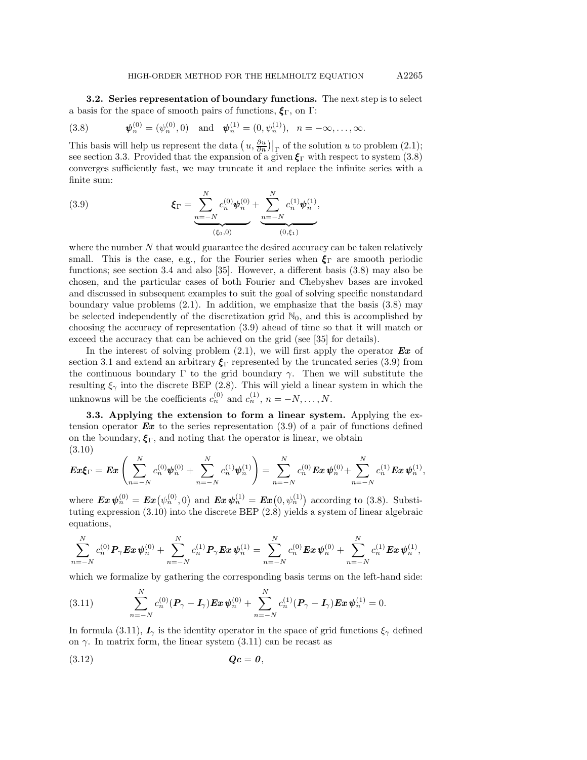**3.2. Series representation of boundary functions.** The next step is to select a basis for the space of smooth pairs of functions, $\boldsymbol{\xi}_\Gamma$, on $\Gamma$:

$$\boldsymbol{\psi}_n^{(0)} = (\psi_n^{(0)}, 0) \quad \text{and} \quad \boldsymbol{\psi}_n^{(1)} = (0, \psi_n^{(1)}), \quad n = -\infty, \dots, \infty. \tag{3.8}$$

This basis will help us represent the data $\left(u, \frac{\partial u}{\partial \boldsymbol{n}}\right)\big|_\Gamma$ of the solution $u$ to problem (2.1); see section 3.3. Provided that the expansion of a given $\boldsymbol{\xi}_\Gamma$ with respect to system (3.8) converges sufficiently fast, we may truncate it and replace the infinite series with a finite sum:

$$\boldsymbol{\xi}_\Gamma = \underbrace{\sum_{n=-N}^{N} c_n^{(0)} \boldsymbol{\psi}_n^{(0)}}_{(\xi_0, 0)} + \underbrace{\sum_{n=-N}^{N} c_n^{(1)} \boldsymbol{\psi}_n^{(1)}}_{(0, \xi_1)}, \tag{3.9}$$

where the number $N$ that would guarantee the desired accuracy can be taken relatively small. This is the case, e.g., for the Fourier series when $\boldsymbol{\xi}_\Gamma$ are smooth periodic functions; see section 3.4 and also [35]. However, a different basis (3.8) may also be chosen, and the particular cases of both Fourier and Chebyshev bases are invoked and discussed in subsequent examples to suit the goal of solving specific nonstandard boundary value problems (2.1). In addition, we emphasize that the basis (3.8) may be selected independently of the discretization grid $\mathbb{N}_0$, and this is accomplished by choosing the accuracy of representation (3.9) ahead of time so that it will match or exceed the accuracy that can be achieved on the grid (see [35] for details).

In the interest of solving problem (2.1), we will first apply the operator $\boldsymbol{Ex}$ of section 3.1 and extend an arbitrary $\boldsymbol{\xi}_\Gamma$ represented by the truncated series (3.9) from the continuous boundary $\Gamma$ to the grid boundary $\gamma$. Then we will substitute the resulting $\xi_\gamma$ into the discrete BEP (2.8). This will yield a linear system in which the unknowns will be the coefficients $c_n^{(0)}$ and $c_n^{(1)}$, $n = -N, \dots, N$.

**3.3. Applying the extension to form a linear system.** Applying the extension operator $\boldsymbol{Ex}$ to the series representation (3.9) of a pair of functions defined on the boundary, $\boldsymbol{\xi}_\Gamma$, and noting that the operator is linear, we obtain

$$\boldsymbol{Ex}\boldsymbol{\xi}_\Gamma = \boldsymbol{Ex}\left(\sum_{n=-N}^{N} c_n^{(0)} \boldsymbol{\psi}_n^{(0)} + \sum_{n=-N}^{N} c_n^{(1)} \boldsymbol{\psi}_n^{(1)}\right) = \sum_{n=-N}^{N} c_n^{(0)} \boldsymbol{Ex}\, \boldsymbol{\psi}_n^{(0)} + \sum_{n=-N}^{N} c_n^{(1)} \boldsymbol{Ex}\, \boldsymbol{\psi}_n^{(1)}, \tag{3.10}$$

where $\boldsymbol{Ex}\, \boldsymbol{\psi}_n^{(0)} = \boldsymbol{Ex}\big(\psi_n^{(0)}, 0\big)$ and $\boldsymbol{Ex}\, \boldsymbol{\psi}_n^{(1)} = \boldsymbol{Ex}\big(0, \psi_n^{(1)}\big)$ according to (3.8). Substituting expression (3.10) into the discrete BEP (2.8) yields a system of linear algebraic equations,

$$\sum_{n=-N}^{N} c_n^{(0)} \boldsymbol{P}_\gamma \boldsymbol{Ex}\, \boldsymbol{\psi}_n^{(0)} + \sum_{n=-N}^{N} c_n^{(1)} \boldsymbol{P}_\gamma \boldsymbol{Ex}\, \boldsymbol{\psi}_n^{(1)} = \sum_{n=-N}^{N} c_n^{(0)} \boldsymbol{Ex}\, \boldsymbol{\psi}_n^{(0)} + \sum_{n=-N}^{N} c_n^{(1)} \boldsymbol{Ex}\, \boldsymbol{\psi}_n^{(1)},$$

which we formalize by gathering the corresponding basis terms on the left-hand side:

$$\sum_{n=-N}^{N} c_n^{(0)} (\boldsymbol{P}_\gamma - \boldsymbol{I}_\gamma) \boldsymbol{Ex}\, \boldsymbol{\psi}_n^{(0)} + \sum_{n=-N}^{N} c_n^{(1)} (\boldsymbol{P}_\gamma - \boldsymbol{I}_\gamma) \boldsymbol{Ex}\, \boldsymbol{\psi}_n^{(1)} = 0. \tag{3.11}$$

In formula (3.11), $\boldsymbol{I}_\gamma$ is the identity operator in the space of grid functions $\xi_\gamma$ defined on $\gamma$. In matrix form, the linear system (3.11) can be recast as

$$\boldsymbol{Q}\boldsymbol{c} = \boldsymbol{0}, \tag{3.12}$$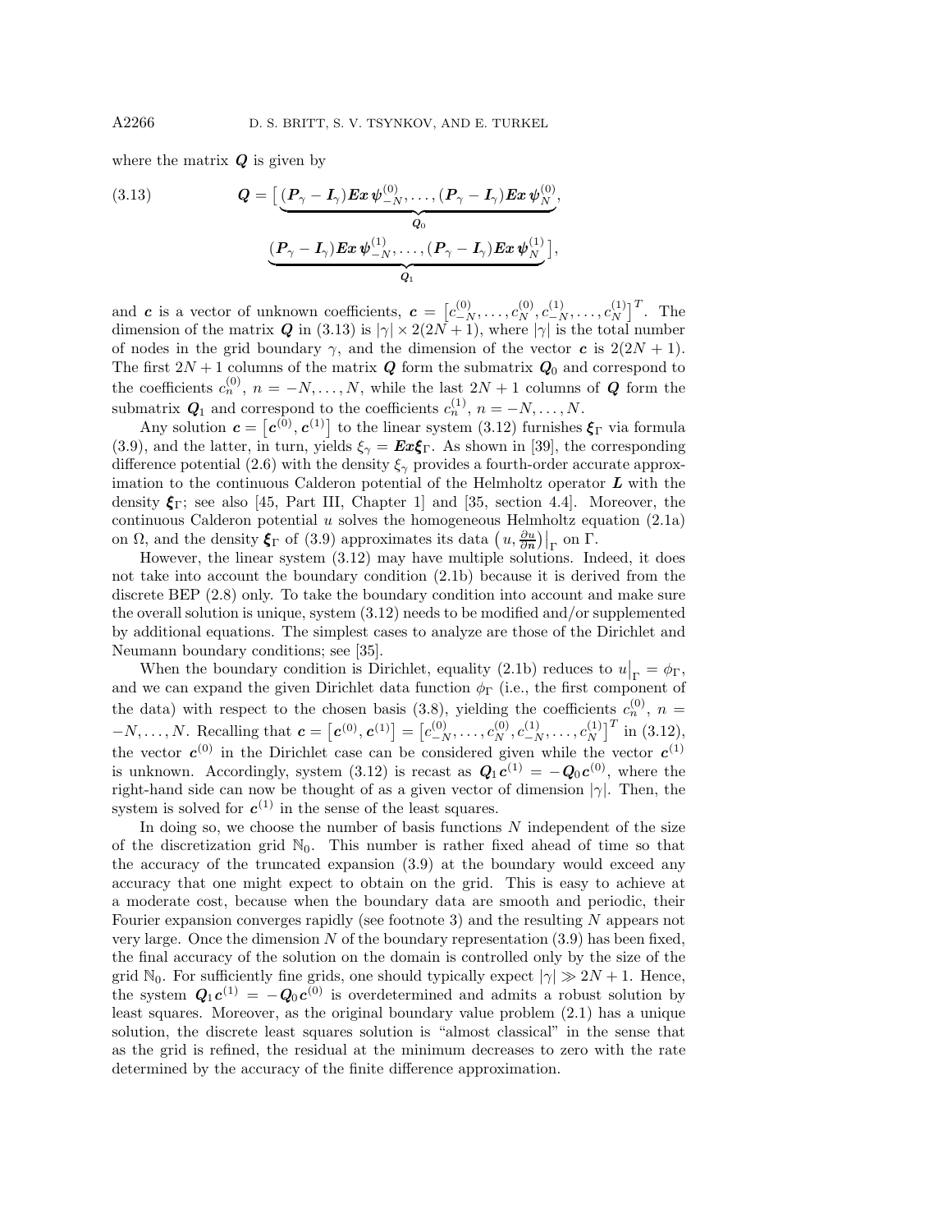where the matrix $\boldsymbol{Q}$ is given by

$$
\boldsymbol{Q} = \Big[ \underbrace{(\boldsymbol{P}_\gamma - \boldsymbol{I}_\gamma)\boldsymbol{Ex}\,\boldsymbol{\psi}_{-N}^{(0)}, \dots, (\boldsymbol{P}_\gamma - \boldsymbol{I}_\gamma)\boldsymbol{Ex}\,\boldsymbol{\psi}_{N}^{(0)}}_{\boldsymbol{Q}_0}, \underbrace{(\boldsymbol{P}_\gamma - \boldsymbol{I}_\gamma)\boldsymbol{Ex}\,\boldsymbol{\psi}_{-N}^{(1)}, \dots, (\boldsymbol{P}_\gamma - \boldsymbol{I}_\gamma)\boldsymbol{Ex}\,\boldsymbol{\psi}_{N}^{(1)}}_{\boldsymbol{Q}_1} \Big], \tag{3.13}
$$

and $\boldsymbol{c}$ is a vector of unknown coefficients, $\boldsymbol{c} = \big[c_{-N}^{(0)}, \dots, c_N^{(0)}, c_{-N}^{(1)}, \dots, c_N^{(1)}\big]^T$. The dimension of the matrix $\boldsymbol{Q}$ in (3.13) is $|\gamma| \times 2(2N+1)$, where $|\gamma|$ is the total number of nodes in the grid boundary $\gamma$, and the dimension of the vector $\boldsymbol{c}$ is $2(2N+1)$. The first $2N+1$ columns of the matrix $\boldsymbol{Q}$ form the submatrix $\boldsymbol{Q}_0$ and correspond to the coefficients $c_n^{(0)}$, $n = -N, \dots, N$, while the last $2N+1$ columns of $\boldsymbol{Q}$ form the submatrix $\boldsymbol{Q}_1$ and correspond to the coefficients $c_n^{(1)}$, $n = -N, \dots, N$.

Any solution $\boldsymbol{c} = \big[\boldsymbol{c}^{(0)}, \boldsymbol{c}^{(1)}\big]$ to the linear system (3.12) furnishes $\boldsymbol{\xi}_\Gamma$ via formula (3.9), and the latter, in turn, yields $\xi_\gamma = \boldsymbol{Ex}\boldsymbol{\xi}_\Gamma$. As shown in [39], the corresponding difference potential (2.6) with the density $\xi_\gamma$ provides a fourth-order accurate approximation to the continuous Calderon potential of the Helmholtz operator $\boldsymbol{L}$ with the density $\boldsymbol{\xi}_\Gamma$; see also [45, Part III, Chapter 1] and [35, section 4.4]. Moreover, the continuous Calderon potential $u$ solves the homogeneous Helmholtz equation (2.1a) on $\Omega$, and the density $\boldsymbol{\xi}_\Gamma$ of (3.9) approximates its data $\big(u, \frac{\partial u}{\partial \boldsymbol{n}}\big)\big|_\Gamma$ on $\Gamma$.

However, the linear system (3.12) may have multiple solutions. Indeed, it does not take into account the boundary condition (2.1b) because it is derived from the discrete BEP (2.8) only. To take the boundary condition into account and make sure the overall solution is unique, system (3.12) needs to be modified and/or supplemented by additional equations. The simplest cases to analyze are those of the Dirichlet and Neumann boundary conditions; see [35].

When the boundary condition is Dirichlet, equality (2.1b) reduces to $u\big|_\Gamma = \phi_\Gamma$, and we can expand the given Dirichlet data function $\phi_\Gamma$ (i.e., the first component of the data) with respect to the chosen basis (3.8), yielding the coefficients $c_n^{(0)}$, $n = -N, \dots, N$. Recalling that $\boldsymbol{c} = \big[\boldsymbol{c}^{(0)}, \boldsymbol{c}^{(1)}\big] = \big[c_{-N}^{(0)}, \dots, c_N^{(0)}, c_{-N}^{(1)}, \dots, c_N^{(1)}\big]^T$ in (3.12), the vector $\boldsymbol{c}^{(0)}$ in the Dirichlet case can be considered given while the vector $\boldsymbol{c}^{(1)}$ is unknown. Accordingly, system (3.12) is recast as $\boldsymbol{Q}_1\boldsymbol{c}^{(1)} = -\boldsymbol{Q}_0\boldsymbol{c}^{(0)}$, where the right-hand side can now be thought of as a given vector of dimension $|\gamma|$. Then, the system is solved for $\boldsymbol{c}^{(1)}$ in the sense of the least squares.

In doing so, we choose the number of basis functions $N$ independent of the size of the discretization grid $\mathbb{N}_0$. This number is rather fixed ahead of time so that the accuracy of the truncated expansion (3.9) at the boundary would exceed any accuracy that one might expect to obtain on the grid. This is easy to achieve at a moderate cost, because when the boundary data are smooth and periodic, their Fourier expansion converges rapidly (see footnote 3) and the resulting $N$ appears not very large. Once the dimension $N$ of the boundary representation (3.9) has been fixed, the final accuracy of the solution on the domain is controlled only by the size of the grid $\mathbb{N}_0$. For sufficiently fine grids, one should typically expect $|\gamma| \gg 2N+1$. Hence, the system $\boldsymbol{Q}_1\boldsymbol{c}^{(1)} = -\boldsymbol{Q}_0\boldsymbol{c}^{(0)}$ is overdetermined and admits a robust solution by least squares. Moreover, as the original boundary value problem (2.1) has a unique solution, the discrete least squares solution is "almost classical" in the sense that as the grid is refined, the residual at the minimum decreases to zero with the rate determined by the accuracy of the finite difference approximation.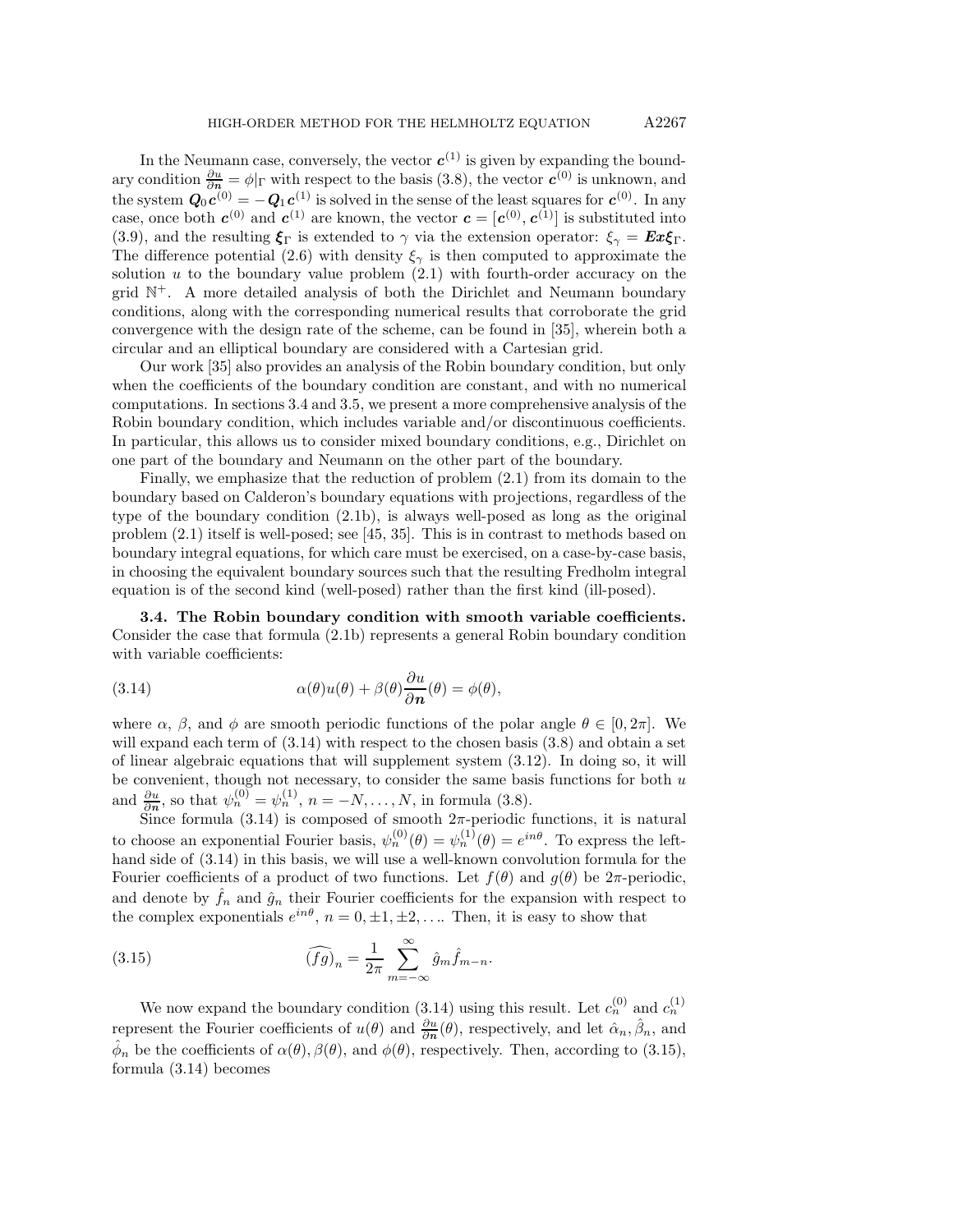In the Neumann case, conversely, the vector $\boldsymbol{c}^{(1)}$ is given by expanding the boundary condition $\frac{\partial u}{\partial \boldsymbol{n}} = \phi|_\Gamma$ with respect to the basis (3.8), the vector $\boldsymbol{c}^{(0)}$ is unknown, and the system $\boldsymbol{Q}_0\boldsymbol{c}^{(0)} = -\boldsymbol{Q}_1\boldsymbol{c}^{(1)}$ is solved in the sense of the least squares for $\boldsymbol{c}^{(0)}$. In any case, once both $\boldsymbol{c}^{(0)}$ and $\boldsymbol{c}^{(1)}$ are known, the vector $\boldsymbol{c} = [\boldsymbol{c}^{(0)}, \boldsymbol{c}^{(1)}]$ is substituted into (3.9), and the resulting $\boldsymbol{\xi}_\Gamma$ is extended to $\gamma$ via the extension operator: $\xi_\gamma = \boldsymbol{Ex}\boldsymbol{\xi}_\Gamma$. The difference potential (2.6) with density $\xi_\gamma$ is then computed to approximate the solution $u$ to the boundary value problem (2.1) with fourth-order accuracy on the grid $\mathbb{N}^+$. A more detailed analysis of both the Dirichlet and Neumann boundary conditions, along with the corresponding numerical results that corroborate the grid convergence with the design rate of the scheme, can be found in [35], wherein both a circular and an elliptical boundary are considered with a Cartesian grid.

Our work [35] also provides an analysis of the Robin boundary condition, but only when the coefficients of the boundary condition are constant, and with no numerical computations. In sections 3.4 and 3.5, we present a more comprehensive analysis of the Robin boundary condition, which includes variable and/or discontinuous coefficients. In particular, this allows us to consider mixed boundary conditions, e.g., Dirichlet on one part of the boundary and Neumann on the other part of the boundary.

Finally, we emphasize that the reduction of problem (2.1) from its domain to the boundary based on Calderon's boundary equations with projections, regardless of the type of the boundary condition (2.1b), is always well-posed as long as the original problem (2.1) itself is well-posed; see [45, 35]. This is in contrast to methods based on boundary integral equations, for which care must be exercised, on a case-by-case basis, in choosing the equivalent boundary sources such that the resulting Fredholm integral equation is of the second kind (well-posed) rather than the first kind (ill-posed).

**3.4. The Robin boundary condition with smooth variable coefficients.** Consider the case that formula (2.1b) represents a general Robin boundary condition with variable coefficients:

$$\alpha(\theta)u(\theta) + \beta(\theta)\frac{\partial u}{\partial \boldsymbol{n}}(\theta) = \phi(\theta), \tag{3.14}$$

where $\alpha$, $\beta$, and $\phi$ are smooth periodic functions of the polar angle $\theta \in [0, 2\pi]$. We will expand each term of (3.14) with respect to the chosen basis (3.8) and obtain a set of linear algebraic equations that will supplement system (3.12). In doing so, it will be convenient, though not necessary, to consider the same basis functions for both $u$ and $\frac{\partial u}{\partial \boldsymbol{n}}$, so that $\psi_n^{(0)} = \psi_n^{(1)}$, $n = -N, \ldots, N$, in formula (3.8).

Since formula (3.14) is composed of smooth $2\pi$-periodic functions, it is natural to choose an exponential Fourier basis, $\psi_n^{(0)}(\theta) = \psi_n^{(1)}(\theta) = e^{in\theta}$. To express the left-hand side of (3.14) in this basis, we will use a well-known convolution formula for the Fourier coefficients of a product of two functions. Let $f(\theta)$ and $g(\theta)$ be $2\pi$-periodic, and denote by $\hat{f}_n$ and $\hat{g}_n$ their Fourier coefficients for the expansion with respect to the complex exponentials $e^{in\theta}$, $n = 0, \pm 1, \pm 2, \ldots$. Then, it is easy to show that

$$\widehat{(fg)}_n = \frac{1}{2\pi}\sum_{m=-\infty}^{\infty} \hat{g}_m \hat{f}_{m-n}. \tag{3.15}$$

We now expand the boundary condition (3.14) using this result. Let $c_n^{(0)}$ and $c_n^{(1)}$ represent the Fourier coefficients of $u(\theta)$ and $\frac{\partial u}{\partial \boldsymbol{n}}(\theta)$, respectively, and let $\hat{\alpha}_n, \hat{\beta}_n$, and $\hat{\phi}_n$ be the coefficients of $\alpha(\theta), \beta(\theta)$, and $\phi(\theta)$, respectively. Then, according to (3.15), formula (3.14) becomes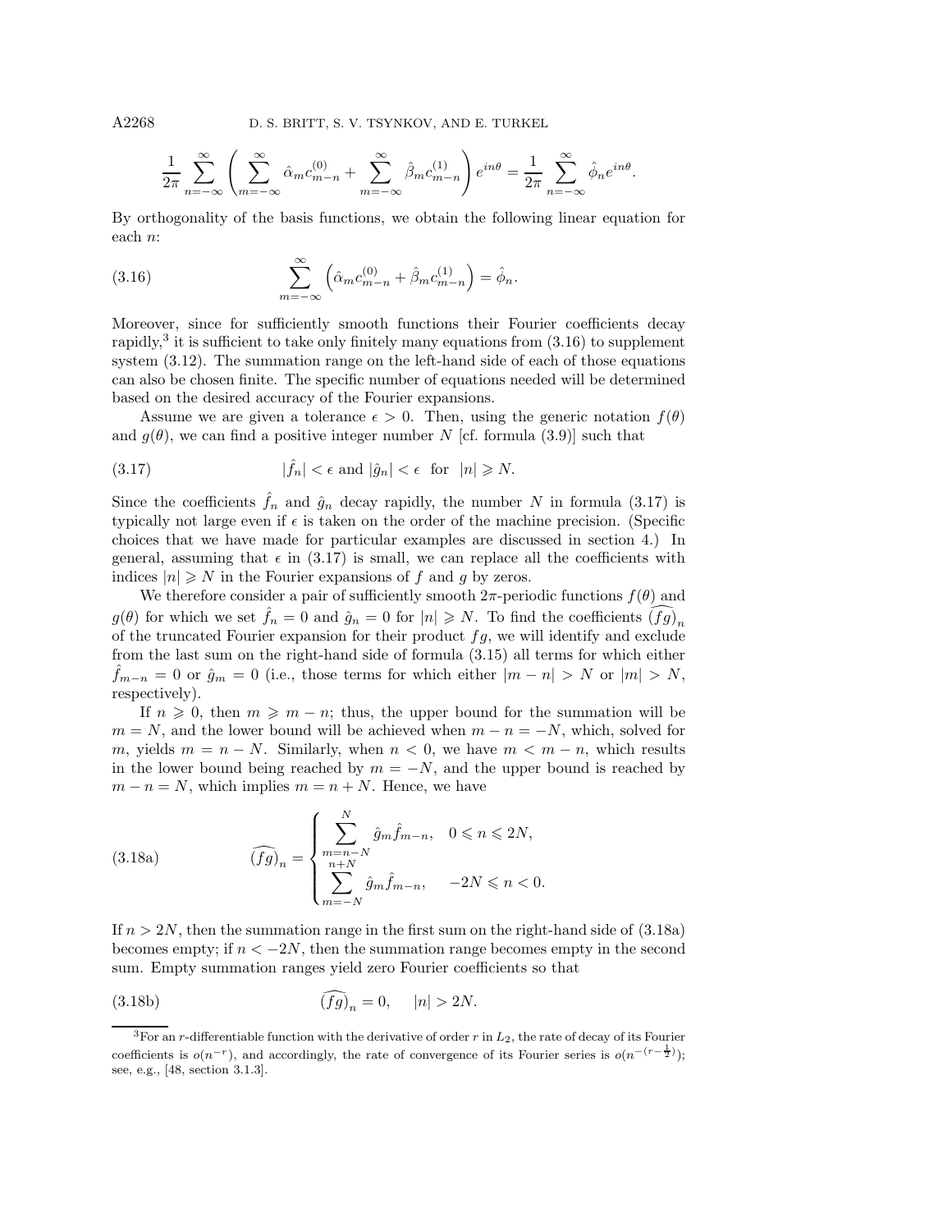$$\frac{1}{2\pi}\sum_{n=-\infty}^{\infty}\left(\sum_{m=-\infty}^{\infty}\hat{\alpha}_m c^{(0)}_{m-n}+\sum_{m=-\infty}^{\infty}\hat{\beta}_m c^{(1)}_{m-n}\right)e^{in\theta}=\frac{1}{2\pi}\sum_{n=-\infty}^{\infty}\hat{\phi}_n e^{in\theta}.$$

By orthogonality of the basis functions, we obtain the following linear equation for each $n$:

$$\sum_{m=-\infty}^{\infty}\left(\hat{\alpha}_m c^{(0)}_{m-n}+\hat{\beta}_m c^{(1)}_{m-n}\right)=\hat{\phi}_n. \tag{3.16}$$

Moreover, since for sufficiently smooth functions their Fourier coefficients decay rapidly,[3] it is sufficient to take only finitely many equations from (3.16) to supplement system (3.12). The summation range on the left-hand side of each of those equations can also be chosen finite. The specific number of equations needed will be determined based on the desired accuracy of the Fourier expansions.

Assume we are given a tolerance $\epsilon > 0$. Then, using the generic notation $f(\theta)$ and $g(\theta)$, we can find a positive integer number $N$ [cf. formula (3.9)] such that

$$|\hat{f}_n| < \epsilon \text{ and } |\hat{g}_n| < \epsilon \quad \text{for} \quad |n| \geqslant N. \tag{3.17}$$

Since the coefficients $\hat{f}_n$ and $\hat{g}_n$ decay rapidly, the number $N$ in formula (3.17) is typically not large even if $\epsilon$ is taken on the order of the machine precision. (Specific choices that we have made for particular examples are discussed in section 4.) In general, assuming that $\epsilon$ in (3.17) is small, we can replace all the coefficients with indices $|n| \geqslant N$ in the Fourier expansions of $f$ and $g$ by zeros.

We therefore consider a pair of sufficiently smooth $2\pi$-periodic functions $f(\theta)$ and $g(\theta)$ for which we set $\hat{f}_n = 0$ and $\hat{g}_n = 0$ for $|n| \geqslant N$. To find the coefficients $\widehat{(fg)}_n$ of the truncated Fourier expansion for their product $fg$, we will identify and exclude from the last sum on the right-hand side of formula (3.15) all terms for which either $\hat{f}_{m-n} = 0$ or $\hat{g}_m = 0$ (i.e., those terms for which either $|m-n| > N$ or $|m| > N$, respectively).

If $n \geqslant 0$, then $m \geqslant m-n$; thus, the upper bound for the summation will be $m = N$, and the lower bound will be achieved when $m - n = -N$, which, solved for $m$, yields $m = n - N$. Similarly, when $n < 0$, we have $m < m - n$, which results in the lower bound being reached by $m = -N$, and the upper bound is reached by $m - n = N$, which implies $m = n + N$. Hence, we have

$$\widehat{(fg)}_n = \begin{cases} \displaystyle\sum_{m=n-N}^{N} \hat{g}_m \hat{f}_{m-n}, & 0 \leqslant n \leqslant 2N, \\ \displaystyle\sum_{m=-N}^{n+N} \hat{g}_m \hat{f}_{m-n}, & -2N \leqslant n < 0. \end{cases} \tag{3.18a}$$

If $n > 2N$, then the summation range in the first sum on the right-hand side of (3.18a) becomes empty; if $n < -2N$, then the summation range becomes empty in the second sum. Empty summation ranges yield zero Fourier coefficients so that

$$\widehat{(fg)}_n = 0, \qquad |n| > 2N. \tag{3.18b}$$

[3] For an $r$-differentiable function with the derivative of order $r$ in $L_2$, the rate of decay of its Fourier coefficients is $o(n^{-r})$, and accordingly, the rate of convergence of its Fourier series is $o(n^{-(r-\frac{1}{2})})$; see, e.g., [48, section 3.1.3].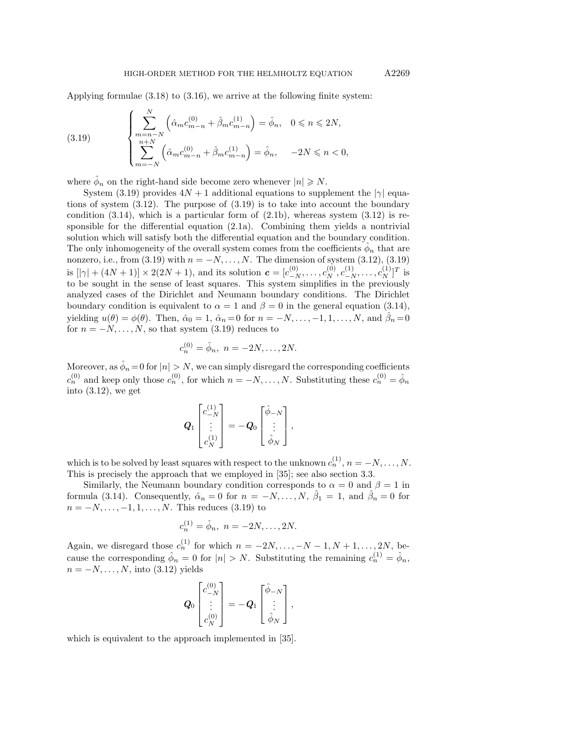Applying formulae (3.18) to (3.16), we arrive at the following finite system:

$$
\begin{cases}
\displaystyle\sum_{m=n-N}^{N} \left( \hat{\alpha}_m c_{m-n}^{(0)} + \hat{\beta}_m c_{m-n}^{(1)} \right) = \hat{\phi}_n, & 0 \leqslant n \leqslant 2N, \\
\displaystyle\sum_{m=-N}^{n+N} \left( \hat{\alpha}_m c_{m-n}^{(0)} + \hat{\beta}_m c_{m-n}^{(1)} \right) = \hat{\phi}_n, & -2N \leqslant n < 0,
\end{cases}
\tag{3.19}
$$

where $\hat{\phi}_n$ on the right-hand side become zero whenever $|n| \geqslant N$.

System (3.19) provides $4N+1$ additional equations to supplement the $|\gamma|$ equations of system (3.12). The purpose of (3.19) is to take into account the boundary condition (3.14), which is a particular form of (2.1b), whereas system (3.12) is responsible for the differential equation (2.1a). Combining them yields a nontrivial solution which will satisfy both the differential equation and the boundary condition. The only inhomogeneity of the overall system comes from the coefficients $\hat{\phi}_n$ that are nonzero, i.e., from (3.19) with $n = -N, \ldots, N$. The dimension of system (3.12), (3.19) is $[|\gamma| + (4N+1)] \times 2(2N+1)$, and its solution $\boldsymbol{c} = [c_{-N}^{(0)}, \ldots, c_N^{(0)}, c_{-N}^{(1)}, \ldots, c_N^{(1)}]^T$ is to be sought in the sense of least squares. This system simplifies in the previously analyzed cases of the Dirichlet and Neumann boundary conditions. The Dirichlet boundary condition is equivalent to $\alpha = 1$ and $\beta = 0$ in the general equation (3.14), yielding $u(\theta) = \phi(\theta)$. Then, $\hat{\alpha}_0 = 1$, $\hat{\alpha}_n = 0$ for $n = -N, \ldots, -1, 1, \ldots, N$, and $\hat{\beta}_n = 0$ for $n = -N, \ldots, N$, so that system (3.19) reduces to

$$
c_n^{(0)} = \hat{\phi}_n, \ n = -2N, \ldots, 2N.
$$

Moreover, as $\hat{\phi}_n = 0$ for $|n| > N$, we can simply disregard the corresponding coefficients $c_n^{(0)}$ and keep only those $c_n^{(0)}$, for which $n = -N, \ldots, N$. Substituting these $c_n^{(0)} = \hat{\phi}_n$ into (3.12), we get

$$
\boldsymbol{Q}_1 \begin{bmatrix} c_{-N}^{(1)} \\ \vdots \\ c_N^{(1)} \end{bmatrix} = -\boldsymbol{Q}_0 \begin{bmatrix} \hat{\phi}_{-N} \\ \vdots \\ \hat{\phi}_N \end{bmatrix},
$$

which is to be solved by least squares with respect to the unknown $c_n^{(1)}$, $n = -N, \ldots, N$. This is precisely the approach that we employed in [35]; see also section 3.3.

Similarly, the Neumann boundary condition corresponds to $\alpha = 0$ and $\beta = 1$ in formula (3.14). Consequently, $\hat{\alpha}_n = 0$ for $n = -N, \ldots, N$, $\hat{\beta}_1 = 1$, and $\hat{\beta}_n = 0$ for $n = -N, \ldots, -1, 1, \ldots, N$. This reduces (3.19) to

$$
c_n^{(1)} = \hat{\phi}_n, \ n = -2N, \ldots, 2N.
$$

Again, we disregard those $c_n^{(1)}$ for which $n = -2N, \ldots, -N-1, N+1, \ldots, 2N$, because the corresponding $\hat{\phi}_n = 0$ for $|n| > N$. Substituting the remaining $c_n^{(1)} = \hat{\phi}_n$, $n = -N, \ldots, N$, into (3.12) yields

$$
\boldsymbol{Q}_0 \begin{bmatrix} c_{-N}^{(0)} \\ \vdots \\ c_N^{(0)} \end{bmatrix} = -\boldsymbol{Q}_1 \begin{bmatrix} \hat{\phi}_{-N} \\ \vdots \\ \hat{\phi}_N \end{bmatrix},
$$

which is equivalent to the approach implemented in [35].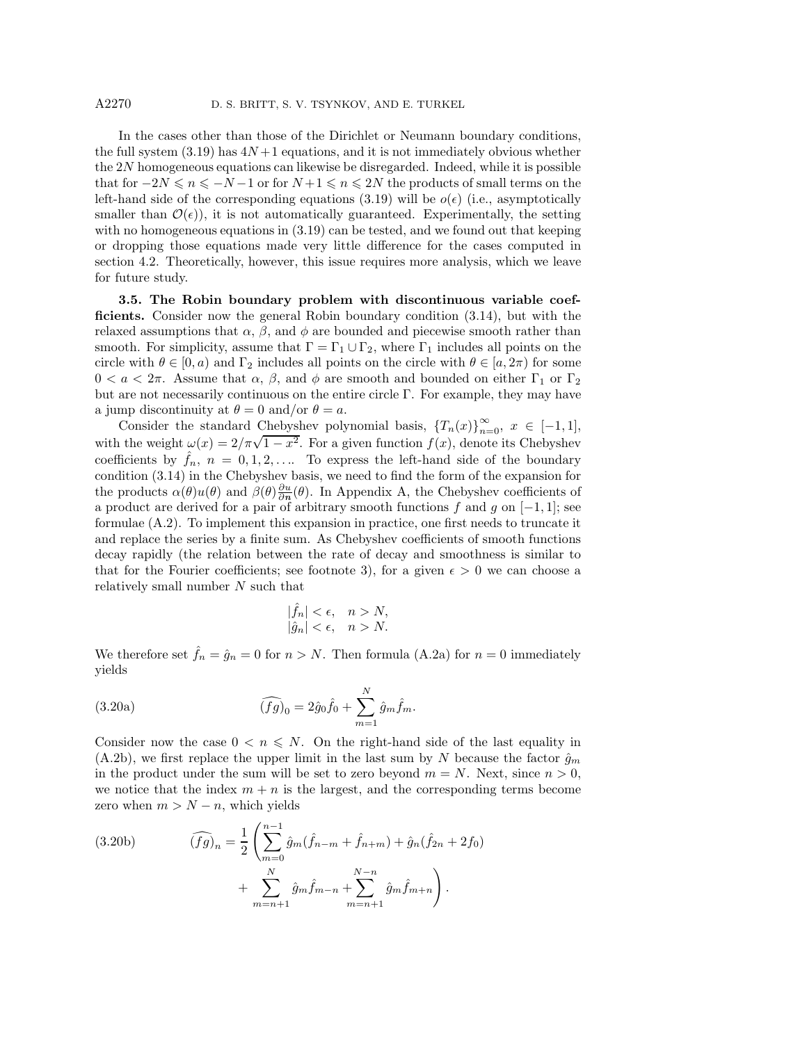In the cases other than those of the Dirichlet or Neumann boundary conditions, the full system (3.19) has $4N+1$ equations, and it is not immediately obvious whether the $2N$ homogeneous equations can likewise be disregarded. Indeed, while it is possible that for $-2N \leqslant n \leqslant -N-1$ or for $N+1 \leqslant n \leqslant 2N$ the products of small terms on the left-hand side of the corresponding equations (3.19) will be $o(\epsilon)$ (i.e., asymptotically smaller than $\mathcal{O}(\epsilon)$), it is not automatically guaranteed. Experimentally, the setting with no homogeneous equations in (3.19) can be tested, and we found out that keeping or dropping those equations made very little difference for the cases computed in section 4.2. Theoretically, however, this issue requires more analysis, which we leave for future study.

**3.5. The Robin boundary problem with discontinuous variable coefficients.** Consider now the general Robin boundary condition (3.14), but with the relaxed assumptions that $\alpha$, $\beta$, and $\phi$ are bounded and piecewise smooth rather than smooth. For simplicity, assume that $\Gamma = \Gamma_1 \cup \Gamma_2$, where $\Gamma_1$ includes all points on the circle with $\theta \in [0, a)$ and $\Gamma_2$ includes all points on the circle with $\theta \in [a, 2\pi)$ for some $0 < a < 2\pi$. Assume that $\alpha$, $\beta$, and $\phi$ are smooth and bounded on either $\Gamma_1$ or $\Gamma_2$ but are not necessarily continuous on the entire circle $\Gamma$. For example, they may have a jump discontinuity at $\theta = 0$ and/or $\theta = a$.

Consider the standard Chebyshev polynomial basis, $\{T_n(x)\}_{n=0}^{\infty}$, $x \in [-1, 1]$, with the weight $\omega(x) = 2/\pi\sqrt{1-x^2}$. For a given function $f(x)$, denote its Chebyshev coefficients by $\hat{f}_n$, $n = 0, 1, 2, \ldots$. To express the left-hand side of the boundary condition (3.14) in the Chebyshev basis, we need to find the form of the expansion for the products $\alpha(\theta)u(\theta)$ and $\beta(\theta)\frac{\partial u}{\partial \boldsymbol{n}}(\theta)$. In Appendix A, the Chebyshev coefficients of a product are derived for a pair of arbitrary smooth functions $f$ and $g$ on $[-1, 1]$; see formulae (A.2). To implement this expansion in practice, one first needs to truncate it and replace the series by a finite sum. As Chebyshev coefficients of smooth functions decay rapidly (the relation between the rate of decay and smoothness is similar to that for the Fourier coefficients; see footnote 3), for a given $\epsilon > 0$ we can choose a relatively small number $N$ such that

$$
\begin{aligned}
|\hat{f}_n| &< \epsilon, \quad n > N,\\
|\hat{g}_n| &< \epsilon, \quad n > N.
\end{aligned}
$$

We therefore set $\hat{f}_n = \hat{g}_n = 0$ for $n > N$. Then formula (A.2a) for $n = 0$ immediately yields

$$
\widehat{(fg)}_0 = 2\hat{g}_0\hat{f}_0 + \sum_{m=1}^{N} \hat{g}_m \hat{f}_m. \tag{3.20a}
$$

Consider now the case $0 < n \leqslant N$. On the right-hand side of the last equality in (A.2b), we first replace the upper limit in the last sum by $N$ because the factor $\hat{g}_m$ in the product under the sum will be set to zero beyond $m = N$. Next, since $n > 0$, we notice that the index $m + n$ is the largest, and the corresponding terms become zero when $m > N - n$, which yields

$$
\begin{aligned}
\widehat{(fg)}_n = \frac{1}{2}\Bigg( &\sum_{m=0}^{n-1} \hat{g}_m(\hat{f}_{n-m} + \hat{f}_{n+m}) + \hat{g}_n(\hat{f}_{2n} + 2f_0)\\
&+ \sum_{m=n+1}^{N} \hat{g}_m \hat{f}_{m-n} + \sum_{m=n+1}^{N-n} \hat{g}_m \hat{f}_{m+n} \Bigg).
\end{aligned} \tag{3.20b}
$$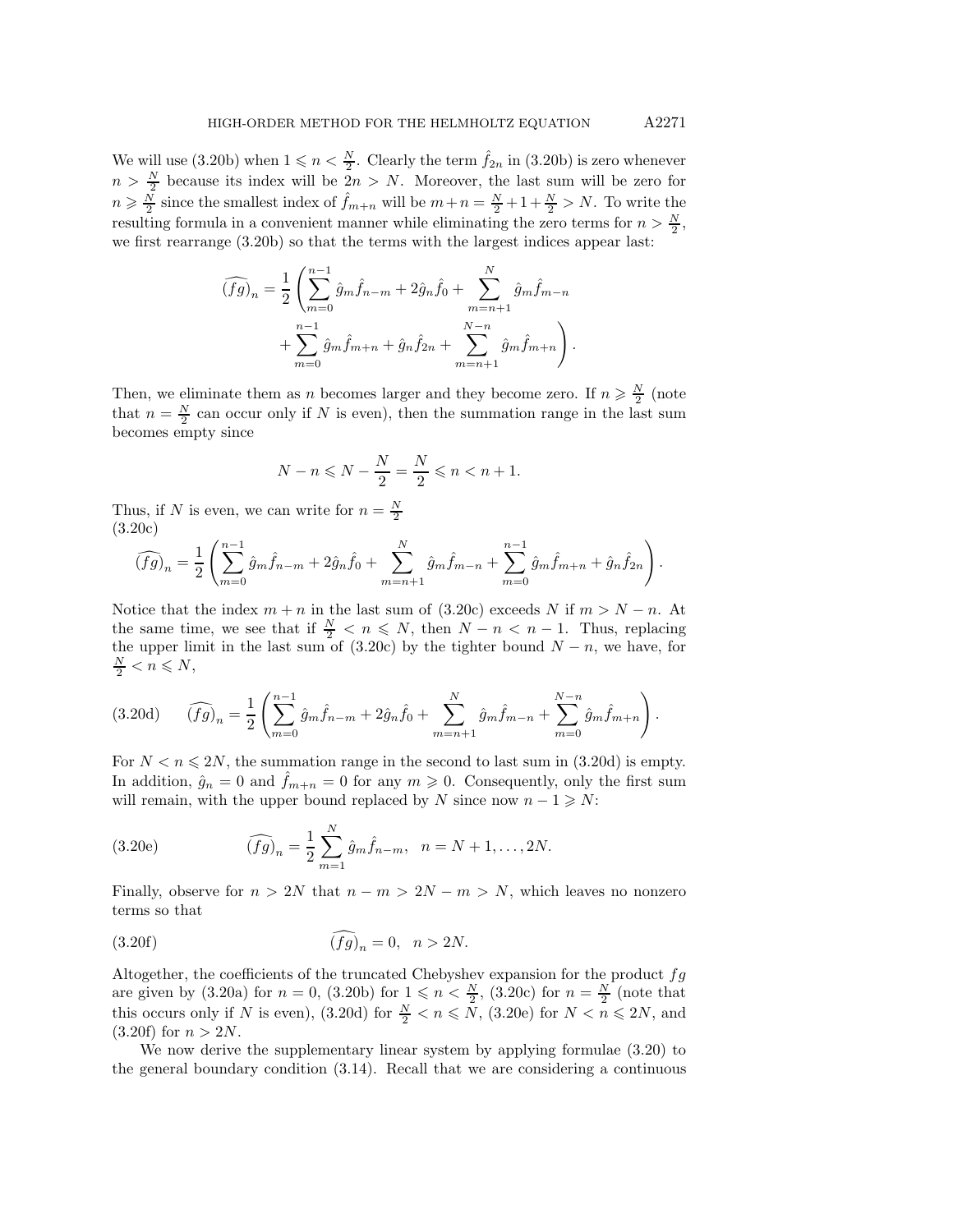We will use (3.20b) when $1 \leqslant n < \frac{N}{2}$. Clearly the term $\hat{f}_{2n}$ in (3.20b) is zero whenever $n > \frac{N}{2}$ because its index will be $2n > N$. Moreover, the last sum will be zero for $n \geqslant \frac{N}{2}$ since the smallest index of $\hat{f}_{m+n}$ will be $m+n = \frac{N}{2}+1+\frac{N}{2} > N$. To write the resulting formula in a convenient manner while eliminating the zero terms for $n > \frac{N}{2}$, we first rearrange (3.20b) so that the terms with the largest indices appear last:

$$
\widehat{(fg)}_n = \frac{1}{2}\left(\sum_{m=0}^{n-1} \hat{g}_m \hat{f}_{n-m} + 2\hat{g}_n \hat{f}_0 + \sum_{m=n+1}^{N} \hat{g}_m \hat{f}_{m-n} \right.
$$
$$
\left. + \sum_{m=0}^{n-1} \hat{g}_m \hat{f}_{m+n} + \hat{g}_n \hat{f}_{2n} + \sum_{m=n+1}^{N-n} \hat{g}_m \hat{f}_{m+n}\right).
$$

Then, we eliminate them as $n$ becomes larger and they become zero. If $n \geqslant \frac{N}{2}$ (note that $n = \frac{N}{2}$ can occur only if $N$ is even), then the summation range in the last sum becomes empty since

$$
N - n \leqslant N - \frac{N}{2} = \frac{N}{2} \leqslant n < n+1.
$$

Thus, if $N$ is even, we can write for $n = \frac{N}{2}$

(3.20c)

$$
\widehat{(fg)}_n = \frac{1}{2}\left(\sum_{m=0}^{n-1} \hat{g}_m \hat{f}_{n-m} + 2\hat{g}_n \hat{f}_0 + \sum_{m=n+1}^{N} \hat{g}_m \hat{f}_{m-n} + \sum_{m=0}^{n-1} \hat{g}_m \hat{f}_{m+n} + \hat{g}_n \hat{f}_{2n}\right).
$$

Notice that the index $m+n$ in the last sum of (3.20c) exceeds $N$ if $m > N-n$. At the same time, we see that if $\frac{N}{2} < n \leqslant N$, then $N - n < n - 1$. Thus, replacing the upper limit in the last sum of (3.20c) by the tighter bound $N-n$, we have, for $\frac{N}{2} < n \leqslant N$,

$$
\widehat{(fg)}_n = \frac{1}{2}\left(\sum_{m=0}^{n-1} \hat{g}_m \hat{f}_{n-m} + 2\hat{g}_n \hat{f}_0 + \sum_{m=n+1}^{N} \hat{g}_m \hat{f}_{m-n} + \sum_{m=0}^{N-n} \hat{g}_m \hat{f}_{m+n}\right). \tag{3.20d}
$$

For $N < n \leqslant 2N$, the summation range in the second to last sum in (3.20d) is empty. In addition, $\hat{g}_n = 0$ and $\hat{f}_{m+n} = 0$ for any $m \geqslant 0$. Consequently, only the first sum will remain, with the upper bound replaced by $N$ since now $n - 1 \geqslant N$:

$$
\widehat{(fg)}_n = \frac{1}{2}\sum_{m=1}^{N} \hat{g}_m \hat{f}_{n-m}, \quad n = N+1, \ldots, 2N. \tag{3.20e}
$$

Finally, observe for $n > 2N$ that $n - m > 2N - m > N$, which leaves no nonzero terms so that

$$
\widehat{(fg)}_n = 0, \quad n > 2N. \tag{3.20f}
$$

Altogether, the coefficients of the truncated Chebyshev expansion for the product $fg$ are given by (3.20a) for $n = 0$, (3.20b) for $1 \leqslant n < \frac{N}{2}$, (3.20c) for $n = \frac{N}{2}$ (note that this occurs only if $N$ is even), (3.20d) for $\frac{N}{2} < n \leqslant N$, (3.20e) for $N < n \leqslant 2N$, and (3.20f) for $n > 2N$.

We now derive the supplementary linear system by applying formulae (3.20) to the general boundary condition (3.14). Recall that we are considering a continuous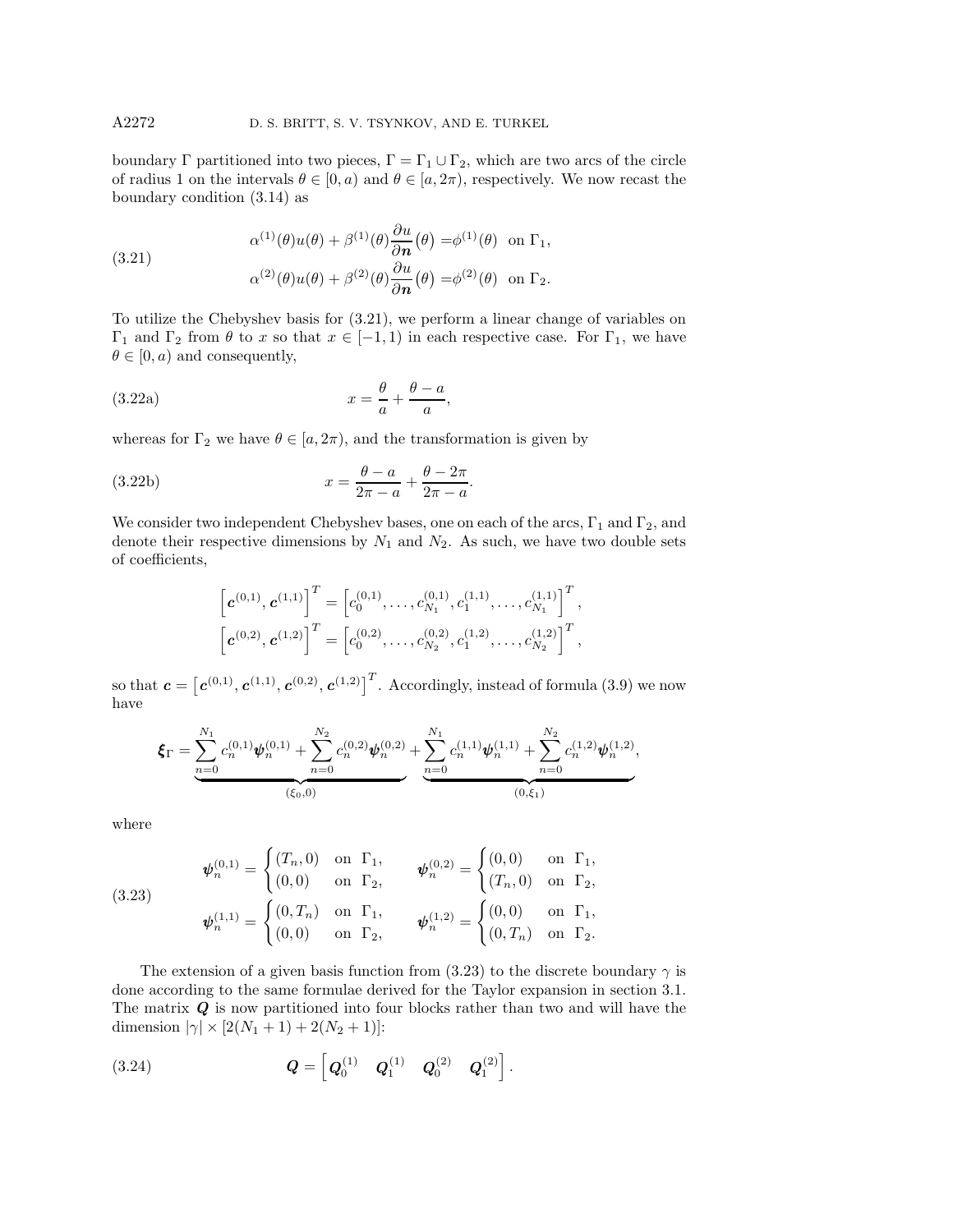boundary $\Gamma$ partitioned into two pieces, $\Gamma = \Gamma_1 \cup \Gamma_2$, which are two arcs of the circle of radius 1 on the intervals $\theta \in [0, a)$ and $\theta \in [a, 2\pi)$, respectively. We now recast the boundary condition (3.14) as

$$
\begin{aligned}
\alpha^{(1)}(\theta)u(\theta) + \beta^{(1)}(\theta)\frac{\partial u}{\partial \boldsymbol{n}}\big(\theta\big) &= \phi^{(1)}(\theta) \quad \text{on } \Gamma_1, \\
\alpha^{(2)}(\theta)u(\theta) + \beta^{(2)}(\theta)\frac{\partial u}{\partial \boldsymbol{n}}\big(\theta\big) &= \phi^{(2)}(\theta) \quad \text{on } \Gamma_2.
\end{aligned} \tag{3.21}
$$

To utilize the Chebyshev basis for (3.21), we perform a linear change of variables on $\Gamma_1$ and $\Gamma_2$ from $\theta$ to $x$ so that $x \in [-1, 1)$ in each respective case. For $\Gamma_1$, we have $\theta \in [0, a)$ and consequently,

$$
x = \frac{\theta}{a} + \frac{\theta - a}{a}, \tag{3.22a}
$$

whereas for $\Gamma_2$ we have $\theta \in [a, 2\pi)$, and the transformation is given by

$$
x = \frac{\theta - a}{2\pi - a} + \frac{\theta - 2\pi}{2\pi - a}. \tag{3.22b}
$$

We consider two independent Chebyshev bases, one on each of the arcs, $\Gamma_1$ and $\Gamma_2$, and denote their respective dimensions by $N_1$ and $N_2$. As such, we have two double sets of coefficients,

$$
\begin{aligned}
\left[\boldsymbol{c}^{(0,1)}, \boldsymbol{c}^{(1,1)}\right]^T &= \left[c_0^{(0,1)}, \dots, c_{N_1}^{(0,1)}, c_1^{(1,1)}, \dots, c_{N_1}^{(1,1)}\right]^T, \\
\left[\boldsymbol{c}^{(0,2)}, \boldsymbol{c}^{(1,2)}\right]^T &= \left[c_0^{(0,2)}, \dots, c_{N_2}^{(0,2)}, c_1^{(1,2)}, \dots, c_{N_2}^{(1,2)}\right]^T,
\end{aligned}
$$

so that $\boldsymbol{c} = \left[\boldsymbol{c}^{(0,1)}, \boldsymbol{c}^{(1,1)}, \boldsymbol{c}^{(0,2)}, \boldsymbol{c}^{(1,2)}\right]^T$. Accordingly, instead of formula (3.9) we now have

$$
\boldsymbol{\xi}_\Gamma = \underbrace{\sum_{n=0}^{N_1} c_n^{(0,1)}\boldsymbol{\psi}_n^{(0,1)} + \sum_{n=0}^{N_2} c_n^{(0,2)}\boldsymbol{\psi}_n^{(0,2)}}_{(\xi_0, 0)} + \underbrace{\sum_{n=0}^{N_1} c_n^{(1,1)}\boldsymbol{\psi}_n^{(1,1)} + \sum_{n=0}^{N_2} c_n^{(1,2)}\boldsymbol{\psi}_n^{(1,2)}}_{(0, \xi_1)},
$$

where

$$
\begin{aligned}
\boldsymbol{\psi}_n^{(0,1)} &= \begin{cases} (T_n, 0) & \text{on } \Gamma_1, \\ (0, 0) & \text{on } \Gamma_2, \end{cases} &\quad \boldsymbol{\psi}_n^{(0,2)} &= \begin{cases} (0, 0) & \text{on } \Gamma_1, \\ (T_n, 0) & \text{on } \Gamma_2, \end{cases} \\
\boldsymbol{\psi}_n^{(1,1)} &= \begin{cases} (0, T_n) & \text{on } \Gamma_1, \\ (0, 0) & \text{on } \Gamma_2, \end{cases} &\quad \boldsymbol{\psi}_n^{(1,2)} &= \begin{cases} (0, 0) & \text{on } \Gamma_1, \\ (0, T_n) & \text{on } \Gamma_2. \end{cases}
\end{aligned} \tag{3.23}
$$

The extension of a given basis function from (3.23) to the discrete boundary $\gamma$ is done according to the same formulae derived for the Taylor expansion in section 3.1. The matrix $\boldsymbol{Q}$ is now partitioned into four blocks rather than two and will have the dimension $|\gamma| \times [2(N_1 + 1) + 2(N_2 + 1)]$:

$$
\boldsymbol{Q} = \begin{bmatrix} \boldsymbol{Q}_0^{(1)} & \boldsymbol{Q}_1^{(1)} & \boldsymbol{Q}_0^{(2)} & \boldsymbol{Q}_1^{(2)} \end{bmatrix}. \tag{3.24}
$$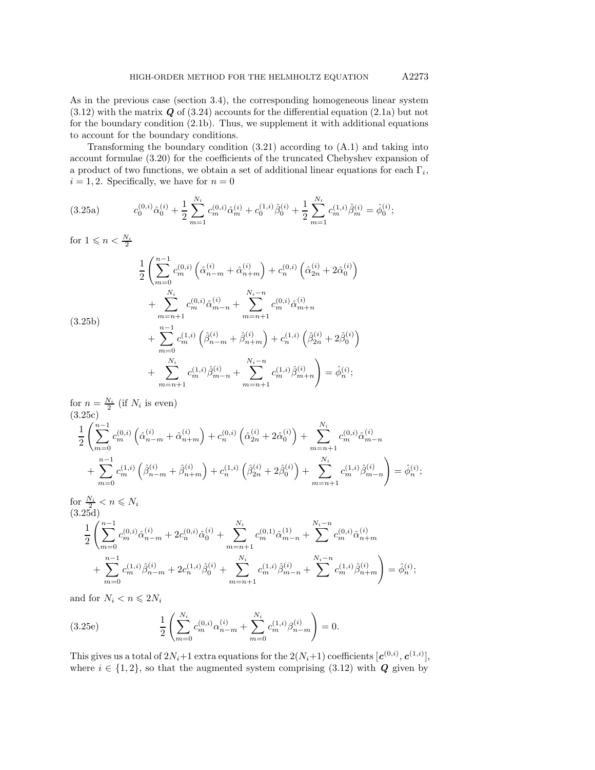As in the previous case (section 3.4), the corresponding homogeneous linear system (3.12) with the matrix $\boldsymbol{Q}$ of (3.24) accounts for the differential equation (2.1a) but not for the boundary condition (2.1b). Thus, we supplement it with additional equations to account for the boundary conditions.

Transforming the boundary condition (3.21) according to (A.1) and taking into account formulae (3.20) for the coefficients of the truncated Chebyshev expansion of a product of two functions, we obtain a set of additional linear equations for each $\Gamma_i$, $i = 1, 2$. Specifically, we have for $n = 0$

$$c_0^{(0,i)}\hat{\alpha}_0^{(i)} + \frac{1}{2}\sum_{m=1}^{N_i} c_m^{(0,i)}\hat{\alpha}_m^{(i)} + c_0^{(1,i)}\hat{\beta}_0^{(i)} + \frac{1}{2}\sum_{m=1}^{N_i} c_m^{(1,i)}\hat{\beta}_m^{(i)} = \hat{\phi}_0^{(i)}; \tag{3.25a}$$

for $1 \leqslant n < \frac{N_i}{2}$

$$\begin{aligned}
\frac{1}{2}\Bigg(&\sum_{m=0}^{n-1} c_m^{(0,i)}\left(\hat{\alpha}_{n-m}^{(i)} + \hat{\alpha}_{n+m}^{(i)}\right) + c_n^{(0,i)}\left(\hat{\alpha}_{2n}^{(i)} + 2\hat{\alpha}_0^{(i)}\right) \\
&+ \sum_{m=n+1}^{N_i} c_m^{(0,i)}\hat{\alpha}_{m-n}^{(i)} + \sum_{m=n+1}^{N_i-n} c_m^{(0,i)}\hat{\alpha}_{m+n}^{(i)} \\
&+ \sum_{m=0}^{n-1} c_m^{(1,i)}\left(\hat{\beta}_{n-m}^{(i)} + \hat{\beta}_{n+m}^{(i)}\right) + c_n^{(1,i)}\left(\hat{\beta}_{2n}^{(i)} + 2\hat{\beta}_0^{(i)}\right) \\
&+ \sum_{m=n+1}^{N_i} c_m^{(1,i)}\hat{\beta}_{m-n}^{(i)} + \sum_{m=n+1}^{N_i-n} c_m^{(1,i)}\hat{\beta}_{m+n}^{(i)}\Bigg) = \hat{\phi}_n^{(i)};
\end{aligned} \tag{3.25b}$$

for $n = \frac{N_i}{2}$ (if $N_i$ is even)

$$\begin{aligned}
\frac{1}{2}\Bigg(&\sum_{m=0}^{n-1} c_m^{(0,i)}\left(\hat{\alpha}_{n-m}^{(i)} + \hat{\alpha}_{n+m}^{(i)}\right) + c_n^{(0,i)}\left(\hat{\alpha}_{2n}^{(i)} + 2\hat{\alpha}_0^{(i)}\right) + \sum_{m=n+1}^{N_i} c_m^{(0,i)}\hat{\alpha}_{m-n}^{(i)} \\
&+ \sum_{m=0}^{n-1} c_m^{(1,i)}\left(\hat{\beta}_{n-m}^{(i)} + \hat{\beta}_{n+m}^{(i)}\right) + c_n^{(1,i)}\left(\hat{\beta}_{2n}^{(i)} + 2\hat{\beta}_0^{(i)}\right) + \sum_{m=n+1}^{N_i} c_m^{(1,i)}\hat{\beta}_{m-n}^{(i)}\Bigg) = \hat{\phi}_n^{(i)};
\end{aligned} \tag{3.25c}$$

for $\frac{N_i}{2} < n \leqslant N_i$

$$\begin{aligned}
\frac{1}{2}\Bigg(&\sum_{m=0}^{n-1} c_m^{(0,i)}\hat{\alpha}_{n-m}^{(i)} + 2c_n^{(0,i)}\hat{\alpha}_0^{(i)} + \sum_{m=n+1}^{N_i} c_m^{(0,1)}\hat{\alpha}_{m-n}^{(1)} + \sum^{N_i-n} c_m^{(0,i)}\hat{\alpha}_{n+m}^{(i)} \\
&+ \sum_{m=0}^{n-1} c_m^{(1,i)}\hat{\beta}_{n-m}^{(i)} + 2c_n^{(1,i)}\hat{\beta}_0^{(i)} + \sum_{m=n+1}^{N_i} c_m^{(1,i)}\hat{\beta}_{m-n}^{(i)} + \sum^{N_i-n} c_m^{(1,i)}\hat{\beta}_{n+m}^{(i)}\Bigg) = \hat{\phi}_n^{(i)};
\end{aligned} \tag{3.25d}$$

and for $N_i < n \leqslant 2N_i$

$$\frac{1}{2}\left(\sum_{m=0}^{N_i} c_m^{(0,i)}\alpha_{n-m}^{(i)} + \sum_{m=0}^{N_i} c_m^{(1,i)}\beta_{n-m}^{(i)}\right) = 0. \tag{3.25e}$$

This gives us a total of $2N_i+1$ extra equations for the $2(N_i+1)$ coefficients $[\boldsymbol{c}^{(0,i)}, \boldsymbol{c}^{(1,i)}]$, where $i \in \{1, 2\}$, so that the augmented system comprising (3.12) with $\boldsymbol{Q}$ given by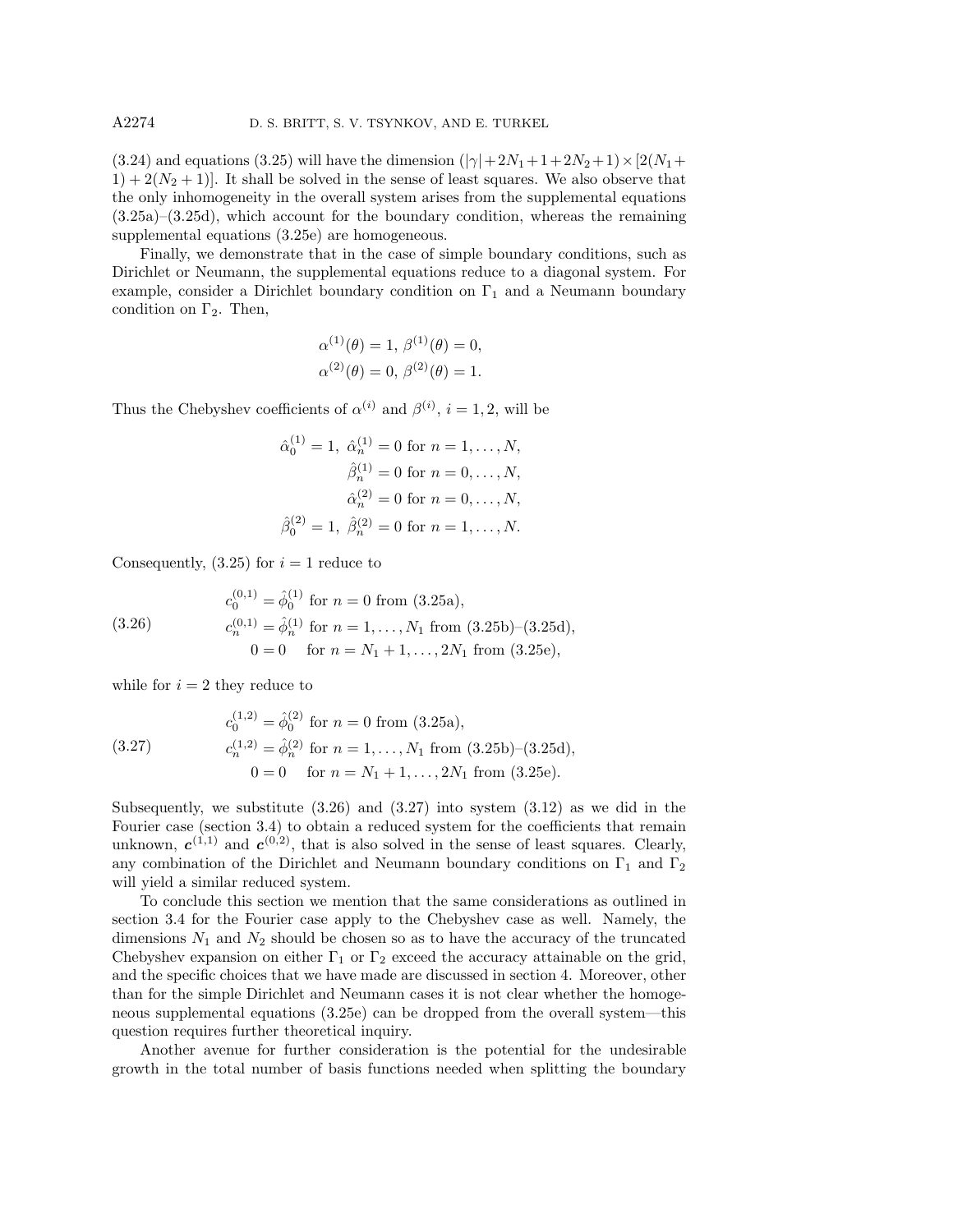(3.24) and equations (3.25) will have the dimension $(|\gamma|+2N_1+1+2N_2+1)\times[2(N_1+1)+2(N_2+1)]$. It shall be solved in the sense of least squares. We also observe that the only inhomogeneity in the overall system arises from the supplemental equations (3.25a)–(3.25d), which account for the boundary condition, whereas the remaining supplemental equations (3.25e) are homogeneous.

Finally, we demonstrate that in the case of simple boundary conditions, such as Dirichlet or Neumann, the supplemental equations reduce to a diagonal system. For example, consider a Dirichlet boundary condition on $\Gamma_1$ and a Neumann boundary condition on $\Gamma_2$. Then,

$$\alpha^{(1)}(\theta) = 1,\ \beta^{(1)}(\theta) = 0,$$
$$\alpha^{(2)}(\theta) = 0,\ \beta^{(2)}(\theta) = 1.$$

Thus the Chebyshev coefficients of $\alpha^{(i)}$ and $\beta^{(i)}$, $i = 1, 2$, will be

$$\begin{aligned}
\hat{\alpha}_0^{(1)} = 1,\ \hat{\alpha}_n^{(1)} &= 0 \text{ for } n = 1,\ldots,N,\\
\hat{\beta}_n^{(1)} &= 0 \text{ for } n = 0,\ldots,N,\\
\hat{\alpha}_n^{(2)} &= 0 \text{ for } n = 0,\ldots,N,\\
\hat{\beta}_0^{(2)} = 1,\ \hat{\beta}_n^{(2)} &= 0 \text{ for } n = 1,\ldots,N.
\end{aligned}$$

Consequently, (3.25) for $i = 1$ reduce to

$$\begin{aligned}
c_0^{(0,1)} &= \hat{\phi}_0^{(1)} \text{ for } n = 0 \text{ from (3.25a)},\\
c_n^{(0,1)} &= \hat{\phi}_n^{(1)} \text{ for } n = 1,\ldots,N_1 \text{ from (3.25b)–(3.25d)},\\
0 &= 0 \quad \text{for } n = N_1+1,\ldots,2N_1 \text{ from (3.25e)},
\end{aligned} \tag{3.26}$$

while for $i = 2$ they reduce to

$$\begin{aligned}
c_0^{(1,2)} &= \hat{\phi}_0^{(2)} \text{ for } n = 0 \text{ from (3.25a)},\\
c_n^{(1,2)} &= \hat{\phi}_n^{(2)} \text{ for } n = 1,\ldots,N_1 \text{ from (3.25b)–(3.25d)},\\
0 &= 0 \quad \text{for } n = N_1+1,\ldots,2N_1 \text{ from (3.25e)}.
\end{aligned} \tag{3.27}$$

Subsequently, we substitute (3.26) and (3.27) into system (3.12) as we did in the Fourier case (section 3.4) to obtain a reduced system for the coefficients that remain unknown, $\boldsymbol{c}^{(1,1)}$ and $\boldsymbol{c}^{(0,2)}$, that is also solved in the sense of least squares. Clearly, any combination of the Dirichlet and Neumann boundary conditions on $\Gamma_1$ and $\Gamma_2$ will yield a similar reduced system.

To conclude this section we mention that the same considerations as outlined in section 3.4 for the Fourier case apply to the Chebyshev case as well. Namely, the dimensions $N_1$ and $N_2$ should be chosen so as to have the accuracy of the truncated Chebyshev expansion on either $\Gamma_1$ or $\Gamma_2$ exceed the accuracy attainable on the grid, and the specific choices that we have made are discussed in section 4. Moreover, other than for the simple Dirichlet and Neumann cases it is not clear whether the homogeneous supplemental equations (3.25e) can be dropped from the overall system—this question requires further theoretical inquiry.

Another avenue for further consideration is the potential for the undesirable growth in the total number of basis functions needed when splitting the boundary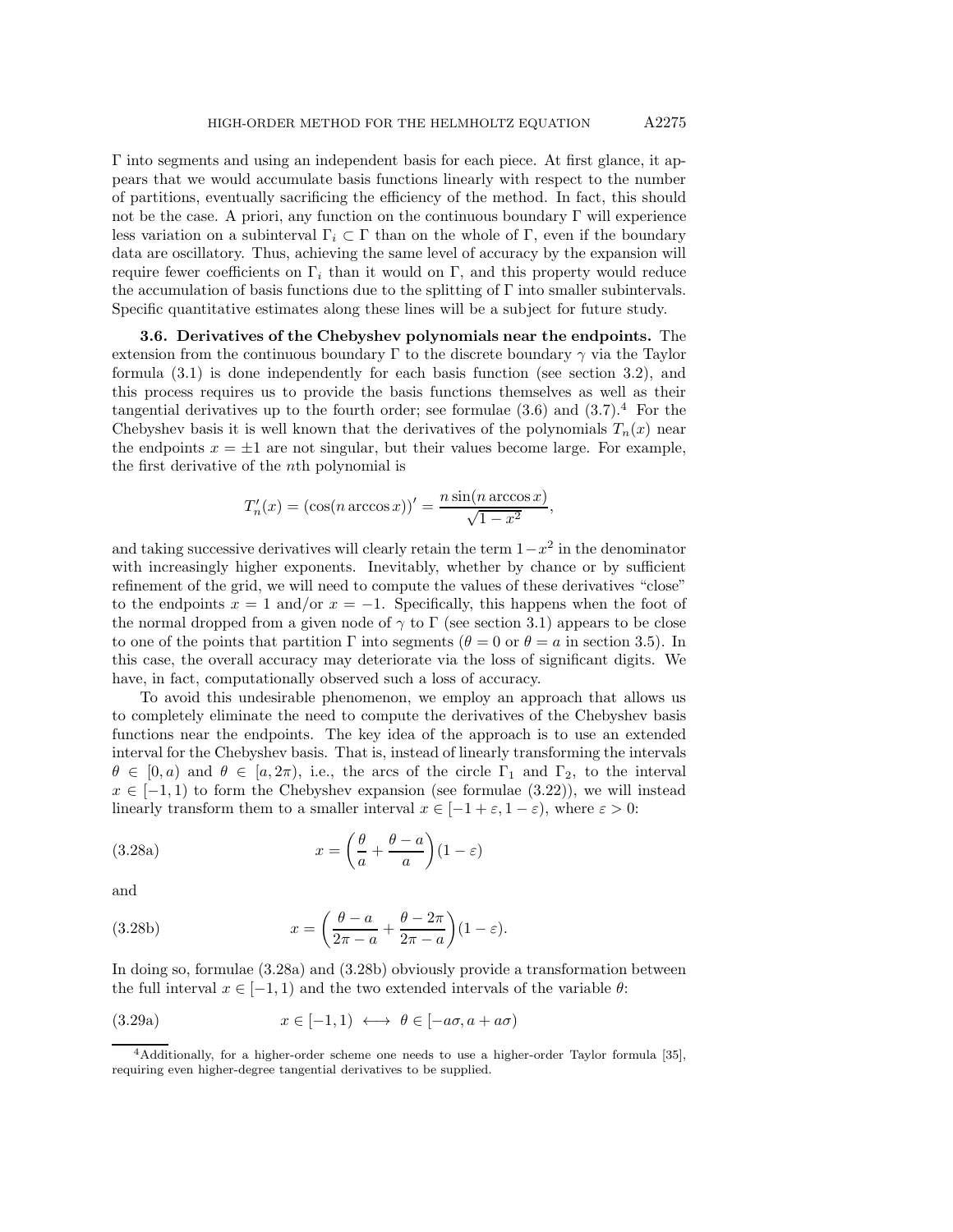$\Gamma$ into segments and using an independent basis for each piece. At first glance, it appears that we would accumulate basis functions linearly with respect to the number of partitions, eventually sacrificing the efficiency of the method. In fact, this should not be the case. A priori, any function on the continuous boundary $\Gamma$ will experience less variation on a subinterval $\Gamma_i \subset \Gamma$ than on the whole of $\Gamma$, even if the boundary data are oscillatory. Thus, achieving the same level of accuracy by the expansion will require fewer coefficients on $\Gamma_i$ than it would on $\Gamma$, and this property would reduce the accumulation of basis functions due to the splitting of $\Gamma$ into smaller subintervals. Specific quantitative estimates along these lines will be a subject for future study.

**3.6. Derivatives of the Chebyshev polynomials near the endpoints.** The extension from the continuous boundary $\Gamma$ to the discrete boundary $\gamma$ via the Taylor formula (3.1) is done independently for each basis function (see section 3.2), and this process requires us to provide the basis functions themselves as well as their tangential derivatives up to the fourth order; see formulae (3.6) and (3.7).[4] For the Chebyshev basis it is well known that the derivatives of the polynomials $T_n(x)$ near the endpoints $x = \pm 1$ are not singular, but their values become large. For example, the first derivative of the $n$th polynomial is

$$T_n'(x) = (\cos(n \arccos x))' = \frac{n \sin(n \arccos x)}{\sqrt{1 - x^2}},$$

and taking successive derivatives will clearly retain the term $1 - x^2$ in the denominator with increasingly higher exponents. Inevitably, whether by chance or by sufficient refinement of the grid, we will need to compute the values of these derivatives "close" to the endpoints $x = 1$ and/or $x = -1$. Specifically, this happens when the foot of the normal dropped from a given node of $\gamma$ to $\Gamma$ (see section 3.1) appears to be close to one of the points that partition $\Gamma$ into segments ($\theta = 0$ or $\theta = a$ in section 3.5). In this case, the overall accuracy may deteriorate via the loss of significant digits. We have, in fact, computationally observed such a loss of accuracy.

To avoid this undesirable phenomenon, we employ an approach that allows us to completely eliminate the need to compute the derivatives of the Chebyshev basis functions near the endpoints. The key idea of the approach is to use an extended interval for the Chebyshev basis. That is, instead of linearly transforming the intervals $\theta \in [0, a)$ and $\theta \in [a, 2\pi)$, i.e., the arcs of the circle $\Gamma_1$ and $\Gamma_2$, to the interval $x \in [-1, 1)$ to form the Chebyshev expansion (see formulae (3.22)), we will instead linearly transform them to a smaller interval $x \in [-1 + \varepsilon, 1 - \varepsilon)$, where $\varepsilon > 0$:

$$x = \left(\frac{\theta}{a} + \frac{\theta - a}{a}\right)(1 - \varepsilon) \tag{3.28a}$$

and

$$x = \left(\frac{\theta - a}{2\pi - a} + \frac{\theta - 2\pi}{2\pi - a}\right)(1 - \varepsilon). \tag{3.28b}$$

In doing so, formulae (3.28a) and (3.28b) obviously provide a transformation between the full interval $x \in [-1, 1)$ and the two extended intervals of the variable $\theta$:

$$x \in [-1, 1) \;\longleftrightarrow\; \theta \in [-a\sigma, a + a\sigma) \tag{3.29a}$$

[4]Additionally, for a higher-order scheme one needs to use a higher-order Taylor formula [35], requiring even higher-degree tangential derivatives to be supplied.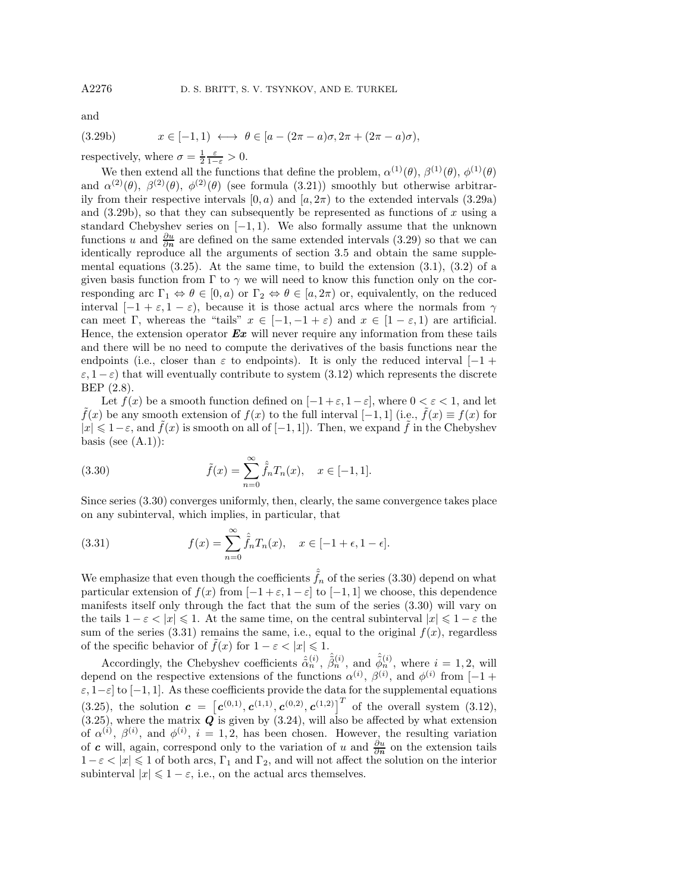and

$$
x \in [-1, 1) \;\longleftrightarrow\; \theta \in [a - (2\pi - a)\sigma, 2\pi + (2\pi - a)\sigma), \tag{3.29b}
$$

respectively, where $\sigma = \frac{1}{2}\frac{\varepsilon}{1-\varepsilon} > 0$.

We then extend all the functions that define the problem, $\alpha^{(1)}(\theta)$, $\beta^{(1)}(\theta)$, $\phi^{(1)}(\theta)$ and $\alpha^{(2)}(\theta)$, $\beta^{(2)}(\theta)$, $\phi^{(2)}(\theta)$ (see formula (3.21)) smoothly but otherwise arbitrarily from their respective intervals $[0, a)$ and $[a, 2\pi)$ to the extended intervals (3.29a) and (3.29b), so that they can subsequently be represented as functions of $x$ using a standard Chebyshev series on $[-1, 1)$. We also formally assume that the unknown functions $u$ and $\frac{\partial u}{\partial \boldsymbol{n}}$ are defined on the same extended intervals (3.29) so that we can identically reproduce all the arguments of section 3.5 and obtain the same supplemental equations (3.25). At the same time, to build the extension (3.1), (3.2) of a given basis function from $\Gamma$ to $\gamma$ we will need to know this function only on the corresponding arc $\Gamma_1 \Leftrightarrow \theta \in [0, a)$ or $\Gamma_2 \Leftrightarrow \theta \in [a, 2\pi)$ or, equivalently, on the reduced interval $[-1+\varepsilon, 1-\varepsilon)$, because it is those actual arcs where the normals from $\gamma$ can meet $\Gamma$, whereas the "tails" $x \in [-1, -1+\varepsilon)$ and $x \in [1-\varepsilon, 1)$ are artificial. Hence, the extension operator $\boldsymbol{Ex}$ will never require any information from these tails and there will be no need to compute the derivatives of the basis functions near the endpoints (i.e., closer than $\varepsilon$ to endpoints). It is only the reduced interval $[-1 + \varepsilon, 1-\varepsilon)$ that will eventually contribute to system (3.12) which represents the discrete BEP (2.8).

Let $f(x)$ be a smooth function defined on $[-1+\varepsilon, 1-\varepsilon]$, where $0 < \varepsilon < 1$, and let $\tilde{f}(x)$ be any smooth extension of $f(x)$ to the full interval $[-1, 1]$ (i.e., $\tilde{f}(x) \equiv f(x)$ for $|x| \leqslant 1-\varepsilon$, and $\tilde{f}(x)$ is smooth on all of $[-1, 1]$). Then, we expand $\tilde{f}$ in the Chebyshev basis (see (A.1)):

$$
\tilde{f}(x) = \sum_{n=0}^{\infty} \hat{\tilde{f}}_n T_n(x), \quad x \in [-1, 1]. \tag{3.30}
$$

Since series (3.30) converges uniformly, then, clearly, the same convergence takes place on any subinterval, which implies, in particular, that

$$
f(x) = \sum_{n=0}^{\infty} \hat{\tilde{f}}_n T_n(x), \quad x \in [-1+\epsilon, 1-\epsilon]. \tag{3.31}
$$

We emphasize that even though the coefficients $\hat{\tilde{f}}_n$ of the series (3.30) depend on what particular extension of $f(x)$ from $[-1+\varepsilon, 1-\varepsilon]$ to $[-1, 1]$ we choose, this dependence manifests itself only through the fact that the sum of the series (3.30) will vary on the tails $1-\varepsilon < |x| \leqslant 1$. At the same time, on the central subinterval $|x| \leqslant 1-\varepsilon$ the sum of the series (3.31) remains the same, i.e., equal to the original $f(x)$, regardless of the specific behavior of $\tilde{f}(x)$ for $1-\varepsilon < |x| \leqslant 1$.

Accordingly, the Chebyshev coefficients $\hat{\tilde{\alpha}}_n^{(i)}$, $\hat{\tilde{\beta}}_n^{(i)}$, and $\hat{\tilde{\phi}}_n^{(i)}$, where $i = 1, 2$, will depend on the respective extensions of the functions $\alpha^{(i)}$, $\beta^{(i)}$, and $\phi^{(i)}$ from $[-1+\varepsilon, 1-\varepsilon]$ to $[-1, 1]$. As these coefficients provide the data for the supplemental equations (3.25), the solution $\boldsymbol{c} = \left[\boldsymbol{c}^{(0,1)}, \boldsymbol{c}^{(1,1)}, \boldsymbol{c}^{(0,2)}, \boldsymbol{c}^{(1,2)}\right]^T$ of the overall system (3.12), (3.25), where the matrix $\boldsymbol{Q}$ is given by (3.24), will also be affected by what extension of $\alpha^{(i)}$, $\beta^{(i)}$, and $\phi^{(i)}$, $i = 1, 2$, has been chosen. However, the resulting variation of $\boldsymbol{c}$ will, again, correspond only to the variation of $u$ and $\frac{\partial u}{\partial \boldsymbol{n}}$ on the extension tails $1-\varepsilon < |x| \leqslant 1$ of both arcs, $\Gamma_1$ and $\Gamma_2$, and will not affect the solution on the interior subinterval $|x| \leqslant 1-\varepsilon$, i.e., on the actual arcs themselves.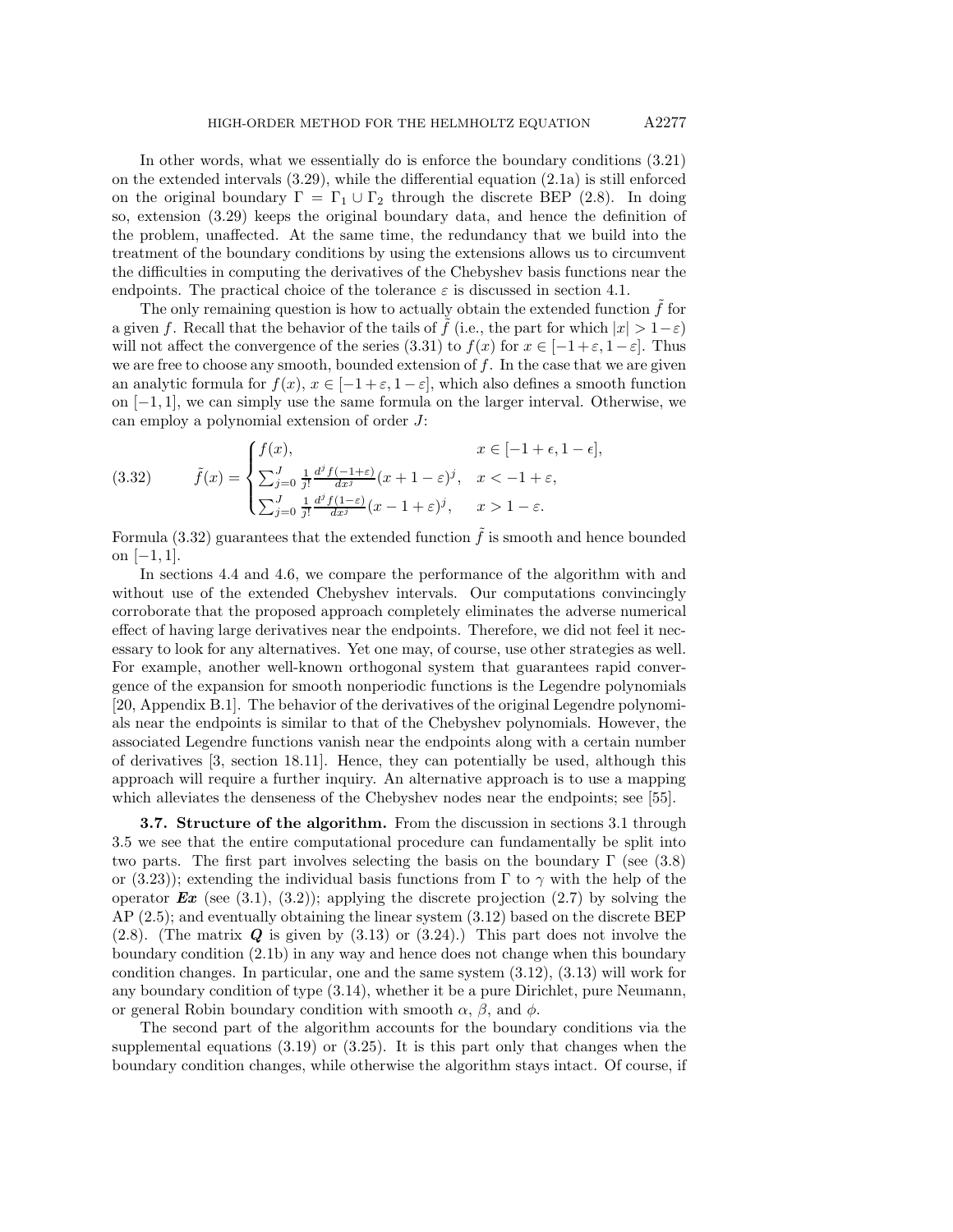In other words, what we essentially do is enforce the boundary conditions (3.21) on the extended intervals (3.29), while the differential equation (2.1a) is still enforced on the original boundary $\Gamma = \Gamma_1 \cup \Gamma_2$ through the discrete BEP (2.8). In doing so, extension (3.29) keeps the original boundary data, and hence the definition of the problem, unaffected. At the same time, the redundancy that we build into the treatment of the boundary conditions by using the extensions allows us to circumvent the difficulties in computing the derivatives of the Chebyshev basis functions near the endpoints. The practical choice of the tolerance $\varepsilon$ is discussed in section 4.1.

The only remaining question is how to actually obtain the extended function $\tilde{f}$ for a given $f$. Recall that the behavior of the tails of $\tilde{f}$ (i.e., the part for which $|x| > 1-\varepsilon$) will not affect the convergence of the series (3.31) to $f(x)$ for $x \in [-1+\varepsilon, 1-\varepsilon]$. Thus we are free to choose any smooth, bounded extension of $f$. In the case that we are given an analytic formula for $f(x)$, $x \in [-1+\varepsilon, 1-\varepsilon]$, which also defines a smooth function on $[-1, 1]$, we can simply use the same formula on the larger interval. Otherwise, we can employ a polynomial extension of order $J$:

$$
\tilde{f}(x) = \begin{cases} f(x), & x \in [-1+\epsilon, 1-\epsilon], \\ \sum_{j=0}^{J} \frac{1}{j!} \frac{d^j f(-1+\varepsilon)}{dx^j} (x+1-\varepsilon)^j, & x < -1+\varepsilon, \\ \sum_{j=0}^{J} \frac{1}{j!} \frac{d^j f(1-\varepsilon)}{dx^j} (x-1+\varepsilon)^j, & x > 1-\varepsilon. \end{cases} \tag{3.32}
$$

Formula (3.32) guarantees that the extended function $\tilde{f}$ is smooth and hence bounded on $[-1, 1]$.

In sections 4.4 and 4.6, we compare the performance of the algorithm with and without use of the extended Chebyshev intervals. Our computations convincingly corroborate that the proposed approach completely eliminates the adverse numerical effect of having large derivatives near the endpoints. Therefore, we did not feel it necessary to look for any alternatives. Yet one may, of course, use other strategies as well. For example, another well-known orthogonal system that guarantees rapid convergence of the expansion for smooth nonperiodic functions is the Legendre polynomials [20, Appendix B.1]. The behavior of the derivatives of the original Legendre polynomials near the endpoints is similar to that of the Chebyshev polynomials. However, the associated Legendre functions vanish near the endpoints along with a certain number of derivatives [3, section 18.11]. Hence, they can potentially be used, although this approach will require a further inquiry. An alternative approach is to use a mapping which alleviates the denseness of the Chebyshev nodes near the endpoints; see [55].

**3.7. Structure of the algorithm.** From the discussion in sections 3.1 through 3.5 we see that the entire computational procedure can fundamentally be split into two parts. The first part involves selecting the basis on the boundary $\Gamma$ (see (3.8) or (3.23)); extending the individual basis functions from $\Gamma$ to $\gamma$ with the help of the operator $\boldsymbol{Ex}$ (see (3.1), (3.2)); applying the discrete projection (2.7) by solving the AP (2.5); and eventually obtaining the linear system (3.12) based on the discrete BEP (2.8). (The matrix $\boldsymbol{Q}$ is given by (3.13) or (3.24).) This part does not involve the boundary condition (2.1b) in any way and hence does not change when this boundary condition changes. In particular, one and the same system (3.12), (3.13) will work for any boundary condition of type (3.14), whether it be a pure Dirichlet, pure Neumann, or general Robin boundary condition with smooth $\alpha$, $\beta$, and $\phi$.

The second part of the algorithm accounts for the boundary conditions via the supplemental equations (3.19) or (3.25). It is this part only that changes when the boundary condition changes, while otherwise the algorithm stays intact. Of course, if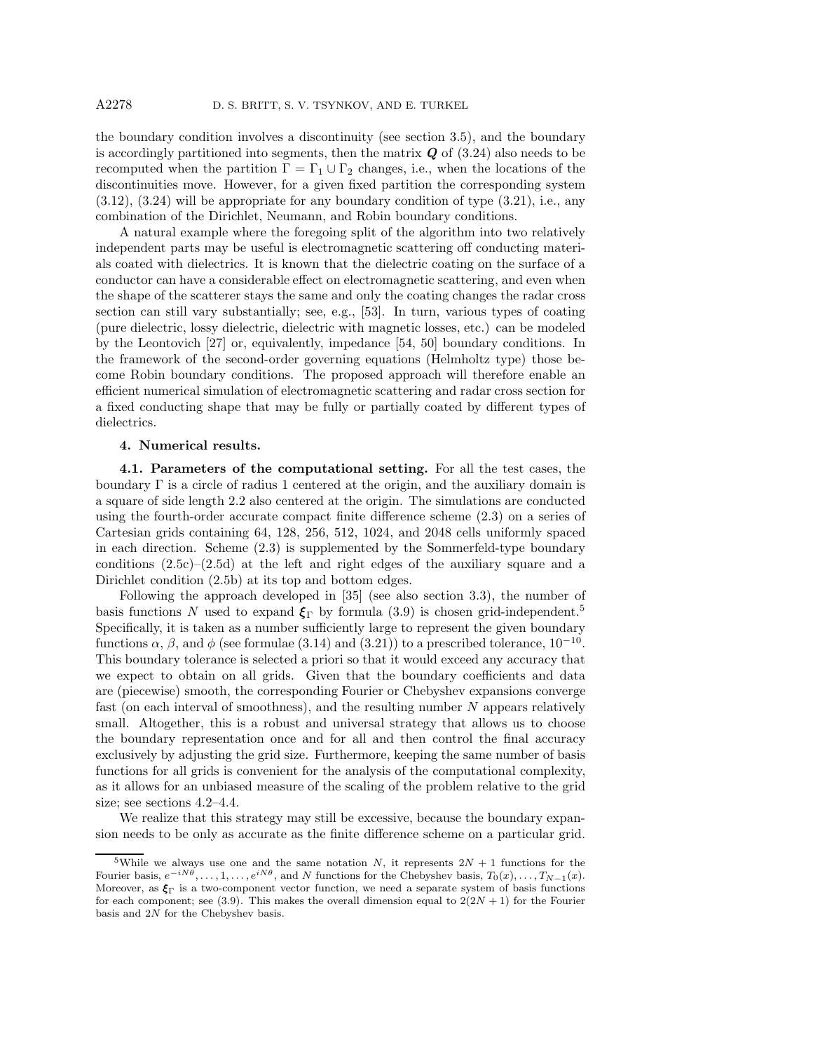the boundary condition involves a discontinuity (see section 3.5), and the boundary is accordingly partitioned into segments, then the matrix $\boldsymbol{Q}$ of (3.24) also needs to be recomputed when the partition $\Gamma = \Gamma_1 \cup \Gamma_2$ changes, i.e., when the locations of the discontinuities move. However, for a given fixed partition the corresponding system (3.12), (3.24) will be appropriate for any boundary condition of type (3.21), i.e., any combination of the Dirichlet, Neumann, and Robin boundary conditions.

A natural example where the foregoing split of the algorithm into two relatively independent parts may be useful is electromagnetic scattering off conducting materials coated with dielectrics. It is known that the dielectric coating on the surface of a conductor can have a considerable effect on electromagnetic scattering, and even when the shape of the scatterer stays the same and only the coating changes the radar cross section can still vary substantially; see, e.g., [53]. In turn, various types of coating (pure dielectric, lossy dielectric, dielectric with magnetic losses, etc.) can be modeled by the Leontovich [27] or, equivalently, impedance [54, 50] boundary conditions. In the framework of the second-order governing equations (Helmholtz type) those become Robin boundary conditions. The proposed approach will therefore enable an efficient numerical simulation of electromagnetic scattering and radar cross section for a fixed conducting shape that may be fully or partially coated by different types of dielectrics.

## 4. Numerical results.

### 4.1. Parameters of the computational setting.

For all the test cases, the boundary $\Gamma$ is a circle of radius 1 centered at the origin, and the auxiliary domain is a square of side length 2.2 also centered at the origin. The simulations are conducted using the fourth-order accurate compact finite difference scheme (2.3) on a series of Cartesian grids containing 64, 128, 256, 512, 1024, and 2048 cells uniformly spaced in each direction. Scheme (2.3) is supplemented by the Sommerfeld-type boundary conditions (2.5c)–(2.5d) at the left and right edges of the auxiliary square and a Dirichlet condition (2.5b) at its top and bottom edges.

Following the approach developed in [35] (see also section 3.3), the number of basis functions $N$ used to expand $\boldsymbol{\xi}_\Gamma$ by formula (3.9) is chosen grid-independent.[5] Specifically, it is taken as a number sufficiently large to represent the given boundary functions $\alpha$, $\beta$, and $\phi$ (see formulae (3.14) and (3.21)) to a prescribed tolerance, $10^{-10}$. This boundary tolerance is selected a priori so that it would exceed any accuracy that we expect to obtain on all grids. Given that the boundary coefficients and data are (piecewise) smooth, the corresponding Fourier or Chebyshev expansions converge fast (on each interval of smoothness), and the resulting number $N$ appears relatively small. Altogether, this is a robust and universal strategy that allows us to choose the boundary representation once and for all and then control the final accuracy exclusively by adjusting the grid size. Furthermore, keeping the same number of basis functions for all grids is convenient for the analysis of the computational complexity, as it allows for an unbiased measure of the scaling of the problem relative to the grid size; see sections 4.2–4.4.

We realize that this strategy may still be excessive, because the boundary expansion needs to be only as accurate as the finite difference scheme on a particular grid.

[5] While we always use one and the same notation $N$, it represents $2N+1$ functions for the Fourier basis, $e^{-iN\theta}, \dots, 1, \dots, e^{iN\theta}$, and $N$ functions for the Chebyshev basis, $T_0(x), \dots, T_{N-1}(x)$. Moreover, as $\boldsymbol{\xi}_\Gamma$ is a two-component vector function, we need a separate system of basis functions for each component; see (3.9). This makes the overall dimension equal to $2(2N+1)$ for the Fourier basis and $2N$ for the Chebyshev basis.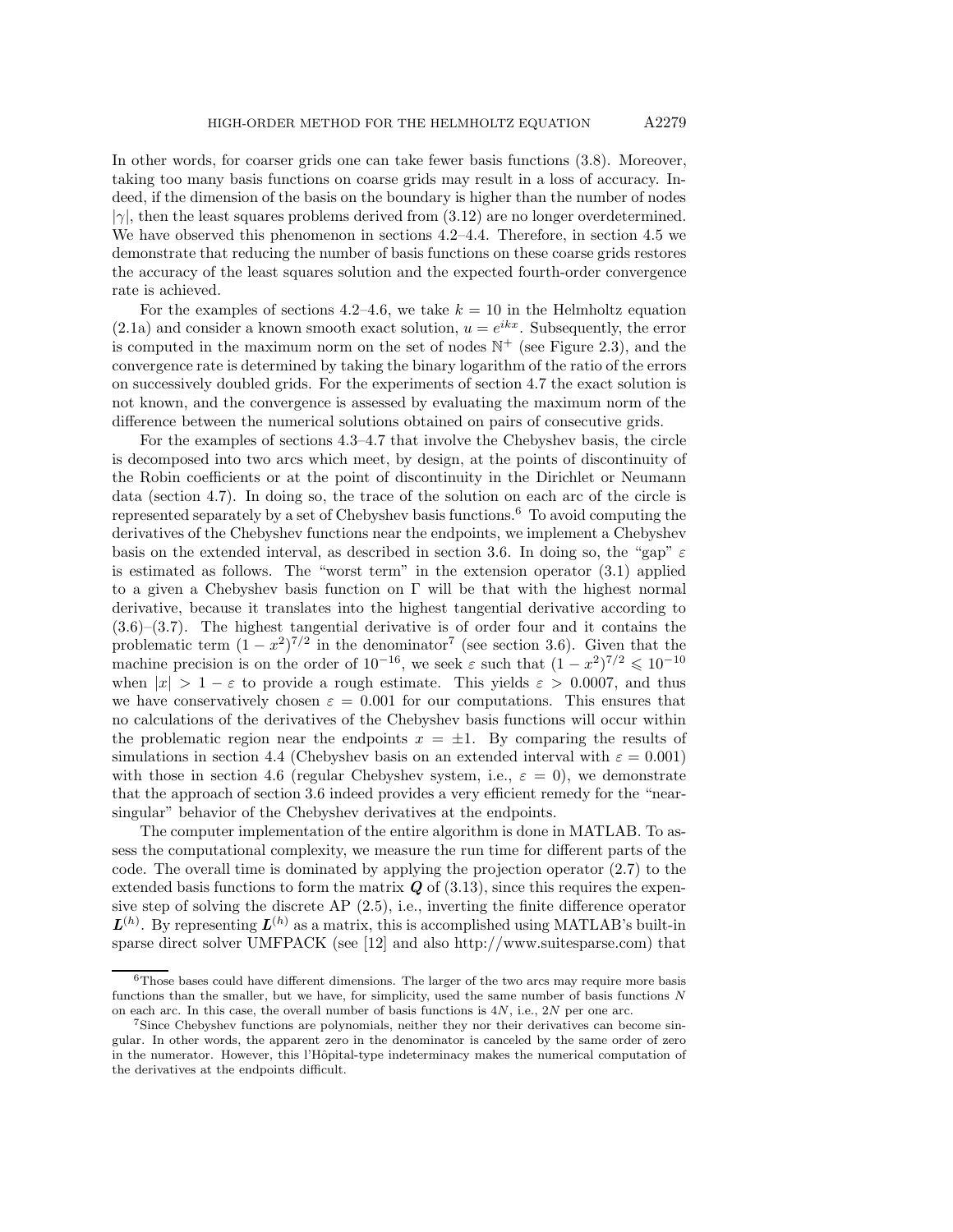In other words, for coarser grids one can take fewer basis functions (3.8). Moreover, taking too many basis functions on coarse grids may result in a loss of accuracy. Indeed, if the dimension of the basis on the boundary is higher than the number of nodes $|\gamma|$, then the least squares problems derived from (3.12) are no longer overdetermined. We have observed this phenomenon in sections 4.2–4.4. Therefore, in section 4.5 we demonstrate that reducing the number of basis functions on these coarse grids restores the accuracy of the least squares solution and the expected fourth-order convergence rate is achieved.

For the examples of sections 4.2–4.6, we take $k = 10$ in the Helmholtz equation (2.1a) and consider a known smooth exact solution, $u = e^{ikx}$. Subsequently, the error is computed in the maximum norm on the set of nodes $\mathbb{N}^+$ (see Figure 2.3), and the convergence rate is determined by taking the binary logarithm of the ratio of the errors on successively doubled grids. For the experiments of section 4.7 the exact solution is not known, and the convergence is assessed by evaluating the maximum norm of the difference between the numerical solutions obtained on pairs of consecutive grids.

For the examples of sections 4.3–4.7 that involve the Chebyshev basis, the circle is decomposed into two arcs which meet, by design, at the points of discontinuity of the Robin coefficients or at the point of discontinuity in the Dirichlet or Neumann data (section 4.7). In doing so, the trace of the solution on each arc of the circle is represented separately by a set of Chebyshev basis functions.[6] To avoid computing the derivatives of the Chebyshev functions near the endpoints, we implement a Chebyshev basis on the extended interval, as described in section 3.6. In doing so, the "gap" $\varepsilon$ is estimated as follows. The "worst term" in the extension operator (3.1) applied to a given a Chebyshev basis function on $\Gamma$ will be that with the highest normal derivative, because it translates into the highest tangential derivative according to (3.6)–(3.7). The highest tangential derivative is of order four and it contains the problematic term $(1-x^2)^{7/2}$ in the denominator[7] (see section 3.6). Given that the machine precision is on the order of $10^{-16}$, we seek $\varepsilon$ such that $(1-x^2)^{7/2} \leqslant 10^{-10}$ when $|x| > 1 - \varepsilon$ to provide a rough estimate. This yields $\varepsilon > 0.0007$, and thus we have conservatively chosen $\varepsilon = 0.001$ for our computations. This ensures that no calculations of the derivatives of the Chebyshev basis functions will occur within the problematic region near the endpoints $x = \pm 1$. By comparing the results of simulations in section 4.4 (Chebyshev basis on an extended interval with $\varepsilon = 0.001$) with those in section 4.6 (regular Chebyshev system, i.e., $\varepsilon = 0$), we demonstrate that the approach of section 3.6 indeed provides a very efficient remedy for the "near-singular" behavior of the Chebyshev derivatives at the endpoints.

The computer implementation of the entire algorithm is done in MATLAB. To assess the computational complexity, we measure the run time for different parts of the code. The overall time is dominated by applying the projection operator (2.7) to the extended basis functions to form the matrix $\boldsymbol{Q}$ of (3.13), since this requires the expensive step of solving the discrete AP (2.5), i.e., inverting the finite difference operator $\boldsymbol{L}^{(h)}$. By representing $\boldsymbol{L}^{(h)}$ as a matrix, this is accomplished using MATLAB's built-in sparse direct solver UMFPACK (see [12] and also http://www.suitesparse.com) that

[6] Those bases could have different dimensions. The larger of the two arcs may require more basis functions than the smaller, but we have, for simplicity, used the same number of basis functions $N$ on each arc. In this case, the overall number of basis functions is $4N$, i.e., $2N$ per one arc.

[7] Since Chebyshev functions are polynomials, neither they nor their derivatives can become singular. In other words, the apparent zero in the denominator is canceled by the same order of zero in the numerator. However, this l'Hôpital-type indeterminacy makes the numerical computation of the derivatives at the endpoints difficult.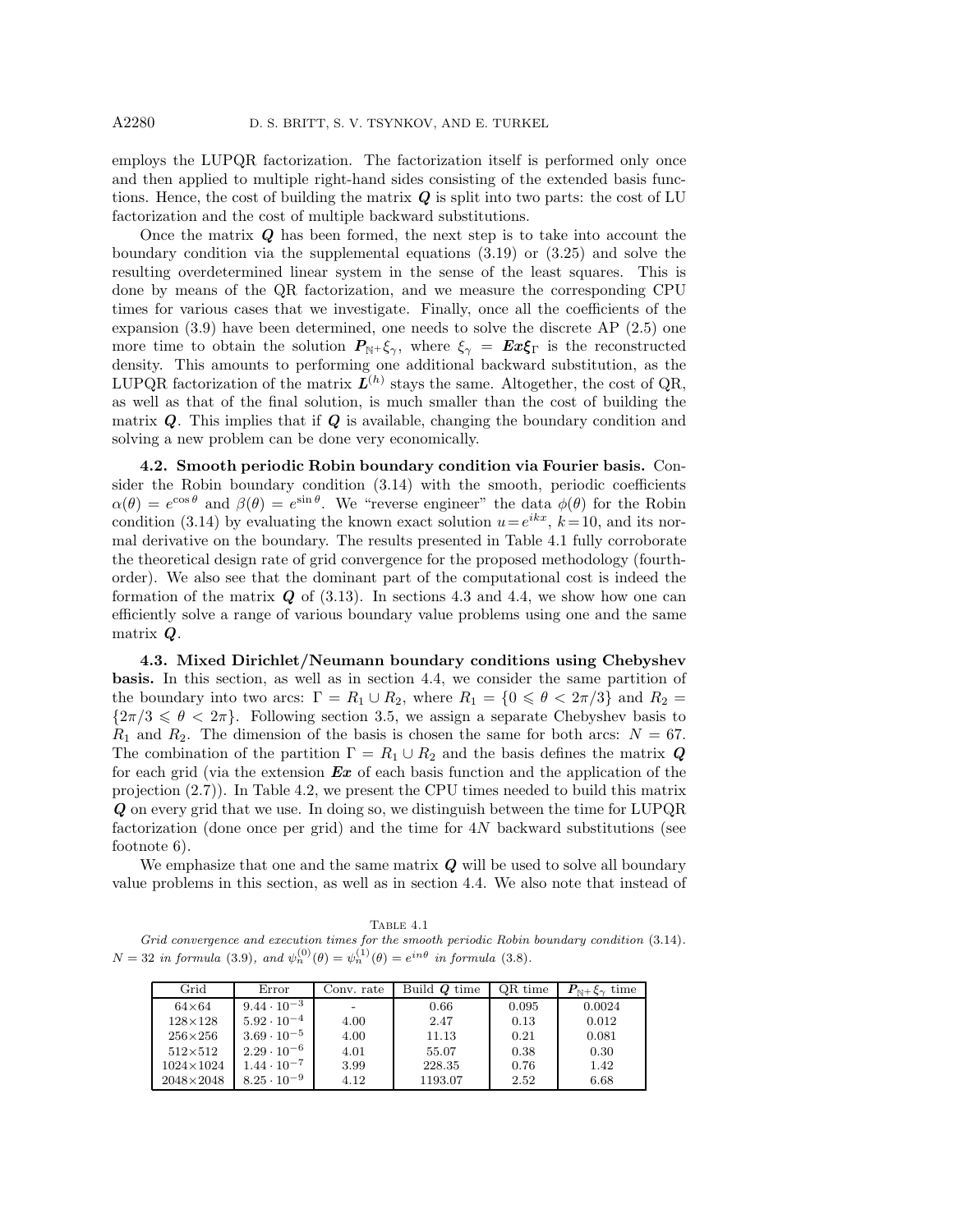employs the LUPQR factorization. The factorization itself is performed only once and then applied to multiple right-hand sides consisting of the extended basis functions. Hence, the cost of building the matrix $\boldsymbol{Q}$ is split into two parts: the cost of LU factorization and the cost of multiple backward substitutions.

Once the matrix $\boldsymbol{Q}$ has been formed, the next step is to take into account the boundary condition via the supplemental equations (3.19) or (3.25) and solve the resulting overdetermined linear system in the sense of the least squares. This is done by means of the QR factorization, and we measure the corresponding CPU times for various cases that we investigate. Finally, once all the coefficients of the expansion (3.9) have been determined, one needs to solve the discrete AP (2.5) one more time to obtain the solution $\boldsymbol{P}_{\mathbb{N}^+}\xi_\gamma$, where $\xi_\gamma = \boldsymbol{Ex}\boldsymbol{\xi}_\Gamma$ is the reconstructed density. This amounts to performing one additional backward substitution, as the LUPQR factorization of the matrix $\boldsymbol{L}^{(h)}$ stays the same. Altogether, the cost of QR, as well as that of the final solution, is much smaller than the cost of building the matrix $\boldsymbol{Q}$. This implies that if $\boldsymbol{Q}$ is available, changing the boundary condition and solving a new problem can be done very economically.

**4.2. Smooth periodic Robin boundary condition via Fourier basis.** Consider the Robin boundary condition (3.14) with the smooth, periodic coefficients $\alpha(\theta) = e^{\cos\theta}$ and $\beta(\theta) = e^{\sin\theta}$. We "reverse engineer" the data $\phi(\theta)$ for the Robin condition (3.14) by evaluating the known exact solution $u = e^{ikx}$, $k = 10$, and its normal derivative on the boundary. The results presented in Table 4.1 fully corroborate the theoretical design rate of grid convergence for the proposed methodology (fourth-order). We also see that the dominant part of the computational cost is indeed the formation of the matrix $\boldsymbol{Q}$ of (3.13). In sections 4.3 and 4.4, we show how one can efficiently solve a range of various boundary value problems using one and the same matrix $\boldsymbol{Q}$.

**4.3. Mixed Dirichlet/Neumann boundary conditions using Chebyshev basis.** In this section, as well as in section 4.4, we consider the same partition of the boundary into two arcs: $\Gamma = R_1 \cup R_2$, where $R_1 = \{0 \leqslant \theta < 2\pi/3\}$ and $R_2 = \{2\pi/3 \leqslant \theta < 2\pi\}$. Following section 3.5, we assign a separate Chebyshev basis to $R_1$ and $R_2$. The dimension of the basis is chosen the same for both arcs: $N = 67$. The combination of the partition $\Gamma = R_1 \cup R_2$ and the basis defines the matrix $\boldsymbol{Q}$ for each grid (via the extension $\boldsymbol{Ex}$ of each basis function and the application of the projection (2.7)). In Table 4.2, we present the CPU times needed to build this matrix $\boldsymbol{Q}$ on every grid that we use. In doing so, we distinguish between the time for LUPQR factorization (done once per grid) and the time for $4N$ backward substitutions (see footnote 6).

We emphasize that one and the same matrix $\boldsymbol{Q}$ will be used to solve all boundary value problems in this section, as well as in section 4.4. We also note that instead of

Table 4.1

*Grid convergence and execution times for the smooth periodic Robin boundary condition* (3.14). $N = 32$ *in formula* (3.9)*, and* $\psi_n^{(0)}(\theta) = \psi_n^{(1)}(\theta) = e^{in\theta}$ *in formula* (3.8)*.*

| Grid | Error | Conv. rate | Build $\boldsymbol{Q}$ time | QR time | $\boldsymbol{P}_{\mathbb{N}^+}\xi_\gamma$ time |
|---|---|---|---|---|---|
| 64×64 | $9.44 \cdot 10^{-3}$ | - | 0.66 | 0.095 | 0.0024 |
| 128×128 | $5.92 \cdot 10^{-4}$ | 4.00 | 2.47 | 0.13 | 0.012 |
| 256×256 | $3.69 \cdot 10^{-5}$ | 4.00 | 11.13 | 0.21 | 0.081 |
| 512×512 | $2.29 \cdot 10^{-6}$ | 4.01 | 55.07 | 0.38 | 0.30 |
| 1024×1024 | $1.44 \cdot 10^{-7}$ | 3.99 | 228.35 | 0.76 | 1.42 |
| 2048×2048 | $8.25 \cdot 10^{-9}$ | 4.12 | 1193.07 | 2.52 | 6.68 |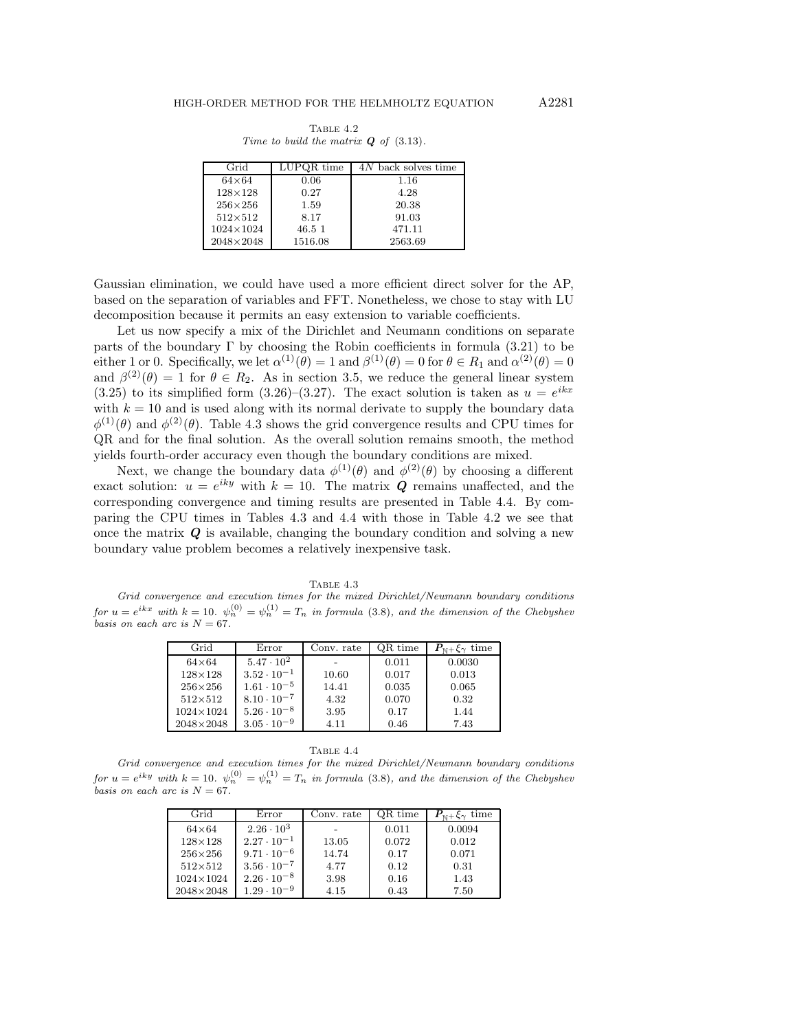TABLE 4.2
*Time to build the matrix $\boldsymbol{Q}$ of (3.13).*

| Grid | LUPQR time | $4N$ back solves time |
|---|---|---|
| 64×64 | 0.06 | 1.16 |
| 128×128 | 0.27 | 4.28 |
| 256×256 | 1.59 | 20.38 |
| 512×512 | 8.17 | 91.03 |
| 1024×1024 | 46.5 1 | 471.11 |
| 2048×2048 | 1516.08 | 2563.69 |

Gaussian elimination, we could have used a more efficient direct solver for the AP, based on the separation of variables and FFT. Nonetheless, we chose to stay with LU decomposition because it permits an easy extension to variable coefficients.

Let us now specify a mix of the Dirichlet and Neumann conditions on separate parts of the boundary $\Gamma$ by choosing the Robin coefficients in formula (3.21) to be either 1 or 0. Specifically, we let $\alpha^{(1)}(\theta) = 1$ and $\beta^{(1)}(\theta) = 0$ for $\theta \in R_1$ and $\alpha^{(2)}(\theta) = 0$ and $\beta^{(2)}(\theta) = 1$ for $\theta \in R_2$. As in section 3.5, we reduce the general linear system (3.25) to its simplified form (3.26)–(3.27). The exact solution is taken as $u = e^{ikx}$ with $k = 10$ and is used along with its normal derivate to supply the boundary data $\phi^{(1)}(\theta)$ and $\phi^{(2)}(\theta)$. Table 4.3 shows the grid convergence results and CPU times for QR and for the final solution. As the overall solution remains smooth, the method yields fourth-order accuracy even though the boundary conditions are mixed.

Next, we change the boundary data $\phi^{(1)}(\theta)$ and $\phi^{(2)}(\theta)$ by choosing a different exact solution: $u = e^{iky}$ with $k = 10$. The matrix $\boldsymbol{Q}$ remains unaffected, and the corresponding convergence and timing results are presented in Table 4.4. By comparing the CPU times in Tables 4.3 and 4.4 with those in Table 4.2 we see that once the matrix $\boldsymbol{Q}$ is available, changing the boundary condition and solving a new boundary value problem becomes a relatively inexpensive task.

TABLE 4.3
*Grid convergence and execution times for the mixed Dirichlet/Neumann boundary conditions for $u = e^{ikx}$ with $k = 10$. $\psi_n^{(0)} = \psi_n^{(1)} = T_n$ in formula (3.8), and the dimension of the Chebyshev basis on each arc is $N = 67$.*

| Grid | Error | Conv. rate | QR time | $\boldsymbol{P}_{\mathbb{N}^+}\xi_\gamma$ time |
|---|---|---|---|---|
| 64×64 | $5.47 \cdot 10^{2}$ | - | 0.011 | 0.0030 |
| 128×128 | $3.52 \cdot 10^{-1}$ | 10.60 | 0.017 | 0.013 |
| 256×256 | $1.61 \cdot 10^{-5}$ | 14.41 | 0.035 | 0.065 |
| 512×512 | $8.10 \cdot 10^{-7}$ | 4.32 | 0.070 | 0.32 |
| 1024×1024 | $5.26 \cdot 10^{-8}$ | 3.95 | 0.17 | 1.44 |
| 2048×2048 | $3.05 \cdot 10^{-9}$ | 4.11 | 0.46 | 7.43 |

TABLE 4.4
*Grid convergence and execution times for the mixed Dirichlet/Neumann boundary conditions for $u = e^{iky}$ with $k = 10$. $\psi_n^{(0)} = \psi_n^{(1)} = T_n$ in formula (3.8), and the dimension of the Chebyshev basis on each arc is $N = 67$.*

| Grid | Error | Conv. rate | QR time | $\boldsymbol{P}_{\mathbb{N}^+}\xi_\gamma$ time |
|---|---|---|---|---|
| 64×64 | $2.26 \cdot 10^{3}$ | - | 0.011 | 0.0094 |
| 128×128 | $2.27 \cdot 10^{-1}$ | 13.05 | 0.072 | 0.012 |
| 256×256 | $9.71 \cdot 10^{-6}$ | 14.74 | 0.17 | 0.071 |
| 512×512 | $3.56 \cdot 10^{-7}$ | 4.77 | 0.12 | 0.31 |
| 1024×1024 | $2.26 \cdot 10^{-8}$ | 3.98 | 0.16 | 1.43 |
| 2048×2048 | $1.29 \cdot 10^{-9}$ | 4.15 | 0.43 | 7.50 |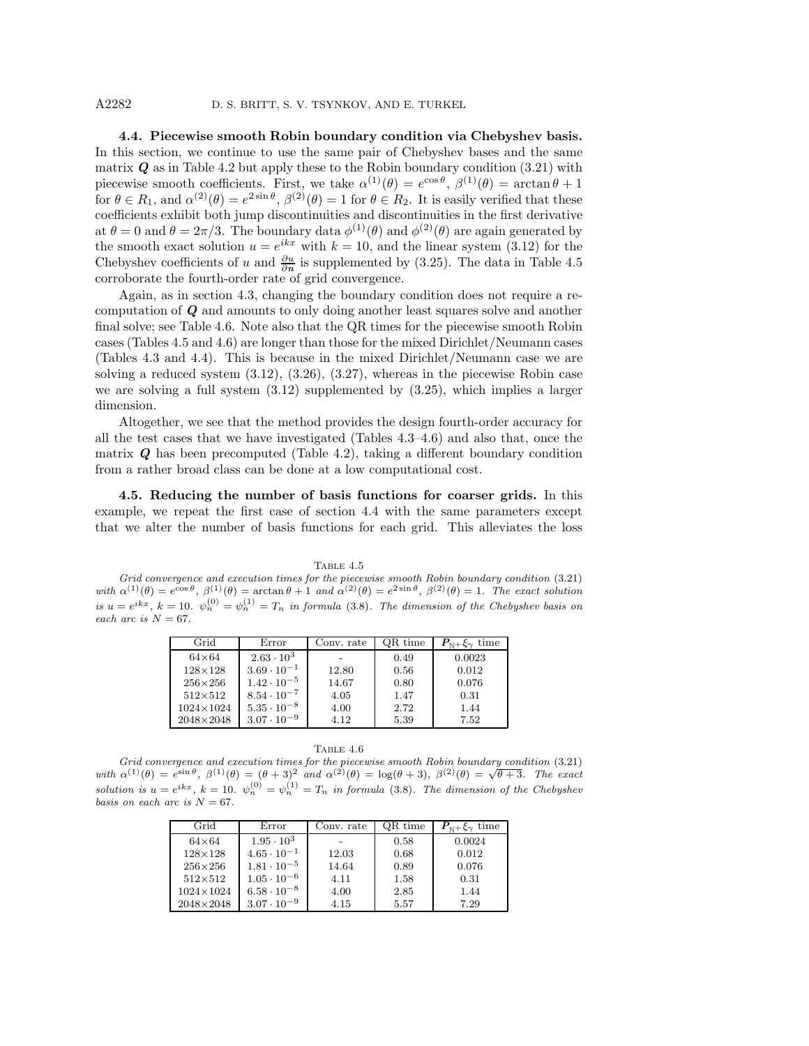**4.4. Piecewise smooth Robin boundary condition via Chebyshev basis.** In this section, we continue to use the same pair of Chebyshev bases and the same matrix $\boldsymbol{Q}$ as in Table 4.2 but apply these to the Robin boundary condition (3.21) with piecewise smooth coefficients. First, we take $\alpha^{(1)}(\theta) = e^{\cos\theta}$, $\beta^{(1)}(\theta) = \arctan\theta + 1$ for $\theta \in R_1$, and $\alpha^{(2)}(\theta) = e^{2\sin\theta}$, $\beta^{(2)}(\theta) = 1$ for $\theta \in R_2$. It is easily verified that these coefficients exhibit both jump discontinuities and discontinuities in the first derivative at $\theta = 0$ and $\theta = 2\pi/3$. The boundary data $\phi^{(1)}(\theta)$ and $\phi^{(2)}(\theta)$ are again generated by the smooth exact solution $u = e^{ikx}$ with $k = 10$, and the linear system (3.12) for the Chebyshev coefficients of $u$ and $\frac{\partial u}{\partial \boldsymbol{n}}$ is supplemented by (3.25). The data in Table 4.5 corroborate the fourth-order rate of grid convergence.

Again, as in section 4.3, changing the boundary condition does not require a recomputation of $\boldsymbol{Q}$ and amounts to only doing another least squares solve and another final solve; see Table 4.6. Note also that the QR times for the piecewise smooth Robin cases (Tables 4.5 and 4.6) are longer than those for the mixed Dirichlet/Neumann cases (Tables 4.3 and 4.4). This is because in the mixed Dirichlet/Neumann case we are solving a reduced system (3.12), (3.26), (3.27), whereas in the piecewise Robin case we are solving a full system (3.12) supplemented by (3.25), which implies a larger dimension.

Altogether, we see that the method provides the design fourth-order accuracy for all the test cases that we have investigated (Tables 4.3–4.6) and also that, once the matrix $\boldsymbol{Q}$ has been precomputed (Table 4.2), taking a different boundary condition from a rather broad class can be done at a low computational cost.

**4.5. Reducing the number of basis functions for coarser grids.** In this example, we repeat the first case of section 4.4 with the same parameters except that we alter the number of basis functions for each grid. This alleviates the loss

Table 4.5

*Grid convergence and execution times for the piecewise smooth Robin boundary condition* (3.21) *with* $\alpha^{(1)}(\theta) = e^{\cos\theta}$*,* $\beta^{(1)}(\theta) = \arctan\theta + 1$ *and* $\alpha^{(2)}(\theta) = e^{2\sin\theta}$*,* $\beta^{(2)}(\theta) = 1$*. The exact solution is* $u = e^{ikx}$*,* $k = 10$*.* $\psi_n^{(0)} = \psi_n^{(1)} = T_n$ *in formula* (3.8)*. The dimension of the Chebyshev basis on each arc is* $N = 67$*.*

| Grid | Error | Conv. rate | QR time | $\boldsymbol{P}_{\mathbb{N}^+}\xi_\gamma$ time |
|---|---|---|---|---|
| 64×64 | $2.63 \cdot 10^{3}$ | - | 0.49 | 0.0023 |
| 128×128 | $3.69 \cdot 10^{-1}$ | 12.80 | 0.56 | 0.012 |
| 256×256 | $1.42 \cdot 10^{-5}$ | 14.67 | 0.80 | 0.076 |
| 512×512 | $8.54 \cdot 10^{-7}$ | 4.05 | 1.47 | 0.31 |
| 1024×1024 | $5.35 \cdot 10^{-8}$ | 4.00 | 2.72 | 1.44 |
| 2048×2048 | $3.07 \cdot 10^{-9}$ | 4.12 | 5.39 | 7.52 |

Table 4.6

*Grid convergence and execution times for the piecewise smooth Robin boundary condition* (3.21) *with* $\alpha^{(1)}(\theta) = e^{\sin\theta}$*,* $\beta^{(1)}(\theta) = (\theta+3)^2$ *and* $\alpha^{(2)}(\theta) = \log(\theta+3)$*,* $\beta^{(2)}(\theta) = \sqrt{\theta+3}$*. The exact solution is* $u = e^{ikx}$*,* $k = 10$*.* $\psi_n^{(0)} = \psi_n^{(1)} = T_n$ *in formula* (3.8)*. The dimension of the Chebyshev basis on each arc is* $N = 67$*.*

| Grid | Error | Conv. rate | QR time | $\boldsymbol{P}_{\mathbb{N}^+}\xi_\gamma$ time |
|---|---|---|---|---|
| 64×64 | $1.95 \cdot 10^{3}$ | - | 0.58 | 0.0024 |
| 128×128 | $4.65 \cdot 10^{-1}$ | 12.03 | 0.68 | 0.012 |
| 256×256 | $1.81 \cdot 10^{-5}$ | 14.64 | 0.89 | 0.076 |
| 512×512 | $1.05 \cdot 10^{-6}$ | 4.11 | 1.58 | 0.31 |
| 1024×1024 | $6.58 \cdot 10^{-8}$ | 4.00 | 2.85 | 1.44 |
| 2048×2048 | $3.07 \cdot 10^{-9}$ | 4.15 | 5.57 | 7.29 |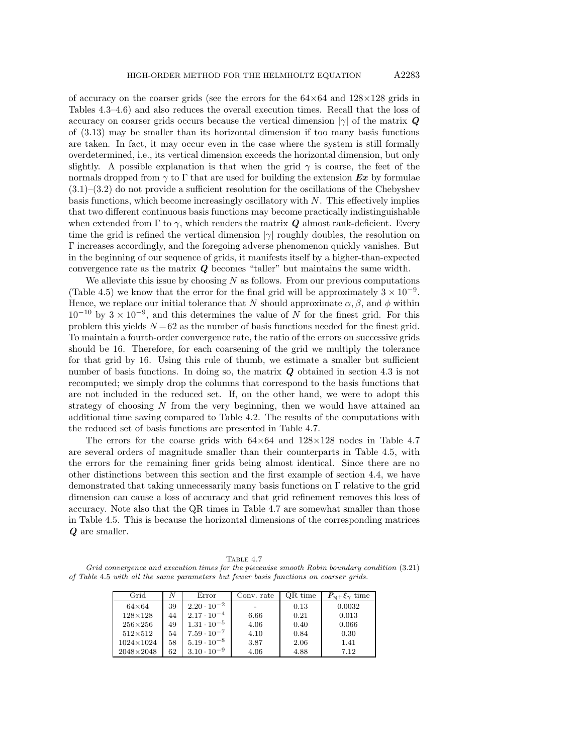of accuracy on the coarser grids (see the errors for the $64\times64$ and $128\times128$ grids in Tables 4.3–4.6) and also reduces the overall execution times. Recall that the loss of accuracy on coarser grids occurs because the vertical dimension $|\gamma|$ of the matrix $\boldsymbol{Q}$ of (3.13) may be smaller than its horizontal dimension if too many basis functions are taken. In fact, it may occur even in the case where the system is still formally overdetermined, i.e., its vertical dimension exceeds the horizontal dimension, but only slightly. A possible explanation is that when the grid $\gamma$ is coarse, the feet of the normals dropped from $\gamma$ to $\Gamma$ that are used for building the extension $\boldsymbol{Ex}$ by formulae (3.1)–(3.2) do not provide a sufficient resolution for the oscillations of the Chebyshev basis functions, which become increasingly oscillatory with $N$. This effectively implies that two different continuous basis functions may become practically indistinguishable when extended from $\Gamma$ to $\gamma$, which renders the matrix $\boldsymbol{Q}$ almost rank-deficient. Every time the grid is refined the vertical dimension $|\gamma|$ roughly doubles, the resolution on $\Gamma$ increases accordingly, and the foregoing adverse phenomenon quickly vanishes. But in the beginning of our sequence of grids, it manifests itself by a higher-than-expected convergence rate as the matrix $\boldsymbol{Q}$ becomes "taller" but maintains the same width.

We alleviate this issue by choosing $N$ as follows. From our previous computations (Table 4.5) we know that the error for the final grid will be approximately $3\times10^{-9}$. Hence, we replace our initial tolerance that $N$ should approximate $\alpha, \beta$, and $\phi$ within $10^{-10}$ by $3\times10^{-9}$, and this determines the value of $N$ for the finest grid. For this problem this yields $N=62$ as the number of basis functions needed for the finest grid. To maintain a fourth-order convergence rate, the ratio of the errors on successive grids should be 16. Therefore, for each coarsening of the grid we multiply the tolerance for that grid by 16. Using this rule of thumb, we estimate a smaller but sufficient number of basis functions. In doing so, the matrix $\boldsymbol{Q}$ obtained in section 4.3 is not recomputed; we simply drop the columns that correspond to the basis functions that are not included in the reduced set. If, on the other hand, we were to adopt this strategy of choosing $N$ from the very beginning, then we would have attained an additional time saving compared to Table 4.2. The results of the computations with the reduced set of basis functions are presented in Table 4.7.

The errors for the coarse grids with $64\times64$ and $128\times128$ nodes in Table 4.7 are several orders of magnitude smaller than their counterparts in Table 4.5, with the errors for the remaining finer grids being almost identical. Since there are no other distinctions between this section and the first example of section 4.4, we have demonstrated that taking unnecessarily many basis functions on $\Gamma$ relative to the grid dimension can cause a loss of accuracy and that grid refinement removes this loss of accuracy. Note also that the QR times in Table 4.7 are somewhat smaller than those in Table 4.5. This is because the horizontal dimensions of the corresponding matrices $\boldsymbol{Q}$ are smaller.

Table 4.7

*Grid convergence and execution times for the piecewise smooth Robin boundary condition* (3.21) *of Table* 4.5 *with all the same parameters but fewer basis functions on coarser grids.*

| Grid | $N$ | Error | Conv. rate | QR time | $\boldsymbol{P}_{\mathbb{N}^+}\xi_\gamma$ time |
|---|---|---|---|---|---|
| $64\times64$ | 39 | $2.20\cdot10^{-2}$ | - | 0.13 | 0.0032 |
| $128\times128$ | 44 | $2.17\cdot10^{-4}$ | 6.66 | 0.21 | 0.013 |
| $256\times256$ | 49 | $1.31\cdot10^{-5}$ | 4.06 | 0.40 | 0.066 |
| $512\times512$ | 54 | $7.59\cdot10^{-7}$ | 4.10 | 0.84 | 0.30 |
| $1024\times1024$ | 58 | $5.19\cdot10^{-8}$ | 3.87 | 2.06 | 1.41 |
| $2048\times2048$ | 62 | $3.10\cdot10^{-9}$ | 4.06 | 4.88 | 7.12 |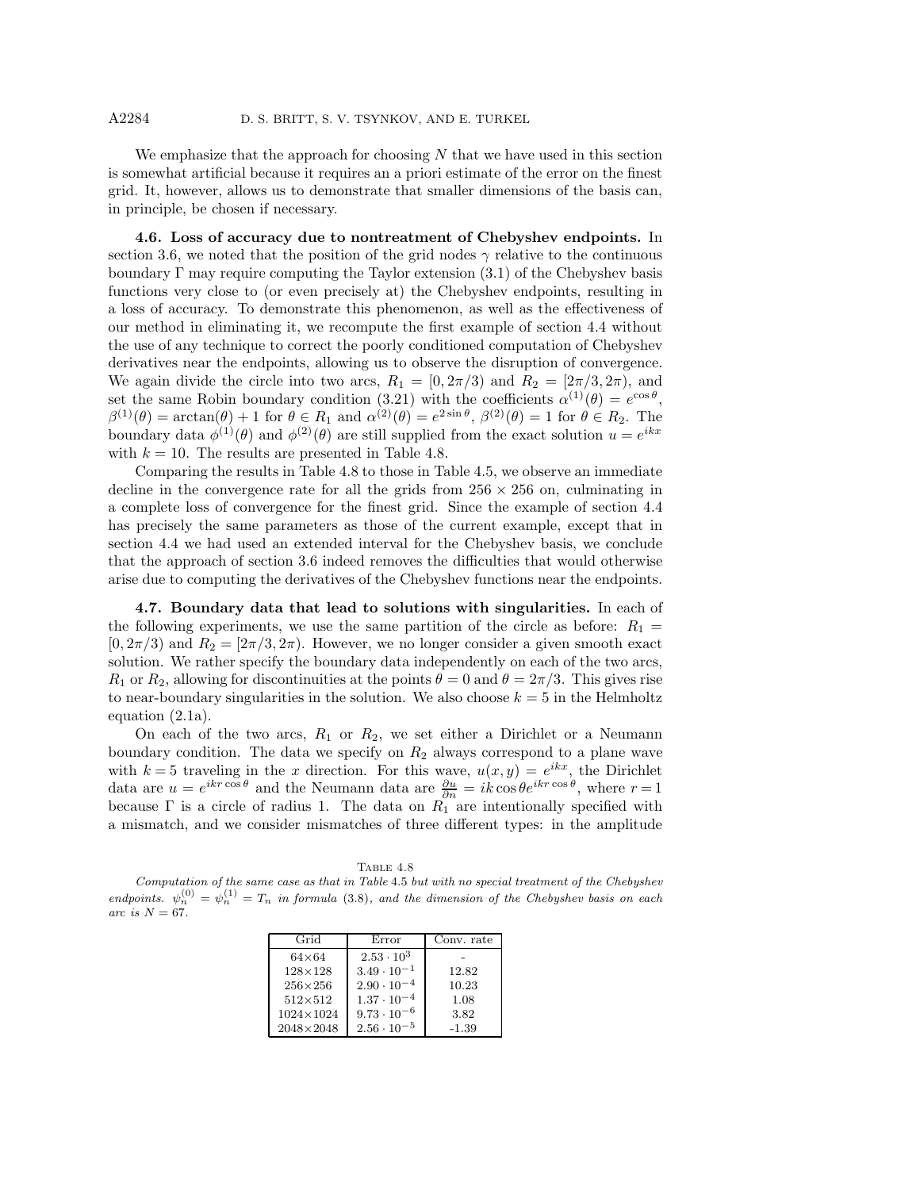We emphasize that the approach for choosing $N$ that we have used in this section is somewhat artificial because it requires an a priori estimate of the error on the finest grid. It, however, allows us to demonstrate that smaller dimensions of the basis can, in principle, be chosen if necessary.

**4.6. Loss of accuracy due to nontreatment of Chebyshev endpoints.** In section 3.6, we noted that the position of the grid nodes $\gamma$ relative to the continuous boundary $\Gamma$ may require computing the Taylor extension (3.1) of the Chebyshev basis functions very close to (or even precisely at) the Chebyshev endpoints, resulting in a loss of accuracy. To demonstrate this phenomenon, as well as the effectiveness of our method in eliminating it, we recompute the first example of section 4.4 without the use of any technique to correct the poorly conditioned computation of Chebyshev derivatives near the endpoints, allowing us to observe the disruption of convergence. We again divide the circle into two arcs, $R_1 = [0, 2\pi/3)$ and $R_2 = [2\pi/3, 2\pi)$, and set the same Robin boundary condition (3.21) with the coefficients $\alpha^{(1)}(\theta) = e^{\cos\theta}$, $\beta^{(1)}(\theta) = \arctan(\theta) + 1$ for $\theta \in R_1$ and $\alpha^{(2)}(\theta) = e^{2\sin\theta}$, $\beta^{(2)}(\theta) = 1$ for $\theta \in R_2$. The boundary data $\phi^{(1)}(\theta)$ and $\phi^{(2)}(\theta)$ are still supplied from the exact solution $u = e^{ikx}$ with $k = 10$. The results are presented in Table 4.8.

Comparing the results in Table 4.8 to those in Table 4.5, we observe an immediate decline in the convergence rate for all the grids from $256 \times 256$ on, culminating in a complete loss of convergence for the finest grid. Since the example of section 4.4 has precisely the same parameters as those of the current example, except that in section 4.4 we had used an extended interval for the Chebyshev basis, we conclude that the approach of section 3.6 indeed removes the difficulties that would otherwise arise due to computing the derivatives of the Chebyshev functions near the endpoints.

**4.7. Boundary data that lead to solutions with singularities.** In each of the following experiments, we use the same partition of the circle as before: $R_1 = [0, 2\pi/3)$ and $R_2 = [2\pi/3, 2\pi)$. However, we no longer consider a given smooth exact solution. We rather specify the boundary data independently on each of the two arcs, $R_1$ or $R_2$, allowing for discontinuities at the points $\theta = 0$ and $\theta = 2\pi/3$. This gives rise to near-boundary singularities in the solution. We also choose $k = 5$ in the Helmholtz equation (2.1a).

On each of the two arcs, $R_1$ or $R_2$, we set either a Dirichlet or a Neumann boundary condition. The data we specify on $R_2$ always correspond to a plane wave with $k = 5$ traveling in the $x$ direction. For this wave, $u(x, y) = e^{ikx}$, the Dirichlet data are $u = e^{ikr\cos\theta}$ and the Neumann data are $\frac{\partial u}{\partial n} = ik\cos\theta e^{ikr\cos\theta}$, where $r = 1$ because $\Gamma$ is a circle of radius 1. The data on $R_1$ are intentionally specified with a mismatch, and we consider mismatches of three different types: in the amplitude

Table 4.8

*Computation of the same case as that in Table 4.5 but with no special treatment of the Chebyshev endpoints. $\psi_n^{(0)} = \psi_n^{(1)} = T_n$ in formula (3.8), and the dimension of the Chebyshev basis on each arc is $N = 67$.*

| Grid | Error | Conv. rate |
|---|---|---|
| 64×64 | $2.53 \cdot 10^{3}$ | - |
| 128×128 | $3.49 \cdot 10^{-1}$ | 12.82 |
| 256×256 | $2.90 \cdot 10^{-4}$ | 10.23 |
| 512×512 | $1.37 \cdot 10^{-4}$ | 1.08 |
| 1024×1024 | $9.73 \cdot 10^{-6}$ | 3.82 |
| 2048×2048 | $2.56 \cdot 10^{-5}$ | -1.39 |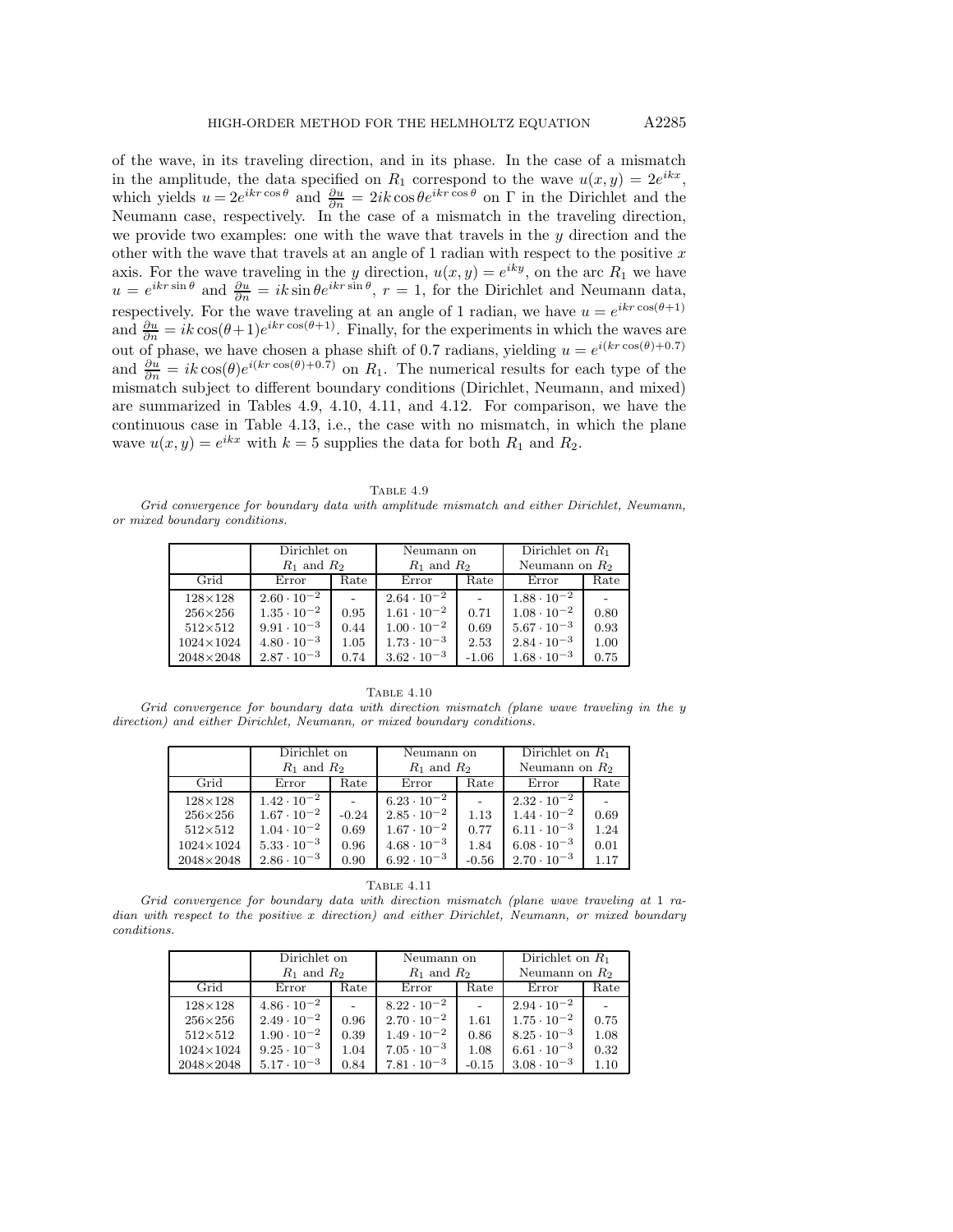of the wave, in its traveling direction, and in its phase. In the case of a mismatch in the amplitude, the data specified on $R_1$ correspond to the wave $u(x, y) = 2e^{ikx}$, which yields $u = 2e^{ikr\cos\theta}$ and $\frac{\partial u}{\partial n} = 2ik\cos\theta e^{ikr\cos\theta}$ on $\Gamma$ in the Dirichlet and the Neumann case, respectively. In the case of a mismatch in the traveling direction, we provide two examples: one with the wave that travels in the $y$ direction and the other with the wave that travels at an angle of 1 radian with respect to the positive $x$ axis. For the wave traveling in the $y$ direction, $u(x, y) = e^{iky}$, on the arc $R_1$ we have $u = e^{ikr\sin\theta}$ and $\frac{\partial u}{\partial n} = ik\sin\theta e^{ikr\sin\theta}$, $r = 1$, for the Dirichlet and Neumann data, respectively. For the wave traveling at an angle of 1 radian, we have $u = e^{ikr\cos(\theta+1)}$ and $\frac{\partial u}{\partial n} = ik\cos(\theta+1)e^{ikr\cos(\theta+1)}$. Finally, for the experiments in which the waves are out of phase, we have chosen a phase shift of 0.7 radians, yielding $u = e^{i(kr\cos(\theta)+0.7)}$ and $\frac{\partial u}{\partial n} = ik\cos(\theta)e^{i(kr\cos(\theta)+0.7)}$ on $R_1$. The numerical results for each type of the mismatch subject to different boundary conditions (Dirichlet, Neumann, and mixed) are summarized in Tables 4.9, 4.10, 4.11, and 4.12. For comparison, we have the continuous case in Table 4.13, i.e., the case with no mismatch, in which the plane wave $u(x, y) = e^{ikx}$ with $k = 5$ supplies the data for both $R_1$ and $R_2$.

Table 4.9

*Grid convergence for boundary data with amplitude mismatch and either Dirichlet, Neumann, or mixed boundary conditions.*

| | Dirichlet on $R_1$ and $R_2$ | | Neumann on $R_1$ and $R_2$ | | Dirichlet on $R_1$ Neumann on $R_2$ | |
|---|---|---|---|---|---|---|
| Grid | Error | Rate | Error | Rate | Error | Rate |
| 128×128 | $2.60 \cdot 10^{-2}$ | - | $2.64 \cdot 10^{-2}$ | - | $1.88 \cdot 10^{-2}$ | - |
| 256×256 | $1.35 \cdot 10^{-2}$ | 0.95 | $1.61 \cdot 10^{-2}$ | 0.71 | $1.08 \cdot 10^{-2}$ | 0.80 |
| 512×512 | $9.91 \cdot 10^{-3}$ | 0.44 | $1.00 \cdot 10^{-2}$ | 0.69 | $5.67 \cdot 10^{-3}$ | 0.93 |
| 1024×1024 | $4.80 \cdot 10^{-3}$ | 1.05 | $1.73 \cdot 10^{-3}$ | 2.53 | $2.84 \cdot 10^{-3}$ | 1.00 |
| 2048×2048 | $2.87 \cdot 10^{-3}$ | 0.74 | $3.62 \cdot 10^{-3}$ | -1.06 | $1.68 \cdot 10^{-3}$ | 0.75 |

Table 4.10

*Grid convergence for boundary data with direction mismatch (plane wave traveling in the y direction) and either Dirichlet, Neumann, or mixed boundary conditions.*

| | Dirichlet on $R_1$ and $R_2$ | | Neumann on $R_1$ and $R_2$ | | Dirichlet on $R_1$ Neumann on $R_2$ | |
|---|---|---|---|---|---|---|
| Grid | Error | Rate | Error | Rate | Error | Rate |
| 128×128 | $1.42 \cdot 10^{-2}$ | - | $6.23 \cdot 10^{-2}$ | - | $2.32 \cdot 10^{-2}$ | - |
| 256×256 | $1.67 \cdot 10^{-2}$ | -0.24 | $2.85 \cdot 10^{-2}$ | 1.13 | $1.44 \cdot 10^{-2}$ | 0.69 |
| 512×512 | $1.04 \cdot 10^{-2}$ | 0.69 | $1.67 \cdot 10^{-2}$ | 0.77 | $6.11 \cdot 10^{-3}$ | 1.24 |
| 1024×1024 | $5.33 \cdot 10^{-3}$ | 0.96 | $4.68 \cdot 10^{-3}$ | 1.84 | $6.08 \cdot 10^{-3}$ | 0.01 |
| 2048×2048 | $2.86 \cdot 10^{-3}$ | 0.90 | $6.92 \cdot 10^{-3}$ | -0.56 | $2.70 \cdot 10^{-3}$ | 1.17 |

Table 4.11

*Grid convergence for boundary data with direction mismatch (plane wave traveling at 1 radian with respect to the positive x direction) and either Dirichlet, Neumann, or mixed boundary conditions.*

| | Dirichlet on $R_1$ and $R_2$ | | Neumann on $R_1$ and $R_2$ | | Dirichlet on $R_1$ Neumann on $R_2$ | |
|---|---|---|---|---|---|---|
| Grid | Error | Rate | Error | Rate | Error | Rate |
| 128×128 | $4.86 \cdot 10^{-2}$ | - | $8.22 \cdot 10^{-2}$ | - | $2.94 \cdot 10^{-2}$ | - |
| 256×256 | $2.49 \cdot 10^{-2}$ | 0.96 | $2.70 \cdot 10^{-2}$ | 1.61 | $1.75 \cdot 10^{-2}$ | 0.75 |
| 512×512 | $1.90 \cdot 10^{-2}$ | 0.39 | $1.49 \cdot 10^{-2}$ | 0.86 | $8.25 \cdot 10^{-3}$ | 1.08 |
| 1024×1024 | $9.25 \cdot 10^{-3}$ | 1.04 | $7.05 \cdot 10^{-3}$ | 1.08 | $6.61 \cdot 10^{-3}$ | 0.32 |
| 2048×2048 | $5.17 \cdot 10^{-3}$ | 0.84 | $7.81 \cdot 10^{-3}$ | -0.15 | $3.08 \cdot 10^{-3}$ | 1.10 |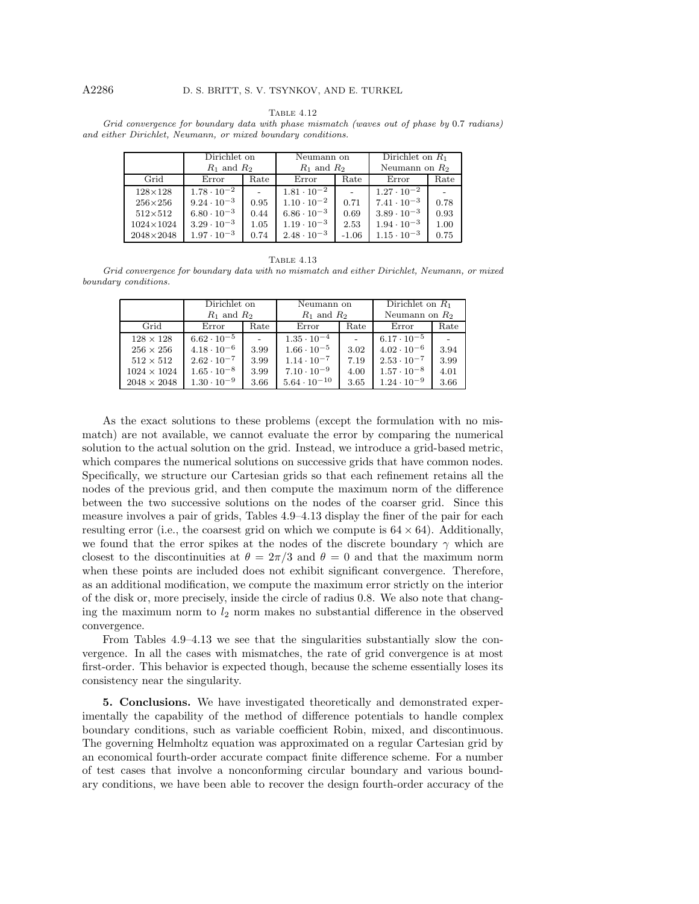Table 4.12

*Grid convergence for boundary data with phase mismatch (waves out of phase by 0.7 radians) and either Dirichlet, Neumann, or mixed boundary conditions.*

| | Dirichlet on $R_1$ and $R_2$ | | Neumann on $R_1$ and $R_2$ | | Dirichlet on $R_1$ Neumann on $R_2$ | |
|---|---|---|---|---|---|---|
| Grid | Error | Rate | Error | Rate | Error | Rate |
| 128×128 | $1.78 \cdot 10^{-2}$ | - | $1.81 \cdot 10^{-2}$ | - | $1.27 \cdot 10^{-2}$ | - |
| 256×256 | $9.24 \cdot 10^{-3}$ | 0.95 | $1.10 \cdot 10^{-2}$ | 0.71 | $7.41 \cdot 10^{-3}$ | 0.78 |
| 512×512 | $6.80 \cdot 10^{-3}$ | 0.44 | $6.86 \cdot 10^{-3}$ | 0.69 | $3.89 \cdot 10^{-3}$ | 0.93 |
| 1024×1024 | $3.29 \cdot 10^{-3}$ | 1.05 | $1.19 \cdot 10^{-3}$ | 2.53 | $1.94 \cdot 10^{-3}$ | 1.00 |
| 2048×2048 | $1.97 \cdot 10^{-3}$ | 0.74 | $2.48 \cdot 10^{-3}$ | -1.06 | $1.15 \cdot 10^{-3}$ | 0.75 |

Table 4.13

*Grid convergence for boundary data with no mismatch and either Dirichlet, Neumann, or mixed boundary conditions.*

| | Dirichlet on $R_1$ and $R_2$ | | Neumann on $R_1$ and $R_2$ | | Dirichlet on $R_1$ Neumann on $R_2$ | |
|---|---|---|---|---|---|---|
| Grid | Error | Rate | Error | Rate | Error | Rate |
| $128 \times 128$ | $6.62 \cdot 10^{-5}$ | - | $1.35 \cdot 10^{-4}$ | - | $6.17 \cdot 10^{-5}$ | - |
| $256 \times 256$ | $4.18 \cdot 10^{-6}$ | 3.99 | $1.66 \cdot 10^{-5}$ | 3.02 | $4.02 \cdot 10^{-6}$ | 3.94 |
| $512 \times 512$ | $2.62 \cdot 10^{-7}$ | 3.99 | $1.14 \cdot 10^{-7}$ | 7.19 | $2.53 \cdot 10^{-7}$ | 3.99 |
| $1024 \times 1024$ | $1.65 \cdot 10^{-8}$ | 3.99 | $7.10 \cdot 10^{-9}$ | 4.00 | $1.57 \cdot 10^{-8}$ | 4.01 |
| $2048 \times 2048$ | $1.30 \cdot 10^{-9}$ | 3.66 | $5.64 \cdot 10^{-10}$ | 3.65 | $1.24 \cdot 10^{-9}$ | 3.66 |

As the exact solutions to these problems (except the formulation with no mismatch) are not available, we cannot evaluate the error by comparing the numerical solution to the actual solution on the grid. Instead, we introduce a grid-based metric, which compares the numerical solutions on successive grids that have common nodes. Specifically, we structure our Cartesian grids so that each refinement retains all the nodes of the previous grid, and then compute the maximum norm of the difference between the two successive solutions on the nodes of the coarser grid. Since this measure involves a pair of grids, Tables 4.9–4.13 display the finer of the pair for each resulting error (i.e., the coarsest grid on which we compute is $64 \times 64$). Additionally, we found that the error spikes at the nodes of the discrete boundary $\gamma$ which are closest to the discontinuities at $\theta = 2\pi/3$ and $\theta = 0$ and that the maximum norm when these points are included does not exhibit significant convergence. Therefore, as an additional modification, we compute the maximum error strictly on the interior of the disk or, more precisely, inside the circle of radius 0.8. We also note that changing the maximum norm to $l_2$ norm makes no substantial difference in the observed convergence.

From Tables 4.9–4.13 we see that the singularities substantially slow the convergence. In all the cases with mismatches, the rate of grid convergence is at most first-order. This behavior is expected though, because the scheme essentially loses its consistency near the singularity.

**5. Conclusions.** We have investigated theoretically and demonstrated experimentally the capability of the method of difference potentials to handle complex boundary conditions, such as variable coefficient Robin, mixed, and discontinuous. The governing Helmholtz equation was approximated on a regular Cartesian grid by an economical fourth-order accurate compact finite difference scheme. For a number of test cases that involve a nonconforming circular boundary and various boundary conditions, we have been able to recover the design fourth-order accuracy of the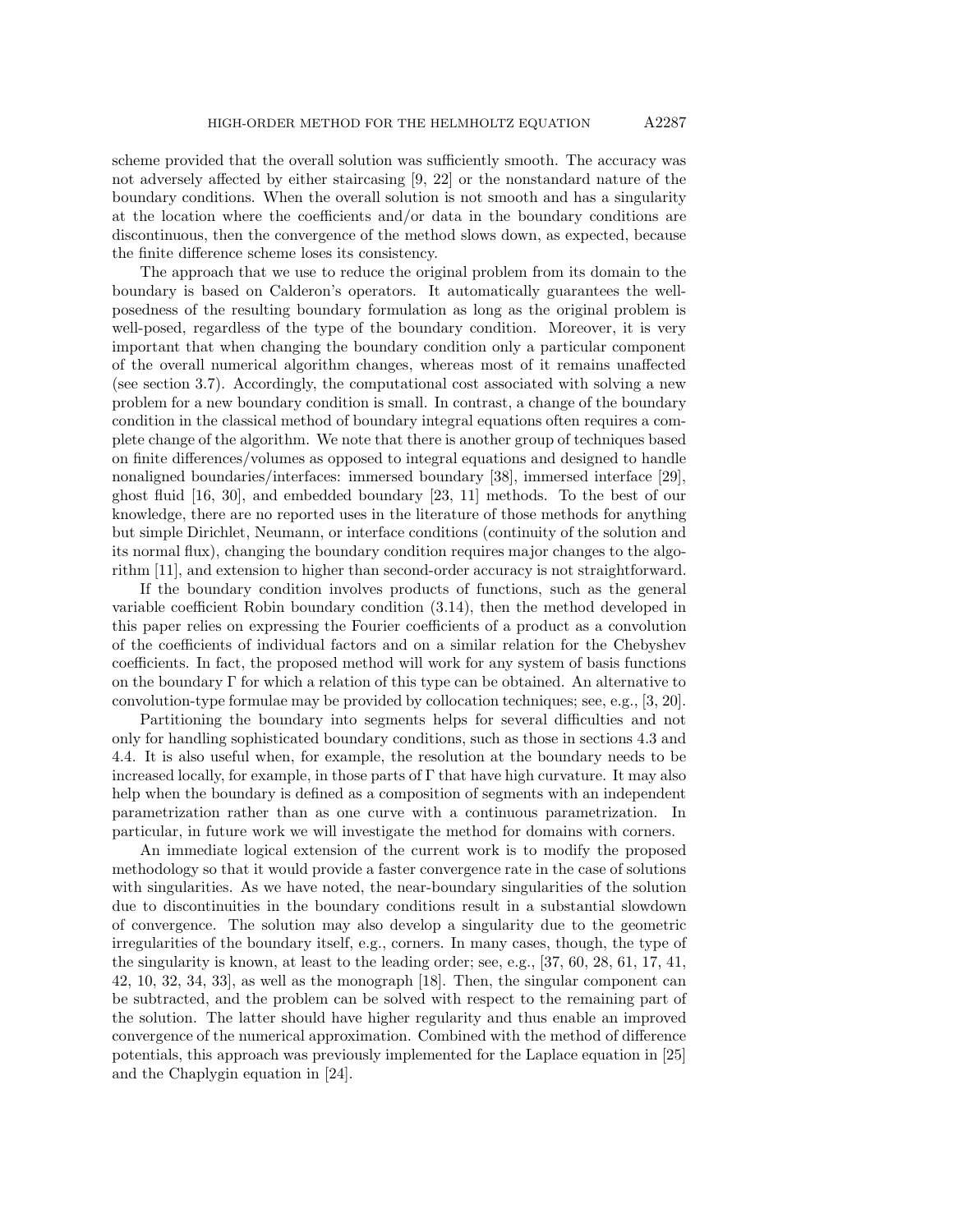scheme provided that the overall solution was sufficiently smooth. The accuracy was not adversely affected by either staircasing [9, 22] or the nonstandard nature of the boundary conditions. When the overall solution is not smooth and has a singularity at the location where the coefficients and/or data in the boundary conditions are discontinuous, then the convergence of the method slows down, as expected, because the finite difference scheme loses its consistency.

The approach that we use to reduce the original problem from its domain to the boundary is based on Calderon's operators. It automatically guarantees the well-posedness of the resulting boundary formulation as long as the original problem is well-posed, regardless of the type of the boundary condition. Moreover, it is very important that when changing the boundary condition only a particular component of the overall numerical algorithm changes, whereas most of it remains unaffected (see section 3.7). Accordingly, the computational cost associated with solving a new problem for a new boundary condition is small. In contrast, a change of the boundary condition in the classical method of boundary integral equations often requires a complete change of the algorithm. We note that there is another group of techniques based on finite differences/volumes as opposed to integral equations and designed to handle nonaligned boundaries/interfaces: immersed boundary [38], immersed interface [29], ghost fluid [16, 30], and embedded boundary [23, 11] methods. To the best of our knowledge, there are no reported uses in the literature of those methods for anything but simple Dirichlet, Neumann, or interface conditions (continuity of the solution and its normal flux), changing the boundary condition requires major changes to the algorithm [11], and extension to higher than second-order accuracy is not straightforward.

If the boundary condition involves products of functions, such as the general variable coefficient Robin boundary condition (3.14), then the method developed in this paper relies on expressing the Fourier coefficients of a product as a convolution of the coefficients of individual factors and on a similar relation for the Chebyshev coefficients. In fact, the proposed method will work for any system of basis functions on the boundary $\Gamma$ for which a relation of this type can be obtained. An alternative to convolution-type formulae may be provided by collocation techniques; see, e.g., [3, 20].

Partitioning the boundary into segments helps for several difficulties and not only for handling sophisticated boundary conditions, such as those in sections 4.3 and 4.4. It is also useful when, for example, the resolution at the boundary needs to be increased locally, for example, in those parts of $\Gamma$ that have high curvature. It may also help when the boundary is defined as a composition of segments with an independent parametrization rather than as one curve with a continuous parametrization. In particular, in future work we will investigate the method for domains with corners.

An immediate logical extension of the current work is to modify the proposed methodology so that it would provide a faster convergence rate in the case of solutions with singularities. As we have noted, the near-boundary singularities of the solution due to discontinuities in the boundary conditions result in a substantial slowdown of convergence. The solution may also develop a singularity due to the geometric irregularities of the boundary itself, e.g., corners. In many cases, though, the type of the singularity is known, at least to the leading order; see, e.g., [37, 60, 28, 61, 17, 41, 42, 10, 32, 34, 33], as well as the monograph [18]. Then, the singular component can be subtracted, and the problem can be solved with respect to the remaining part of the solution. The latter should have higher regularity and thus enable an improved convergence of the numerical approximation. Combined with the method of difference potentials, this approach was previously implemented for the Laplace equation in [25] and the Chaplygin equation in [24].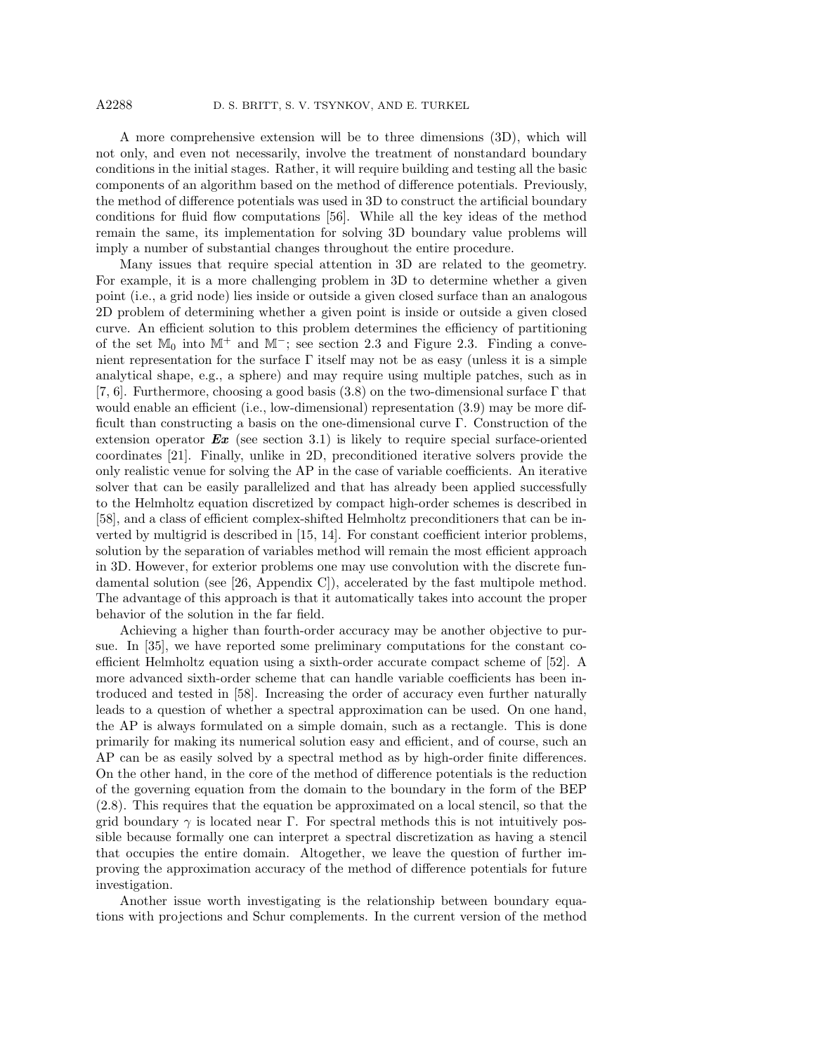A more comprehensive extension will be to three dimensions (3D), which will not only, and even not necessarily, involve the treatment of nonstandard boundary conditions in the initial stages. Rather, it will require building and testing all the basic components of an algorithm based on the method of difference potentials. Previously, the method of difference potentials was used in 3D to construct the artificial boundary conditions for fluid flow computations [56]. While all the key ideas of the method remain the same, its implementation for solving 3D boundary value problems will imply a number of substantial changes throughout the entire procedure.

Many issues that require special attention in 3D are related to the geometry. For example, it is a more challenging problem in 3D to determine whether a given point (i.e., a grid node) lies inside or outside a given closed surface than an analogous 2D problem of determining whether a given point is inside or outside a given closed curve. An efficient solution to this problem determines the efficiency of partitioning of the set $\mathbb{M}_0$ into $\mathbb{M}^+$ and $\mathbb{M}^-$; see section 2.3 and Figure 2.3. Finding a convenient representation for the surface $\Gamma$ itself may not be as easy (unless it is a simple analytical shape, e.g., a sphere) and may require using multiple patches, such as in [7, 6]. Furthermore, choosing a good basis (3.8) on the two-dimensional surface $\Gamma$ that would enable an efficient (i.e., low-dimensional) representation (3.9) may be more difficult than constructing a basis on the one-dimensional curve $\Gamma$. Construction of the extension operator $\boldsymbol{Ex}$ (see section 3.1) is likely to require special surface-oriented coordinates [21]. Finally, unlike in 2D, preconditioned iterative solvers provide the only realistic venue for solving the AP in the case of variable coefficients. An iterative solver that can be easily parallelized and that has already been applied successfully to the Helmholtz equation discretized by compact high-order schemes is described in [58], and a class of efficient complex-shifted Helmholtz preconditioners that can be inverted by multigrid is described in [15, 14]. For constant coefficient interior problems, solution by the separation of variables method will remain the most efficient approach in 3D. However, for exterior problems one may use convolution with the discrete fundamental solution (see [26, Appendix C]), accelerated by the fast multipole method. The advantage of this approach is that it automatically takes into account the proper behavior of the solution in the far field.

Achieving a higher than fourth-order accuracy may be another objective to pursue. In [35], we have reported some preliminary computations for the constant coefficient Helmholtz equation using a sixth-order accurate compact scheme of [52]. A more advanced sixth-order scheme that can handle variable coefficients has been introduced and tested in [58]. Increasing the order of accuracy even further naturally leads to a question of whether a spectral approximation can be used. On one hand, the AP is always formulated on a simple domain, such as a rectangle. This is done primarily for making its numerical solution easy and efficient, and of course, such an AP can be as easily solved by a spectral method as by high-order finite differences. On the other hand, in the core of the method of difference potentials is the reduction of the governing equation from the domain to the boundary in the form of the BEP (2.8). This requires that the equation be approximated on a local stencil, so that the grid boundary $\gamma$ is located near $\Gamma$. For spectral methods this is not intuitively possible because formally one can interpret a spectral discretization as having a stencil that occupies the entire domain. Altogether, we leave the question of further improving the approximation accuracy of the method of difference potentials for future investigation.

Another issue worth investigating is the relationship between boundary equations with projections and Schur complements. In the current version of the method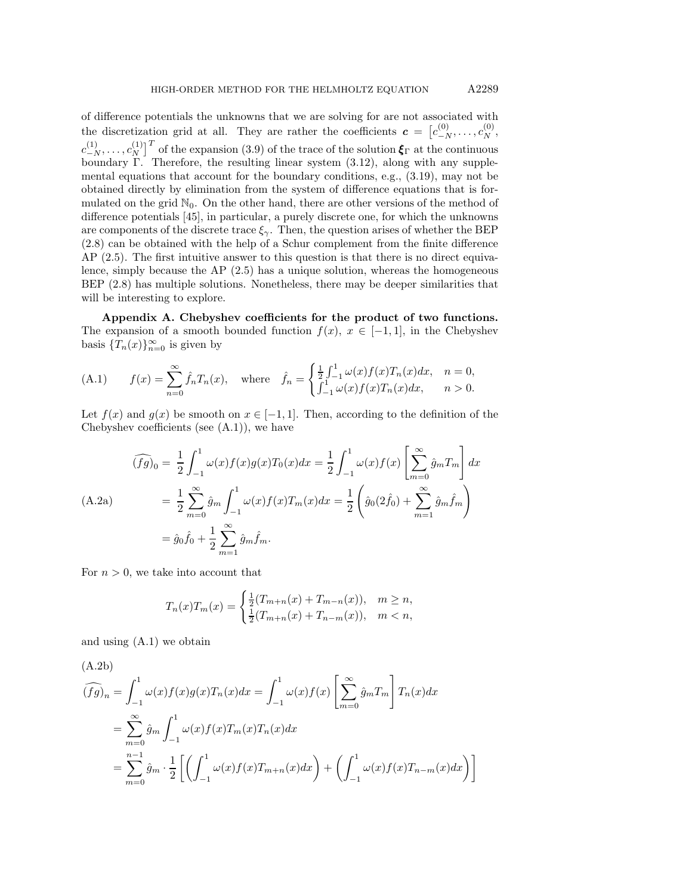of difference potentials the unknowns that we are solving for are not associated with the discretization grid at all. They are rather the coefficients $\boldsymbol{c} = \left[c^{(0)}_{-N}, \ldots, c^{(0)}_{N}, c^{(1)}_{-N}, \ldots, c^{(1)}_{N}\right]^T$ of the expansion (3.9) of the trace of the solution $\boldsymbol{\xi}_\Gamma$ at the continuous boundary $\Gamma$. Therefore, the resulting linear system (3.12), along with any supplemental equations that account for the boundary conditions, e.g., (3.19), may not be obtained directly by elimination from the system of difference equations that is formulated on the grid $\mathbb{N}_0$. On the other hand, there are other versions of the method of difference potentials [45], in particular, a purely discrete one, for which the unknowns are components of the discrete trace $\xi_\gamma$. Then, the question arises of whether the BEP (2.8) can be obtained with the help of a Schur complement from the finite difference AP (2.5). The first intuitive answer to this question is that there is no direct equivalence, simply because the AP (2.5) has a unique solution, whereas the homogeneous BEP (2.8) has multiple solutions. Nonetheless, there may be deeper similarities that will be interesting to explore.

## Appendix A. Chebyshev coefficients for the product of two functions.

The expansion of a smooth bounded function $f(x)$, $x \in [-1,1]$, in the Chebyshev basis $\{T_n(x)\}_{n=0}^{\infty}$ is given by

$$
f(x) = \sum_{n=0}^{\infty} \hat{f}_n T_n(x), \quad \text{where} \quad \hat{f}_n = \begin{cases} \frac{1}{2}\int_{-1}^{1} \omega(x) f(x) T_n(x) dx, & n = 0, \\ \int_{-1}^{1} \omega(x) f(x) T_n(x) dx, & n > 0. \end{cases} \tag{A.1}
$$

Let $f(x)$ and $g(x)$ be smooth on $x \in [-1,1]$. Then, according to the definition of the Chebyshev coefficients (see (A.1)), we have

$$
\begin{aligned}
\widehat{(fg)}_0 &= \frac{1}{2}\int_{-1}^{1} \omega(x) f(x) g(x) T_0(x) dx = \frac{1}{2}\int_{-1}^{1} \omega(x) f(x) \left[\sum_{m=0}^{\infty} \hat{g}_m T_m\right] dx \\
&= \frac{1}{2}\sum_{m=0}^{\infty} \hat{g}_m \int_{-1}^{1} \omega(x) f(x) T_m(x) dx = \frac{1}{2}\left(\hat{g}_0 (2\hat{f}_0) + \sum_{m=1}^{\infty} \hat{g}_m \hat{f}_m\right) \\
&= \hat{g}_0 \hat{f}_0 + \frac{1}{2}\sum_{m=1}^{\infty} \hat{g}_m \hat{f}_m.
\end{aligned} \tag{A.2a}
$$

For $n > 0$, we take into account that

$$
T_n(x) T_m(x) = \begin{cases} \frac{1}{2}(T_{m+n}(x) + T_{m-n}(x)), & m \geq n, \\ \frac{1}{2}(T_{m+n}(x) + T_{n-m}(x)), & m < n, \end{cases}
$$

and using (A.1) we obtain

(A.2b)

$$
\begin{aligned}
\widehat{(fg)}_n &= \int_{-1}^{1} \omega(x) f(x) g(x) T_n(x) dx = \int_{-1}^{1} \omega(x) f(x) \left[\sum_{m=0}^{\infty} \hat{g}_m T_m\right] T_n(x) dx \\
&= \sum_{m=0}^{\infty} \hat{g}_m \int_{-1}^{1} \omega(x) f(x) T_m(x) T_n(x) dx \\
&= \sum_{m=0}^{n-1} \hat{g}_m \cdot \frac{1}{2}\left[\left(\int_{-1}^{1} \omega(x) f(x) T_{m+n}(x) dx\right) + \left(\int_{-1}^{1} \omega(x) f(x) T_{n-m}(x) dx\right)\right]
\end{aligned}
$$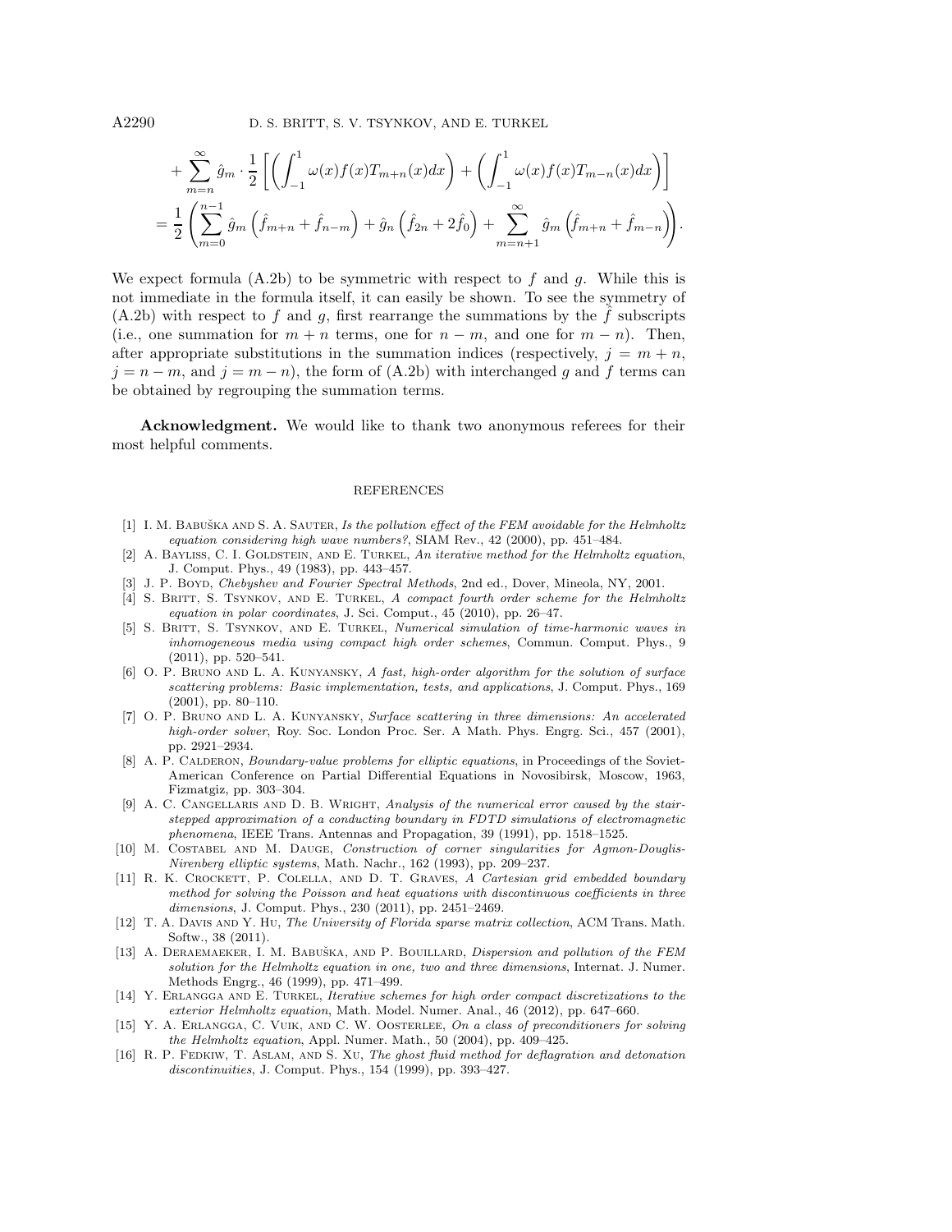$$
+ \sum_{m=n}^{\infty} \hat{g}_m \cdot \frac{1}{2} \left[ \left( \int_{-1}^{1} \omega(x) f(x) T_{m+n}(x) dx \right) + \left( \int_{-1}^{1} \omega(x) f(x) T_{m-n}(x) dx \right) \right]
$$

$$
= \frac{1}{2} \left( \sum_{m=0}^{n-1} \hat{g}_m \left( \hat{f}_{m+n} + \hat{f}_{n-m} \right) + \hat{g}_n \left( \hat{f}_{2n} + 2\hat{f}_0 \right) + \sum_{m=n+1}^{\infty} \hat{g}_m \left( \hat{f}_{m+n} + \hat{f}_{m-n} \right) \right).
$$

We expect formula (A.2b) to be symmetric with respect to $f$ and $g$. While this is not immediate in the formula itself, it can easily be shown. To see the symmetry of (A.2b) with respect to $f$ and $g$, first rearrange the summations by the $\hat{f}$ subscripts (i.e., one summation for $m+n$ terms, one for $n-m$, and one for $m-n$). Then, after appropriate substitutions in the summation indices (respectively, $j = m+n$, $j = n-m$, and $j = m-n$), the form of (A.2b) with interchanged $g$ and $f$ terms can be obtained by regrouping the summation terms.

**Acknowledgment.** We would like to thank two anonymous referees for their most helpful comments.

## REFERENCES

[1] I. M. Babuška and S. A. Sauter, *Is the pollution effect of the FEM avoidable for the Helmholtz equation considering high wave numbers?*, SIAM Rev., 42 (2000), pp. 451–484.

[2] A. Bayliss, C. I. Goldstein, and E. Turkel, *An iterative method for the Helmholtz equation*, J. Comput. Phys., 49 (1983), pp. 443–457.

[3] J. P. Boyd, *Chebyshev and Fourier Spectral Methods*, 2nd ed., Dover, Mineola, NY, 2001.

[4] S. Britt, S. Tsynkov, and E. Turkel, *A compact fourth order scheme for the Helmholtz equation in polar coordinates*, J. Sci. Comput., 45 (2010), pp. 26–47.

[5] S. Britt, S. Tsynkov, and E. Turkel, *Numerical simulation of time-harmonic waves in inhomogeneous media using compact high order schemes*, Commun. Comput. Phys., 9 (2011), pp. 520–541.

[6] O. P. Bruno and L. A. Kunyansky, *A fast, high-order algorithm for the solution of surface scattering problems: Basic implementation, tests, and applications*, J. Comput. Phys., 169 (2001), pp. 80–110.

[7] O. P. Bruno and L. A. Kunyansky, *Surface scattering in three dimensions: An accelerated high-order solver*, Roy. Soc. London Proc. Ser. A Math. Phys. Engrg. Sci., 457 (2001), pp. 2921–2934.

[8] A. P. Calderon, *Boundary-value problems for elliptic equations*, in Proceedings of the Soviet-American Conference on Partial Differential Equations in Novosibirsk, Moscow, 1963, Fizmatgiz, pp. 303–304.

[9] A. C. Cangellaris and D. B. Wright, *Analysis of the numerical error caused by the stair-stepped approximation of a conducting boundary in FDTD simulations of electromagnetic phenomena*, IEEE Trans. Antennas and Propagation, 39 (1991), pp. 1518–1525.

[10] M. Costabel and M. Dauge, *Construction of corner singularities for Agmon-Douglis-Nirenberg elliptic systems*, Math. Nachr., 162 (1993), pp. 209–237.

[11] R. K. Crockett, P. Colella, and D. T. Graves, *A Cartesian grid embedded boundary method for solving the Poisson and heat equations with discontinuous coefficients in three dimensions*, J. Comput. Phys., 230 (2011), pp. 2451–2469.

[12] T. A. Davis and Y. Hu, *The University of Florida sparse matrix collection*, ACM Trans. Math. Softw., 38 (2011).

[13] A. Deraemaeker, I. M. Babuška, and P. Bouillard, *Dispersion and pollution of the FEM solution for the Helmholtz equation in one, two and three dimensions*, Internat. J. Numer. Methods Engrg., 46 (1999), pp. 471–499.

[14] Y. Erlangga and E. Turkel, *Iterative schemes for high order compact discretizations to the exterior Helmholtz equation*, Math. Model. Numer. Anal., 46 (2012), pp. 647–660.

[15] Y. A. Erlangga, C. Vuik, and C. W. Oosterlee, *On a class of preconditioners for solving the Helmholtz equation*, Appl. Numer. Math., 50 (2004), pp. 409–425.

[16] R. P. Fedkiw, T. Aslam, and S. Xu, *The ghost fluid method for deflagration and detonation discontinuities*, J. Comput. Phys., 154 (1999), pp. 393–427.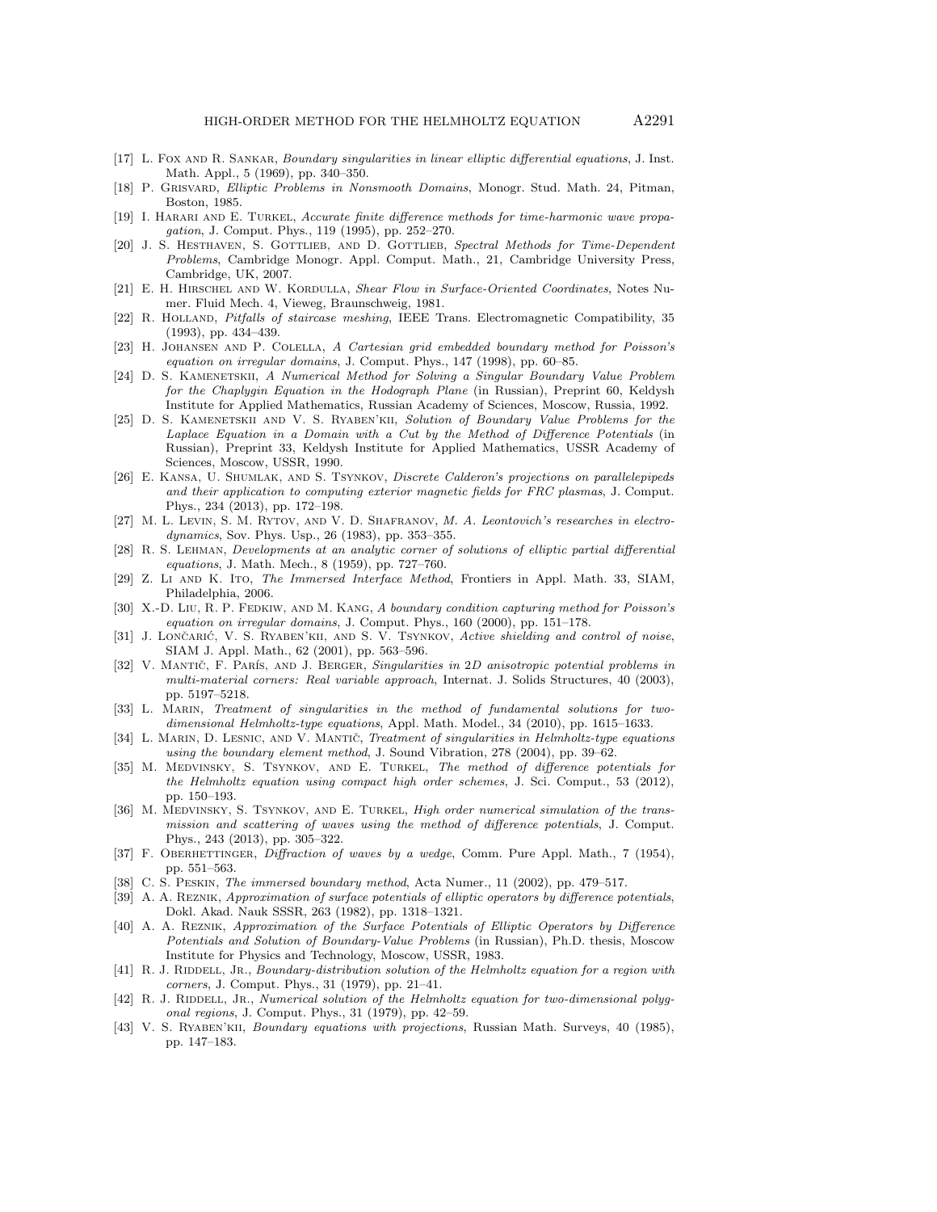[17] L. Fox and R. Sankar, *Boundary singularities in linear elliptic differential equations*, J. Inst. Math. Appl., 5 (1969), pp. 340–350.

[18] P. Grisvard, *Elliptic Problems in Nonsmooth Domains*, Monogr. Stud. Math. 24, Pitman, Boston, 1985.

[19] I. Harari and E. Turkel, *Accurate finite difference methods for time-harmonic wave propagation*, J. Comput. Phys., 119 (1995), pp. 252–270.

[20] J. S. Hesthaven, S. Gottlieb, and D. Gottlieb, *Spectral Methods for Time-Dependent Problems*, Cambridge Monogr. Appl. Comput. Math., 21, Cambridge University Press, Cambridge, UK, 2007.

[21] E. H. Hirschel and W. Kordulla, *Shear Flow in Surface-Oriented Coordinates*, Notes Numer. Fluid Mech. 4, Vieweg, Braunschweig, 1981.

[22] R. Holland, *Pitfalls of staircase meshing*, IEEE Trans. Electromagnetic Compatibility, 35 (1993), pp. 434–439.

[23] H. Johansen and P. Colella, *A Cartesian grid embedded boundary method for Poisson's equation on irregular domains*, J. Comput. Phys., 147 (1998), pp. 60–85.

[24] D. S. Kamenetskii, *A Numerical Method for Solving a Singular Boundary Value Problem for the Chaplygin Equation in the Hodograph Plane* (in Russian), Preprint 60, Keldysh Institute for Applied Mathematics, Russian Academy of Sciences, Moscow, Russia, 1992.

[25] D. S. Kamenetskii and V. S. Ryaben'kii, *Solution of Boundary Value Problems for the Laplace Equation in a Domain with a Cut by the Method of Difference Potentials* (in Russian), Preprint 33, Keldysh Institute for Applied Mathematics, USSR Academy of Sciences, Moscow, USSR, 1990.

[26] E. Kansa, U. Shumlak, and S. Tsynkov, *Discrete Calderon's projections on parallelepipeds and their application to computing exterior magnetic fields for FRC plasmas*, J. Comput. Phys., 234 (2013), pp. 172–198.

[27] M. L. Levin, S. M. Rytov, and V. D. Shafranov, *M. A. Leontovich's researches in electrodynamics*, Sov. Phys. Usp., 26 (1983), pp. 353–355.

[28] R. S. Lehman, *Developments at an analytic corner of solutions of elliptic partial differential equations*, J. Math. Mech., 8 (1959), pp. 727–760.

[29] Z. Li and K. Ito, *The Immersed Interface Method*, Frontiers in Appl. Math. 33, SIAM, Philadelphia, 2006.

[30] X.-D. Liu, R. P. Fedkiw, and M. Kang, *A boundary condition capturing method for Poisson's equation on irregular domains*, J. Comput. Phys., 160 (2000), pp. 151–178.

[31] J. Lončarić, V. S. Ryaben'kii, and S. V. Tsynkov, *Active shielding and control of noise*, SIAM J. Appl. Math., 62 (2001), pp. 563–596.

[32] V. Mantič, F. París, and J. Berger, *Singularities in 2D anisotropic potential problems in multi-material corners: Real variable approach*, Internat. J. Solids Structures, 40 (2003), pp. 5197–5218.

[33] L. Marin, *Treatment of singularities in the method of fundamental solutions for two-dimensional Helmholtz-type equations*, Appl. Math. Model., 34 (2010), pp. 1615–1633.

[34] L. Marin, D. Lesnic, and V. Mantič, *Treatment of singularities in Helmholtz-type equations using the boundary element method*, J. Sound Vibration, 278 (2004), pp. 39–62.

[35] M. Medvinsky, S. Tsynkov, and E. Turkel, *The method of difference potentials for the Helmholtz equation using compact high order schemes*, J. Sci. Comput., 53 (2012), pp. 150–193.

[36] M. Medvinsky, S. Tsynkov, and E. Turkel, *High order numerical simulation of the transmission and scattering of waves using the method of difference potentials*, J. Comput. Phys., 243 (2013), pp. 305–322.

[37] F. Oberhettinger, *Diffraction of waves by a wedge*, Comm. Pure Appl. Math., 7 (1954), pp. 551–563.

[38] C. S. Peskin, *The immersed boundary method*, Acta Numer., 11 (2002), pp. 479–517.

[39] A. A. Reznik, *Approximation of surface potentials of elliptic operators by difference potentials*, Dokl. Akad. Nauk SSSR, 263 (1982), pp. 1318–1321.

[40] A. A. Reznik, *Approximation of the Surface Potentials of Elliptic Operators by Difference Potentials and Solution of Boundary-Value Problems* (in Russian), Ph.D. thesis, Moscow Institute for Physics and Technology, Moscow, USSR, 1983.

[41] R. J. Riddell, Jr., *Boundary-distribution solution of the Helmholtz equation for a region with corners*, J. Comput. Phys., 31 (1979), pp. 21–41.

[42] R. J. Riddell, Jr., *Numerical solution of the Helmholtz equation for two-dimensional polygonal regions*, J. Comput. Phys., 31 (1979), pp. 42–59.

[43] V. S. Ryaben'kii, *Boundary equations with projections*, Russian Math. Surveys, 40 (1985), pp. 147–183.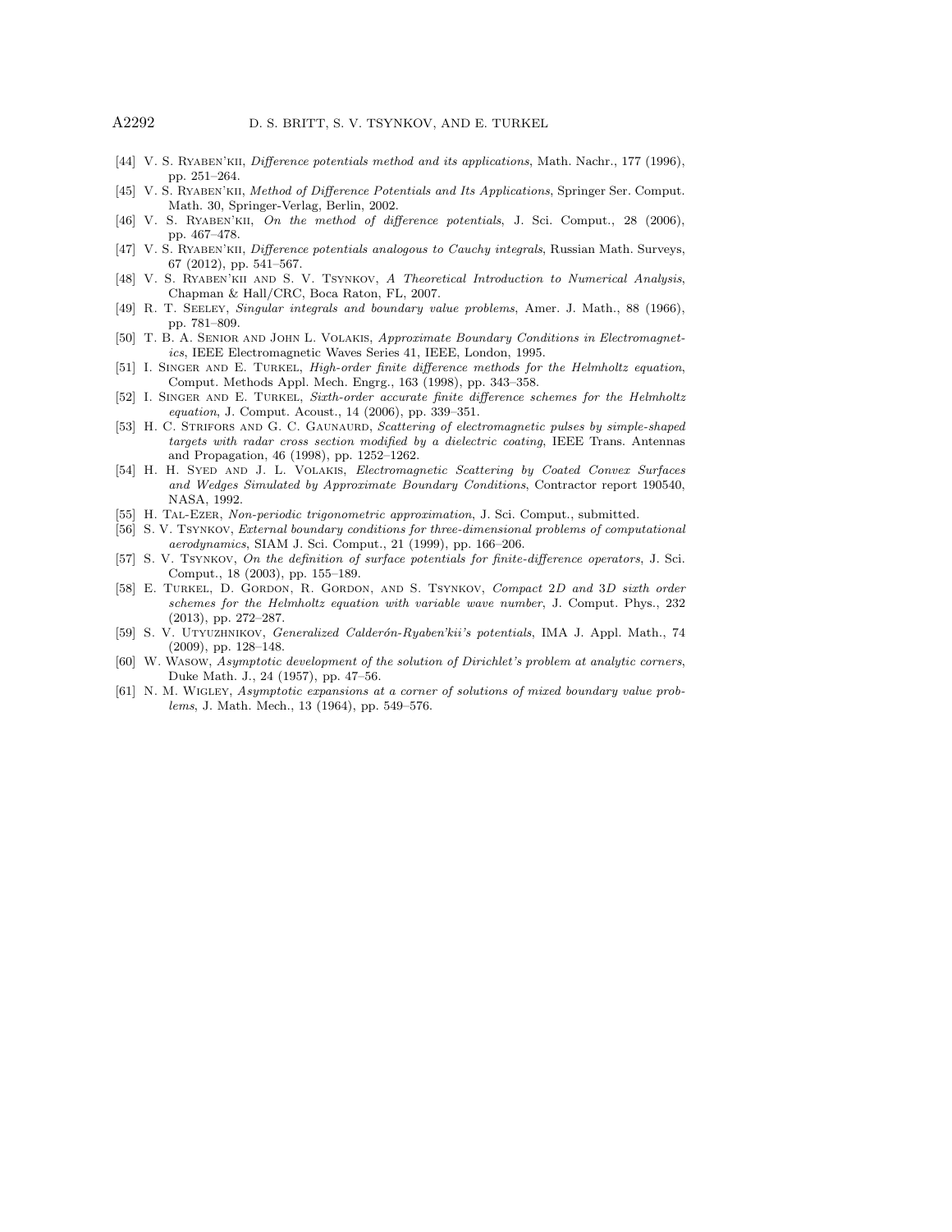[44] V. S. Ryaben'kii, *Difference potentials method and its applications*, Math. Nachr., 177 (1996), pp. 251–264.

[45] V. S. Ryaben'kii, *Method of Difference Potentials and Its Applications*, Springer Ser. Comput. Math. 30, Springer-Verlag, Berlin, 2002.

[46] V. S. Ryaben'kii, *On the method of difference potentials*, J. Sci. Comput., 28 (2006), pp. 467–478.

[47] V. S. Ryaben'kii, *Difference potentials analogous to Cauchy integrals*, Russian Math. Surveys, 67 (2012), pp. 541–567.

[48] V. S. Ryaben'kii and S. V. Tsynkov, *A Theoretical Introduction to Numerical Analysis*, Chapman & Hall/CRC, Boca Raton, FL, 2007.

[49] R. T. Seeley, *Singular integrals and boundary value problems*, Amer. J. Math., 88 (1966), pp. 781–809.

[50] T. B. A. Senior and John L. Volakis, *Approximate Boundary Conditions in Electromagnetics*, IEEE Electromagnetic Waves Series 41, IEEE, London, 1995.

[51] I. Singer and E. Turkel, *High-order finite difference methods for the Helmholtz equation*, Comput. Methods Appl. Mech. Engrg., 163 (1998), pp. 343–358.

[52] I. Singer and E. Turkel, *Sixth-order accurate finite difference schemes for the Helmholtz equation*, J. Comput. Acoust., 14 (2006), pp. 339–351.

[53] H. C. Strifors and G. C. Gaunaurd, *Scattering of electromagnetic pulses by simple-shaped targets with radar cross section modified by a dielectric coating*, IEEE Trans. Antennas and Propagation, 46 (1998), pp. 1252–1262.

[54] H. H. Syed and J. L. Volakis, *Electromagnetic Scattering by Coated Convex Surfaces and Wedges Simulated by Approximate Boundary Conditions*, Contractor report 190540, NASA, 1992.

[55] H. Tal-Ezer, *Non-periodic trigonometric approximation*, J. Sci. Comput., submitted.

[56] S. V. Tsynkov, *External boundary conditions for three-dimensional problems of computational aerodynamics*, SIAM J. Sci. Comput., 21 (1999), pp. 166–206.

[57] S. V. Tsynkov, *On the definition of surface potentials for finite-difference operators*, J. Sci. Comput., 18 (2003), pp. 155–189.

[58] E. Turkel, D. Gordon, R. Gordon, and S. Tsynkov, *Compact 2D and 3D sixth order schemes for the Helmholtz equation with variable wave number*, J. Comput. Phys., 232 (2013), pp. 272–287.

[59] S. V. Utyuzhnikov, *Generalized Calderón-Ryaben'kii's potentials*, IMA J. Appl. Math., 74 (2009), pp. 128–148.

[60] W. Wasow, *Asymptotic development of the solution of Dirichlet's problem at analytic corners*, Duke Math. J., 24 (1957), pp. 47–56.

[61] N. M. Wigley, *Asymptotic expansions at a corner of solutions of mixed boundary value problems*, J. Math. Mech., 13 (1964), pp. 549–576.